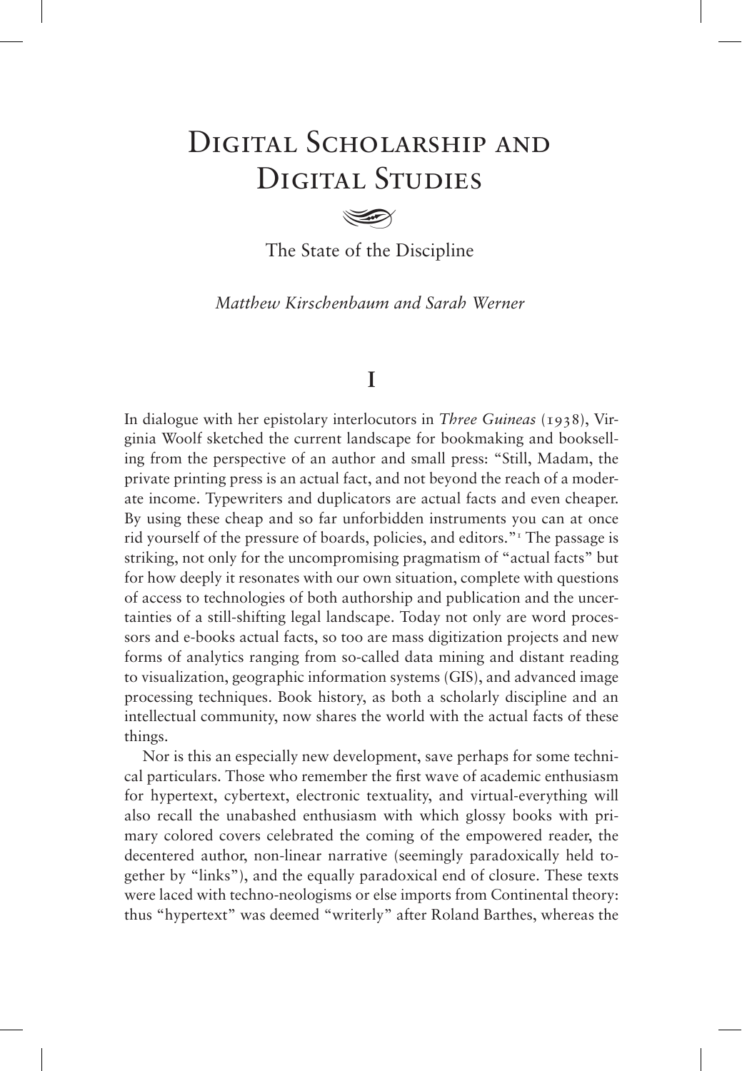# Digital Scholarship and Digital Studies

The State of the Discipline

*Matthew Kirschenbaum and Sarah Werner*

## I

In dialogue with her epistolary interlocutors in *Three Guineas* (1938), Virginia Woolf sketched the current landscape for bookmaking and bookselling from the perspective of an author and small press: "Still, Madam, the private printing press is an actual fact, and not beyond the reach of a moderate income. Typewriters and duplicators are actual facts and even cheaper. By using these cheap and so far unforbidden instruments you can at once rid yourself of the pressure of boards, policies, and editors."[1] The passage is striking, not only for the uncompromising pragmatism of "actual facts" but for how deeply it resonates with our own situation, complete with questions of access to technologies of both authorship and publication and the uncertainties of a still-shifting legal landscape. Today not only are word processors and e-books actual facts, so too are mass digitization projects and new forms of analytics ranging from so-called data mining and distant reading to visualization, geographic information systems (GIS), and advanced image processing techniques. Book history, as both a scholarly discipline and an intellectual community, now shares the world with the actual facts of these things.

Nor is this an especially new development, save perhaps for some technical particulars. Those who remember the first wave of academic enthusiasm for hypertext, cybertext, electronic textuality, and virtual-everything will also recall the unabashed enthusiasm with which glossy books with primary colored covers celebrated the coming of the empowered reader, the decentered author, non-linear narrative (seemingly paradoxically held together by "links"), and the equally paradoxical end of closure. These texts were laced with techno-neologisms or else imports from Continental theory: thus "hypertext" was deemed "writerly" after Roland Barthes, whereas the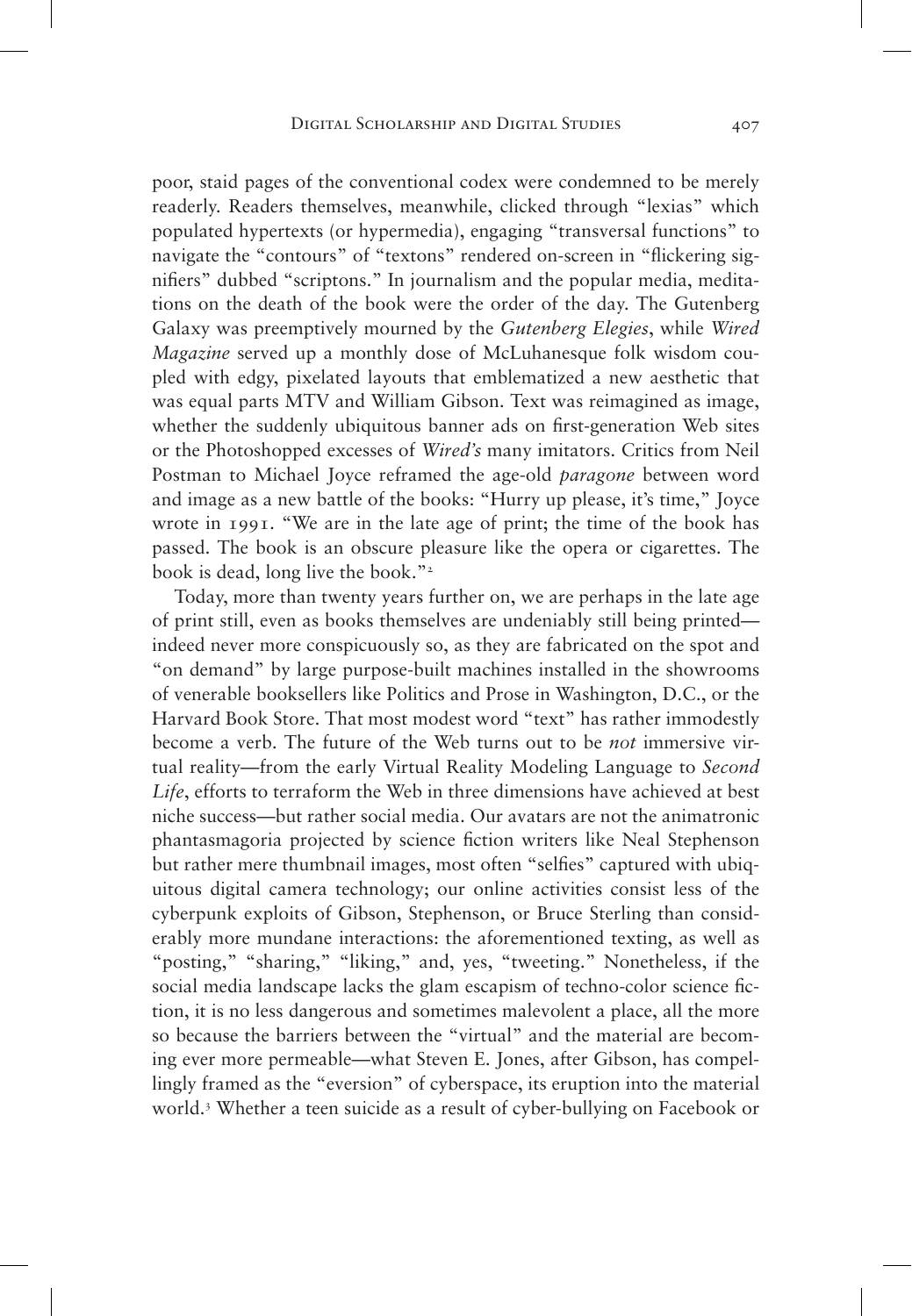poor, staid pages of the conventional codex were condemned to be merely readerly. Readers themselves, meanwhile, clicked through "lexias" which populated hypertexts (or hypermedia), engaging "transversal functions" to navigate the "contours" of "textons" rendered on-screen in "flickering signifiers" dubbed "scriptons." In journalism and the popular media, meditations on the death of the book were the order of the day. The Gutenberg Galaxy was preemptively mourned by the *Gutenberg Elegies*, while *Wired Magazine* served up a monthly dose of McLuhanesque folk wisdom coupled with edgy, pixelated layouts that emblematized a new aesthetic that was equal parts MTV and William Gibson. Text was reimagined as image, whether the suddenly ubiquitous banner ads on first-generation Web sites or the Photoshopped excesses of *Wired's* many imitators. Critics from Neil Postman to Michael Joyce reframed the age-old *paragone* between word and image as a new battle of the books: "Hurry up please, it's time," Joyce wrote in 1991. "We are in the late age of print; the time of the book has passed. The book is an obscure pleasure like the opera or cigarettes. The book is dead, long live the book."[2]

Today, more than twenty years further on, we are perhaps in the late age of print still, even as books themselves are undeniably still being printed—indeed never more conspicuously so, as they are fabricated on the spot and "on demand" by large purpose-built machines installed in the showrooms of venerable booksellers like Politics and Prose in Washington, D.C., or the Harvard Book Store. That most modest word "text" has rather immodestly become a verb. The future of the Web turns out to be *not* immersive virtual reality—from the early Virtual Reality Modeling Language to *Second Life*, efforts to terraform the Web in three dimensions have achieved at best niche success—but rather social media. Our avatars are not the animatronic phantasmagoria projected by science fiction writers like Neal Stephenson but rather mere thumbnail images, most often "selfies" captured with ubiquitous digital camera technology; our online activities consist less of the cyberpunk exploits of Gibson, Stephenson, or Bruce Sterling than considerably more mundane interactions: the aforementioned texting, as well as "posting," "sharing," "liking," and, yes, "tweeting." Nonetheless, if the social media landscape lacks the glam escapism of techno-color science fiction, it is no less dangerous and sometimes malevolent a place, all the more so because the barriers between the "virtual" and the material are becoming ever more permeable—what Steven E. Jones, after Gibson, has compellingly framed as the "eversion" of cyberspace, its eruption into the material world.[3] Whether a teen suicide as a result of cyber-bullying on Facebook or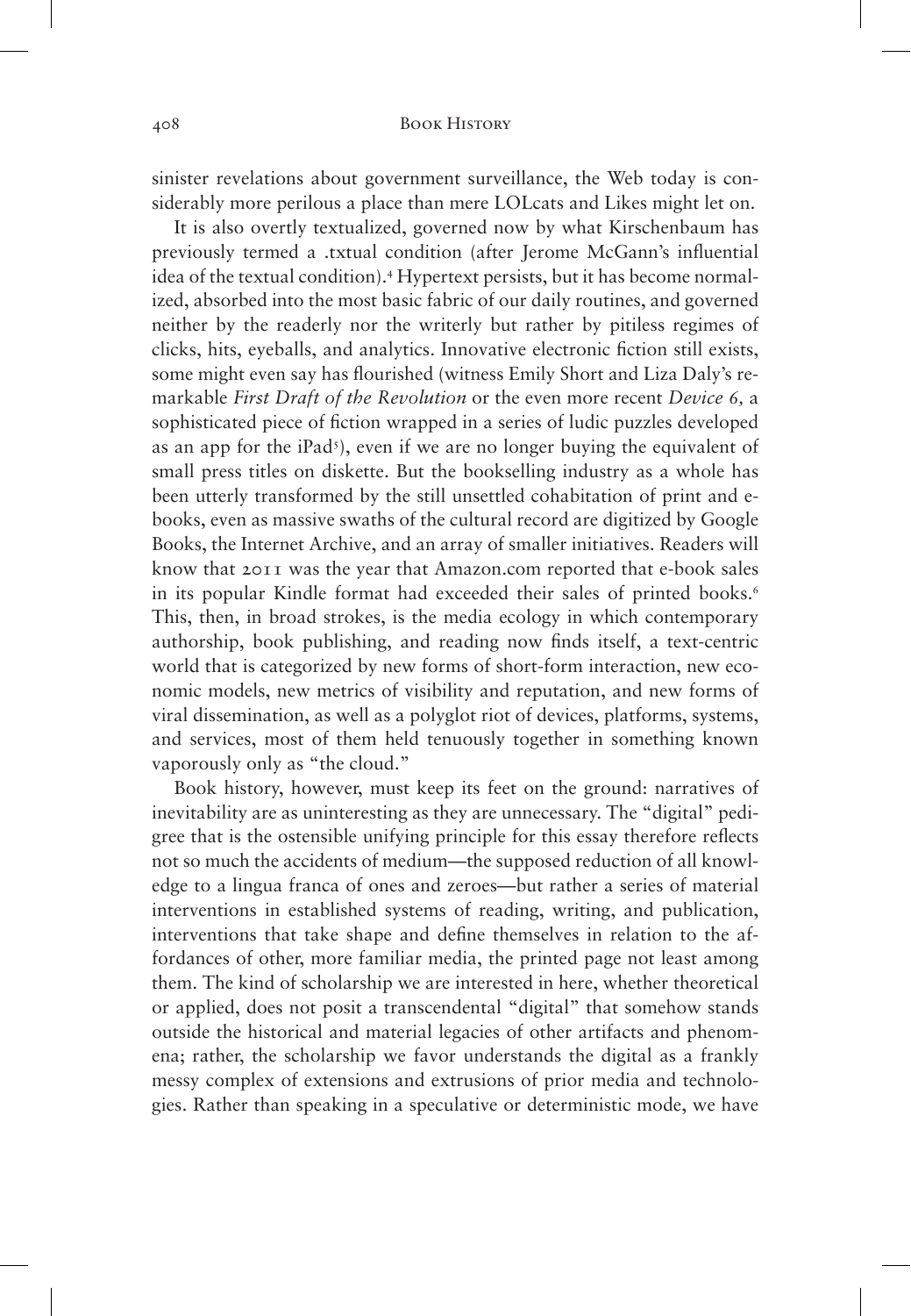sinister revelations about government surveillance, the Web today is considerably more perilous a place than mere LOLcats and Likes might let on.

It is also overtly textualized, governed now by what Kirschenbaum has previously termed a .txtual condition (after Jerome McGann's influential idea of the textual condition).[4] Hypertext persists, but it has become normalized, absorbed into the most basic fabric of our daily routines, and governed neither by the readerly nor the writerly but rather by pitiless regimes of clicks, hits, eyeballs, and analytics. Innovative electronic fiction still exists, some might even say has flourished (witness Emily Short and Liza Daly's remarkable *First Draft of the Revolution* or the even more recent *Device 6,* a sophisticated piece of fiction wrapped in a series of ludic puzzles developed as an app for the iPad[5]), even if we are no longer buying the equivalent of small press titles on diskette. But the bookselling industry as a whole has been utterly transformed by the still unsettled cohabitation of print and e-books, even as massive swaths of the cultural record are digitized by Google Books, the Internet Archive, and an array of smaller initiatives. Readers will know that 2011 was the year that Amazon.com reported that e-book sales in its popular Kindle format had exceeded their sales of printed books.[6] This, then, in broad strokes, is the media ecology in which contemporary authorship, book publishing, and reading now finds itself, a text-centric world that is categorized by new forms of short-form interaction, new economic models, new metrics of visibility and reputation, and new forms of viral dissemination, as well as a polyglot riot of devices, platforms, systems, and services, most of them held tenuously together in something known vaporously only as "the cloud."

Book history, however, must keep its feet on the ground: narratives of inevitability are as uninteresting as they are unnecessary. The "digital" pedigree that is the ostensible unifying principle for this essay therefore reflects not so much the accidents of medium—the supposed reduction of all knowledge to a lingua franca of ones and zeroes—but rather a series of material interventions in established systems of reading, writing, and publication, interventions that take shape and define themselves in relation to the affordances of other, more familiar media, the printed page not least among them. The kind of scholarship we are interested in here, whether theoretical or applied, does not posit a transcendental "digital" that somehow stands outside the historical and material legacies of other artifacts and phenomena; rather, the scholarship we favor understands the digital as a frankly messy complex of extensions and extrusions of prior media and technologies. Rather than speaking in a speculative or deterministic mode, we have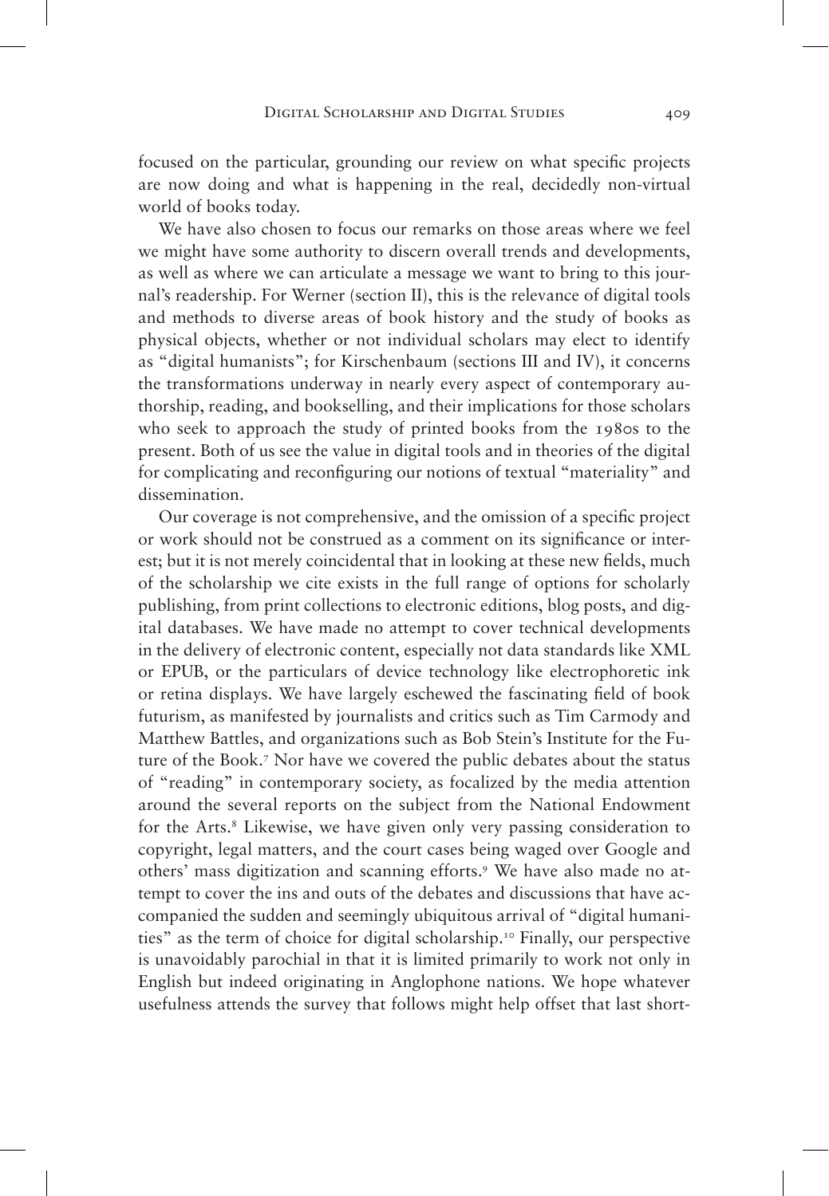focused on the particular, grounding our review on what specific projects are now doing and what is happening in the real, decidedly non-virtual world of books today.

We have also chosen to focus our remarks on those areas where we feel we might have some authority to discern overall trends and developments, as well as where we can articulate a message we want to bring to this journal's readership. For Werner (section II), this is the relevance of digital tools and methods to diverse areas of book history and the study of books as physical objects, whether or not individual scholars may elect to identify as "digital humanists"; for Kirschenbaum (sections III and IV), it concerns the transformations underway in nearly every aspect of contemporary authorship, reading, and bookselling, and their implications for those scholars who seek to approach the study of printed books from the 1980s to the present. Both of us see the value in digital tools and in theories of the digital for complicating and reconfiguring our notions of textual "materiality" and dissemination.

Our coverage is not comprehensive, and the omission of a specific project or work should not be construed as a comment on its significance or interest; but it is not merely coincidental that in looking at these new fields, much of the scholarship we cite exists in the full range of options for scholarly publishing, from print collections to electronic editions, blog posts, and digital databases. We have made no attempt to cover technical developments in the delivery of electronic content, especially not data standards like XML or EPUB, or the particulars of device technology like electrophoretic ink or retina displays. We have largely eschewed the fascinating field of book futurism, as manifested by journalists and critics such as Tim Carmody and Matthew Battles, and organizations such as Bob Stein's Institute for the Future of the Book.[7] Nor have we covered the public debates about the status of "reading" in contemporary society, as focalized by the media attention around the several reports on the subject from the National Endowment for the Arts.[8] Likewise, we have given only very passing consideration to copyright, legal matters, and the court cases being waged over Google and others' mass digitization and scanning efforts.[9] We have also made no attempt to cover the ins and outs of the debates and discussions that have accompanied the sudden and seemingly ubiquitous arrival of "digital humanities" as the term of choice for digital scholarship.[10] Finally, our perspective is unavoidably parochial in that it is limited primarily to work not only in English but indeed originating in Anglophone nations. We hope whatever usefulness attends the survey that follows might help offset that last short-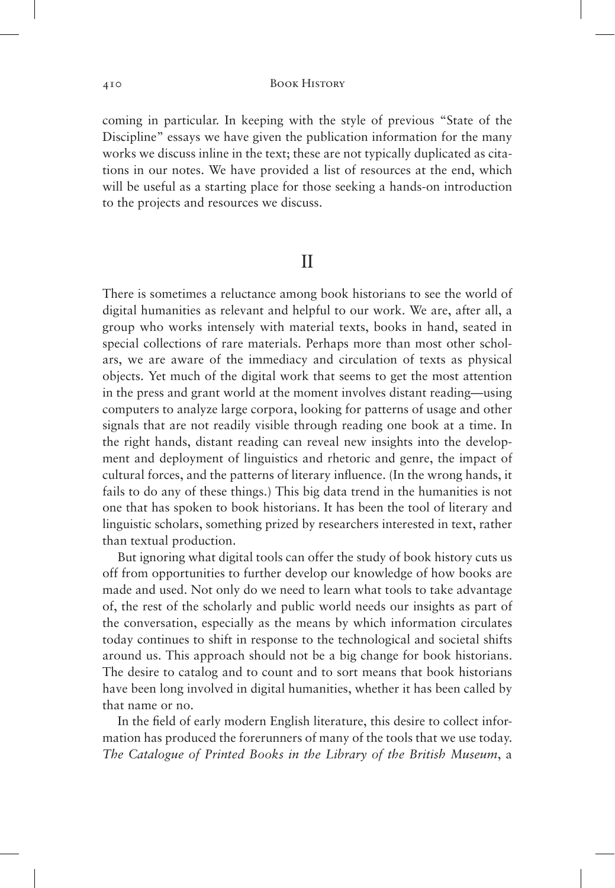coming in particular. In keeping with the style of previous "State of the Discipline" essays we have given the publication information for the many works we discuss inline in the text; these are not typically duplicated as citations in our notes. We have provided a list of resources at the end, which will be useful as a starting place for those seeking a hands-on introduction to the projects and resources we discuss.

## II

There is sometimes a reluctance among book historians to see the world of digital humanities as relevant and helpful to our work. We are, after all, a group who works intensely with material texts, books in hand, seated in special collections of rare materials. Perhaps more than most other scholars, we are aware of the immediacy and circulation of texts as physical objects. Yet much of the digital work that seems to get the most attention in the press and grant world at the moment involves distant reading—using computers to analyze large corpora, looking for patterns of usage and other signals that are not readily visible through reading one book at a time. In the right hands, distant reading can reveal new insights into the development and deployment of linguistics and rhetoric and genre, the impact of cultural forces, and the patterns of literary influence. (In the wrong hands, it fails to do any of these things.) This big data trend in the humanities is not one that has spoken to book historians. It has been the tool of literary and linguistic scholars, something prized by researchers interested in text, rather than textual production.

But ignoring what digital tools can offer the study of book history cuts us off from opportunities to further develop our knowledge of how books are made and used. Not only do we need to learn what tools to take advantage of, the rest of the scholarly and public world needs our insights as part of the conversation, especially as the means by which information circulates today continues to shift in response to the technological and societal shifts around us. This approach should not be a big change for book historians. The desire to catalog and to count and to sort means that book historians have been long involved in digital humanities, whether it has been called by that name or no.

In the field of early modern English literature, this desire to collect information has produced the forerunners of many of the tools that we use today. *The Catalogue of Printed Books in the Library of the British Museum*, a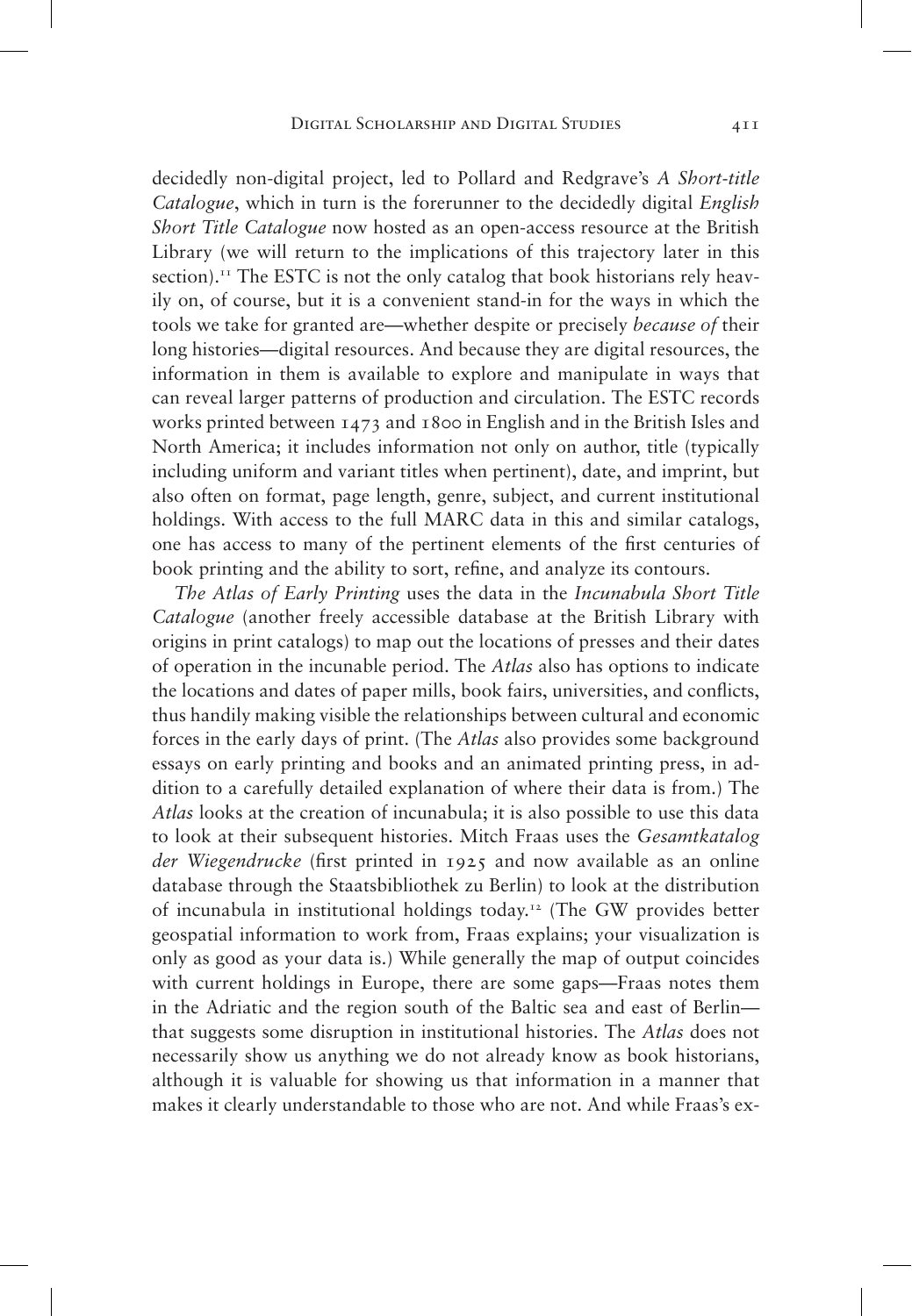decidedly non-digital project, led to Pollard and Redgrave's *A Short-title Catalogue*, which in turn is the forerunner to the decidedly digital *English Short Title Catalogue* now hosted as an open-access resource at the British Library (we will return to the implications of this trajectory later in this section).[11] The ESTC is not the only catalog that book historians rely heavily on, of course, but it is a convenient stand-in for the ways in which the tools we take for granted are—whether despite or precisely *because of* their long histories—digital resources. And because they are digital resources, the information in them is available to explore and manipulate in ways that can reveal larger patterns of production and circulation. The ESTC records works printed between 1473 and 1800 in English and in the British Isles and North America; it includes information not only on author, title (typically including uniform and variant titles when pertinent), date, and imprint, but also often on format, page length, genre, subject, and current institutional holdings. With access to the full MARC data in this and similar catalogs, one has access to many of the pertinent elements of the first centuries of book printing and the ability to sort, refine, and analyze its contours.

*The Atlas of Early Printing* uses the data in the *Incunabula Short Title Catalogue* (another freely accessible database at the British Library with origins in print catalogs) to map out the locations of presses and their dates of operation in the incunable period. The *Atlas* also has options to indicate the locations and dates of paper mills, book fairs, universities, and conflicts, thus handily making visible the relationships between cultural and economic forces in the early days of print. (The *Atlas* also provides some background essays on early printing and books and an animated printing press, in addition to a carefully detailed explanation of where their data is from.) The *Atlas* looks at the creation of incunabula; it is also possible to use this data to look at their subsequent histories. Mitch Fraas uses the *Gesamtkatalog der Wiegendrucke* (first printed in 1925 and now available as an online database through the Staatsbibliothek zu Berlin) to look at the distribution of incunabula in institutional holdings today.[12] (The GW provides better geospatial information to work from, Fraas explains; your visualization is only as good as your data is.) While generally the map of output coincides with current holdings in Europe, there are some gaps—Fraas notes them in the Adriatic and the region south of the Baltic sea and east of Berlin—that suggests some disruption in institutional histories. The *Atlas* does not necessarily show us anything we do not already know as book historians, although it is valuable for showing us that information in a manner that makes it clearly understandable to those who are not. And while Fraas's ex-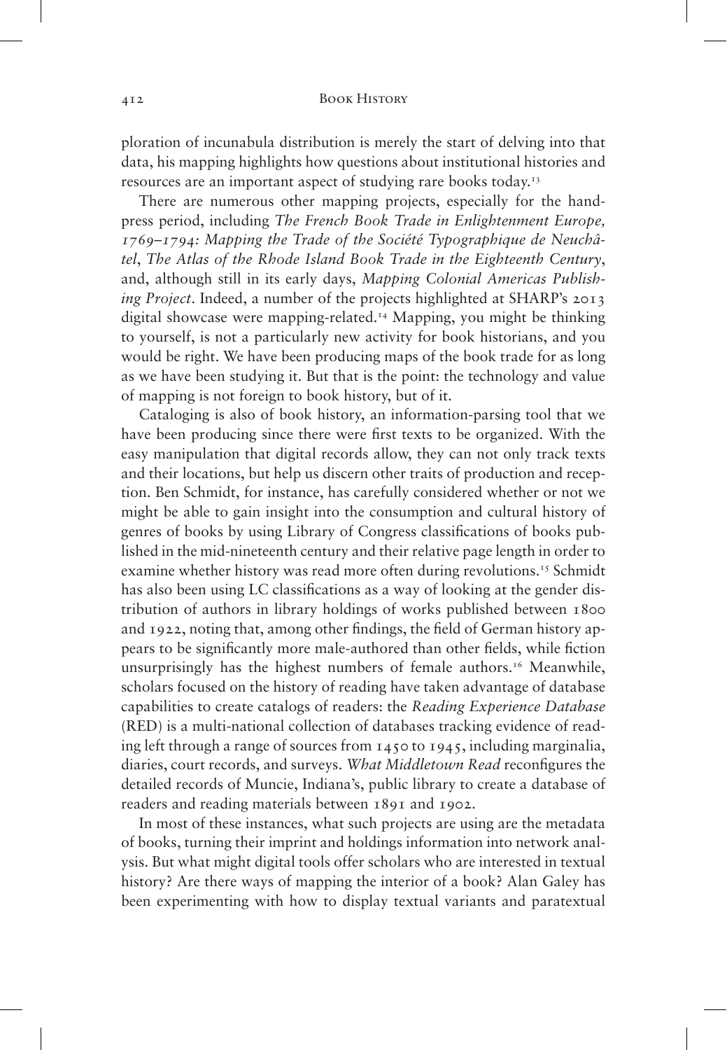ploration of incunabula distribution is merely the start of delving into that data, his mapping highlights how questions about institutional histories and resources are an important aspect of studying rare books today.[13]

There are numerous other mapping projects, especially for the hand-press period, including *The French Book Trade in Enlightenment Europe, 1769–1794: Mapping the Trade of the Société Typographique de Neuchâtel*, *The Atlas of the Rhode Island Book Trade in the Eighteenth Century*, and, although still in its early days, *Mapping Colonial Americas Publishing Project*. Indeed, a number of the projects highlighted at SHARP's 2013 digital showcase were mapping-related.[14] Mapping, you might be thinking to yourself, is not a particularly new activity for book historians, and you would be right. We have been producing maps of the book trade for as long as we have been studying it. But that is the point: the technology and value of mapping is not foreign to book history, but of it.

Cataloging is also of book history, an information-parsing tool that we have been producing since there were first texts to be organized. With the easy manipulation that digital records allow, they can not only track texts and their locations, but help us discern other traits of production and reception. Ben Schmidt, for instance, has carefully considered whether or not we might be able to gain insight into the consumption and cultural history of genres of books by using Library of Congress classifications of books published in the mid-nineteenth century and their relative page length in order to examine whether history was read more often during revolutions.[15] Schmidt has also been using LC classifications as a way of looking at the gender distribution of authors in library holdings of works published between 1800 and 1922, noting that, among other findings, the field of German history appears to be significantly more male-authored than other fields, while fiction unsurprisingly has the highest numbers of female authors.[16] Meanwhile, scholars focused on the history of reading have taken advantage of database capabilities to create catalogs of readers: the *Reading Experience Database* (RED) is a multi-national collection of databases tracking evidence of reading left through a range of sources from 1450 to 1945, including marginalia, diaries, court records, and surveys. *What Middletown Read* reconfigures the detailed records of Muncie, Indiana's, public library to create a database of readers and reading materials between 1891 and 1902.

In most of these instances, what such projects are using are the metadata of books, turning their imprint and holdings information into network analysis. But what might digital tools offer scholars who are interested in textual history? Are there ways of mapping the interior of a book? Alan Galey has been experimenting with how to display textual variants and paratextual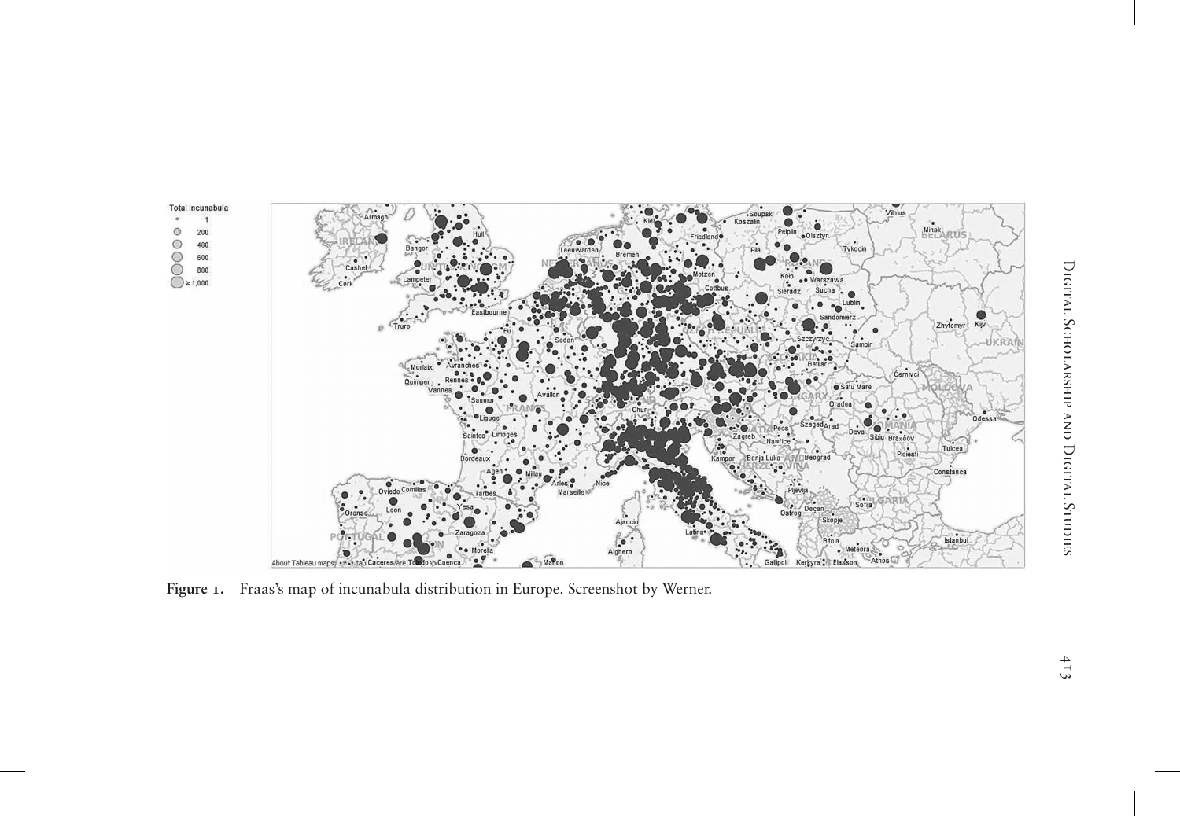**Figure 1.** Fraas's map of incunabula distribution in Europe. Screenshot by Werner.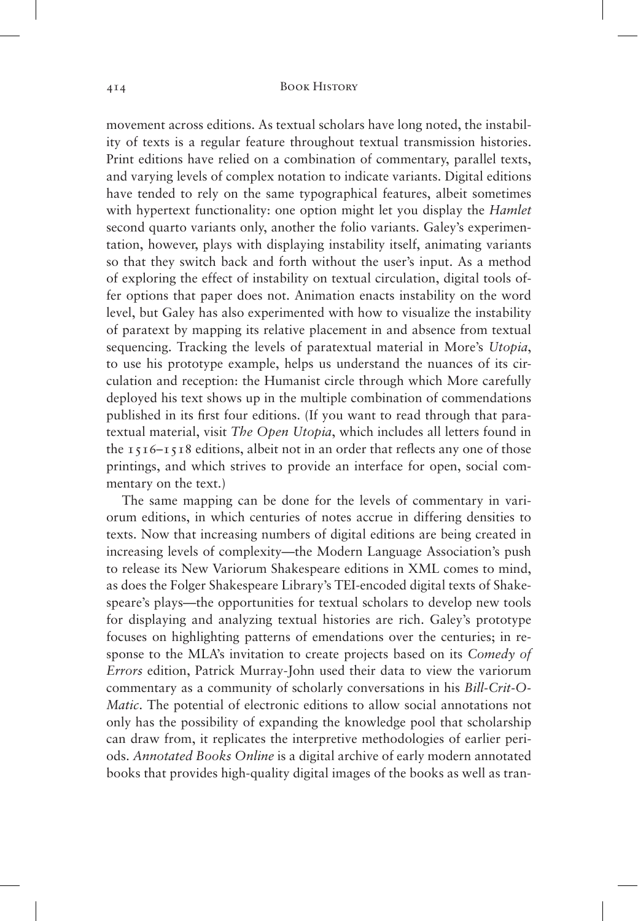movement across editions. As textual scholars have long noted, the instability of texts is a regular feature throughout textual transmission histories. Print editions have relied on a combination of commentary, parallel texts, and varying levels of complex notation to indicate variants. Digital editions have tended to rely on the same typographical features, albeit sometimes with hypertext functionality: one option might let you display the *Hamlet* second quarto variants only, another the folio variants. Galey's experimentation, however, plays with displaying instability itself, animating variants so that they switch back and forth without the user's input. As a method of exploring the effect of instability on textual circulation, digital tools offer options that paper does not. Animation enacts instability on the word level, but Galey has also experimented with how to visualize the instability of paratext by mapping its relative placement in and absence from textual sequencing. Tracking the levels of paratextual material in More's *Utopia*, to use his prototype example, helps us understand the nuances of its circulation and reception: the Humanist circle through which More carefully deployed his text shows up in the multiple combination of commendations published in its first four editions. (If you want to read through that paratextual material, visit *The Open Utopia*, which includes all letters found in the 1516–1518 editions, albeit not in an order that reflects any one of those printings, and which strives to provide an interface for open, social commentary on the text.)

The same mapping can be done for the levels of commentary in variorum editions, in which centuries of notes accrue in differing densities to texts. Now that increasing numbers of digital editions are being created in increasing levels of complexity—the Modern Language Association's push to release its New Variorum Shakespeare editions in XML comes to mind, as does the Folger Shakespeare Library's TEI-encoded digital texts of Shakespeare's plays—the opportunities for textual scholars to develop new tools for displaying and analyzing textual histories are rich. Galey's prototype focuses on highlighting patterns of emendations over the centuries; in response to the MLA's invitation to create projects based on its *Comedy of Errors* edition, Patrick Murray-John used their data to view the variorum commentary as a community of scholarly conversations in his *Bill-Crit-O-Matic*. The potential of electronic editions to allow social annotations not only has the possibility of expanding the knowledge pool that scholarship can draw from, it replicates the interpretive methodologies of earlier periods. *Annotated Books Online* is a digital archive of early modern annotated books that provides high-quality digital images of the books as well as tran-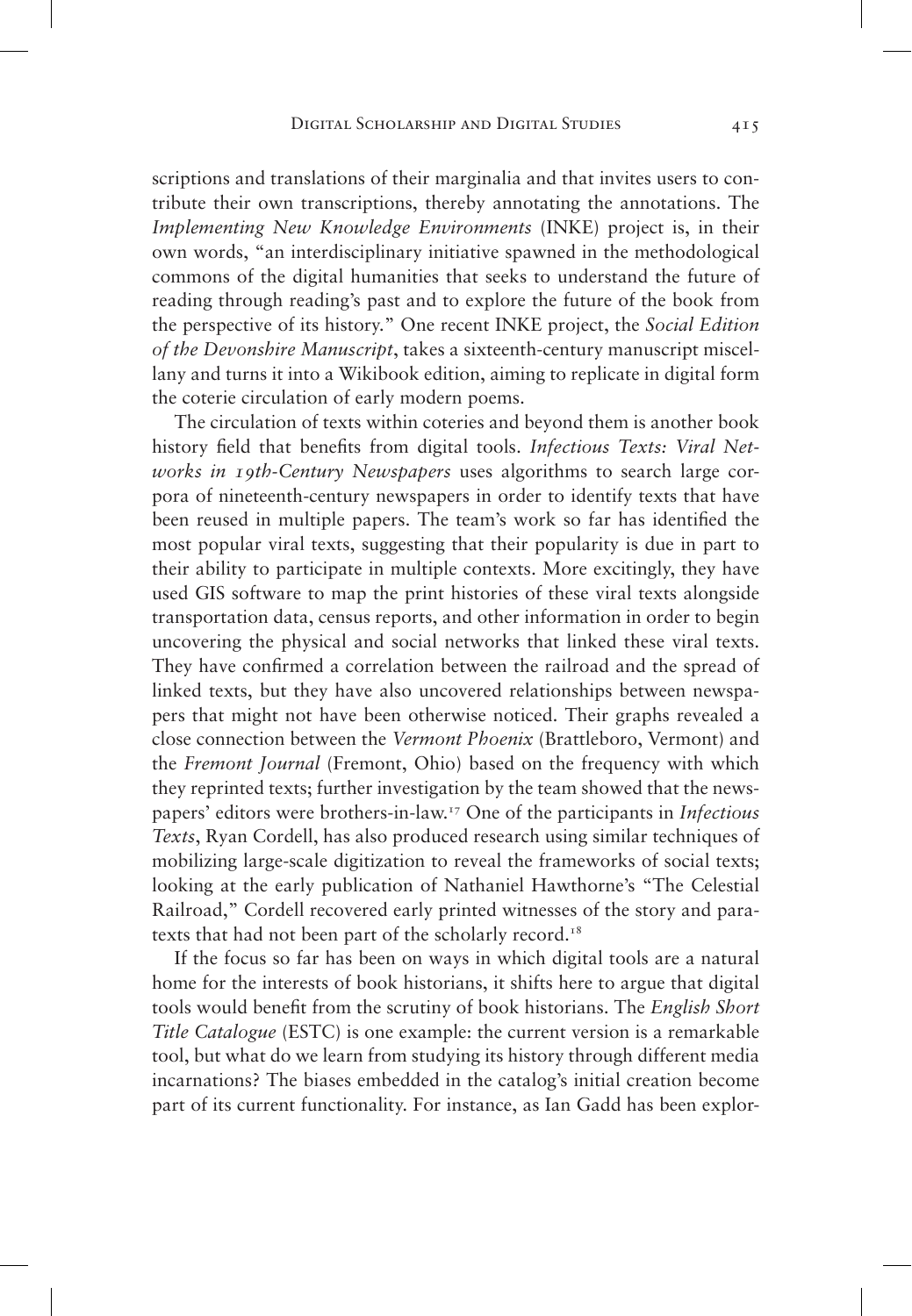scriptions and translations of their marginalia and that invites users to contribute their own transcriptions, thereby annotating the annotations. The *Implementing New Knowledge Environments* (INKE) project is, in their own words, "an interdisciplinary initiative spawned in the methodological commons of the digital humanities that seeks to understand the future of reading through reading's past and to explore the future of the book from the perspective of its history." One recent INKE project, the *Social Edition of the Devonshire Manuscript*, takes a sixteenth-century manuscript miscellany and turns it into a Wikibook edition, aiming to replicate in digital form the coterie circulation of early modern poems.

The circulation of texts within coteries and beyond them is another book history field that benefits from digital tools. *Infectious Texts: Viral Networks in 19th-Century Newspapers* uses algorithms to search large corpora of nineteenth-century newspapers in order to identify texts that have been reused in multiple papers. The team's work so far has identified the most popular viral texts, suggesting that their popularity is due in part to their ability to participate in multiple contexts. More excitingly, they have used GIS software to map the print histories of these viral texts alongside transportation data, census reports, and other information in order to begin uncovering the physical and social networks that linked these viral texts. They have confirmed a correlation between the railroad and the spread of linked texts, but they have also uncovered relationships between newspapers that might not have been otherwise noticed. Their graphs revealed a close connection between the *Vermont Phoenix* (Brattleboro, Vermont) and the *Fremont Journal* (Fremont, Ohio) based on the frequency with which they reprinted texts; further investigation by the team showed that the newspapers' editors were brothers-in-law.[17] One of the participants in *Infectious Texts*, Ryan Cordell, has also produced research using similar techniques of mobilizing large-scale digitization to reveal the frameworks of social texts; looking at the early publication of Nathaniel Hawthorne's "The Celestial Railroad," Cordell recovered early printed witnesses of the story and paratexts that had not been part of the scholarly record.[18]

If the focus so far has been on ways in which digital tools are a natural home for the interests of book historians, it shifts here to argue that digital tools would benefit from the scrutiny of book historians. The *English Short Title Catalogue* (ESTC) is one example: the current version is a remarkable tool, but what do we learn from studying its history through different media incarnations? The biases embedded in the catalog's initial creation become part of its current functionality. For instance, as Ian Gadd has been explor-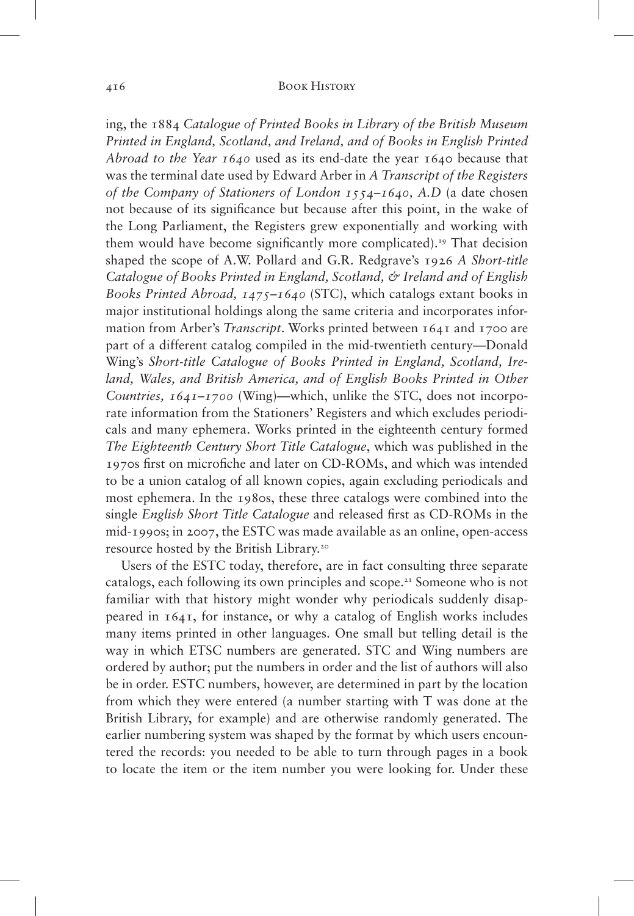ing, the 1884 *Catalogue of Printed Books in Library of the British Museum Printed in England, Scotland, and Ireland, and of Books in English Printed Abroad to the Year 1640* used as its end-date the year 1640 because that was the terminal date used by Edward Arber in *A Transcript of the Registers of the Company of Stationers of London 1554–1640, A.D* (a date chosen not because of its significance but because after this point, in the wake of the Long Parliament, the Registers grew exponentially and working with them would have become significantly more complicated).[19] That decision shaped the scope of A.W. Pollard and G.R. Redgrave's 1926 *A Short-title Catalogue of Books Printed in England, Scotland, & Ireland and of English Books Printed Abroad, 1475–1640* (STC), which catalogs extant books in major institutional holdings along the same criteria and incorporates information from Arber's *Transcript*. Works printed between 1641 and 1700 are part of a different catalog compiled in the mid-twentieth century—Donald Wing's *Short-title Catalogue of Books Printed in England, Scotland, Ireland, Wales, and British America, and of English Books Printed in Other Countries, 1641–1700* (Wing)—which, unlike the STC, does not incorporate information from the Stationers' Registers and which excludes periodicals and many ephemera. Works printed in the eighteenth century formed *The Eighteenth Century Short Title Catalogue*, which was published in the 1970s first on microfiche and later on CD-ROMs, and which was intended to be a union catalog of all known copies, again excluding periodicals and most ephemera. In the 1980s, these three catalogs were combined into the single *English Short Title Catalogue* and released first as CD-ROMs in the mid-1990s; in 2007, the ESTC was made available as an online, open-access resource hosted by the British Library.[20]

Users of the ESTC today, therefore, are in fact consulting three separate catalogs, each following its own principles and scope.[21] Someone who is not familiar with that history might wonder why periodicals suddenly disappeared in 1641, for instance, or why a catalog of English works includes many items printed in other languages. One small but telling detail is the way in which ETSC numbers are generated. STC and Wing numbers are ordered by author; put the numbers in order and the list of authors will also be in order. ESTC numbers, however, are determined in part by the location from which they were entered (a number starting with T was done at the British Library, for example) and are otherwise randomly generated. The earlier numbering system was shaped by the format by which users encountered the records: you needed to be able to turn through pages in a book to locate the item or the item number you were looking for. Under these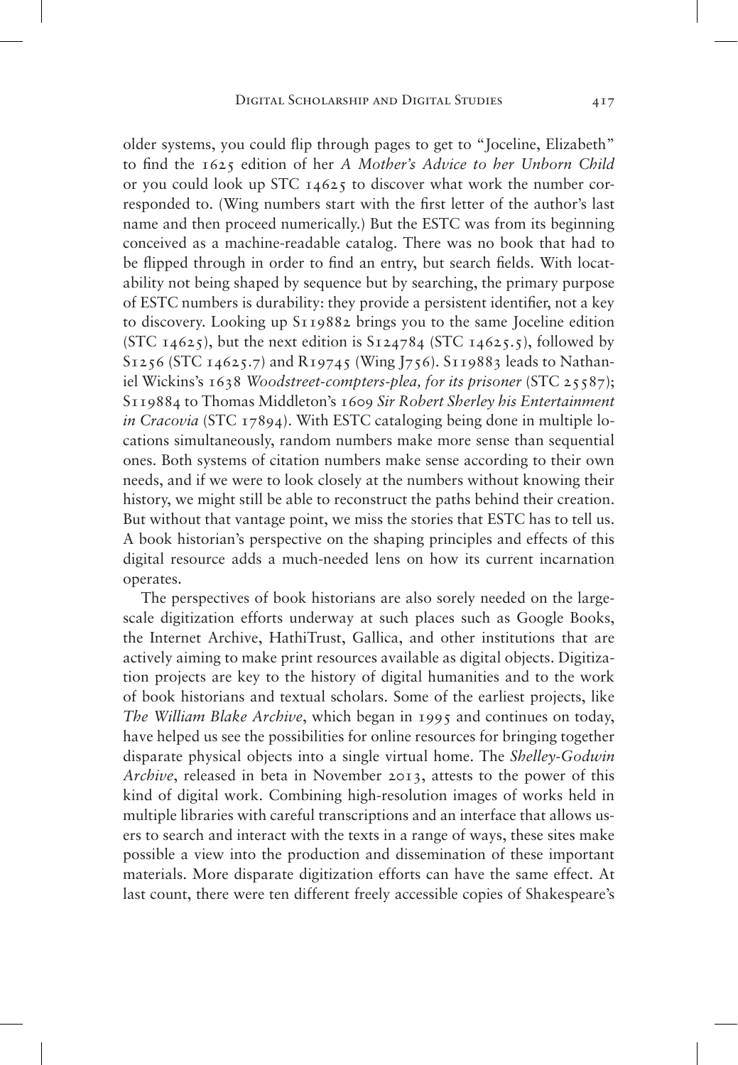older systems, you could flip through pages to get to "Joceline, Elizabeth" to find the 1625 edition of her *A Mother's Advice to her Unborn Child* or you could look up STC 14625 to discover what work the number corresponded to. (Wing numbers start with the first letter of the author's last name and then proceed numerically.) But the ESTC was from its beginning conceived as a machine-readable catalog. There was no book that had to be flipped through in order to find an entry, but search fields. With locatability not being shaped by sequence but by searching, the primary purpose of ESTC numbers is durability: they provide a persistent identifier, not a key to discovery. Looking up S119882 brings you to the same Joceline edition (STC 14625), but the next edition is S124784 (STC 14625.5), followed by S1256 (STC 14625.7) and R19745 (Wing J756). S119883 leads to Nathaniel Wickins's 1638 *Woodstreet-compters-plea, for its prisoner* (STC 25587); S119884 to Thomas Middleton's 1609 *Sir Robert Sherley his Entertainment in Cracovia* (STC 17894). With ESTC cataloging being done in multiple locations simultaneously, random numbers make more sense than sequential ones. Both systems of citation numbers make sense according to their own needs, and if we were to look closely at the numbers without knowing their history, we might still be able to reconstruct the paths behind their creation. But without that vantage point, we miss the stories that ESTC has to tell us. A book historian's perspective on the shaping principles and effects of this digital resource adds a much-needed lens on how its current incarnation operates.

The perspectives of book historians are also sorely needed on the large-scale digitization efforts underway at such places such as Google Books, the Internet Archive, HathiTrust, Gallica, and other institutions that are actively aiming to make print resources available as digital objects. Digitization projects are key to the history of digital humanities and to the work of book historians and textual scholars. Some of the earliest projects, like *The William Blake Archive*, which began in 1995 and continues on today, have helped us see the possibilities for online resources for bringing together disparate physical objects into a single virtual home. The *Shelley-Godwin Archive*, released in beta in November 2013, attests to the power of this kind of digital work. Combining high-resolution images of works held in multiple libraries with careful transcriptions and an interface that allows users to search and interact with the texts in a range of ways, these sites make possible a view into the production and dissemination of these important materials. More disparate digitization efforts can have the same effect. At last count, there were ten different freely accessible copies of Shakespeare's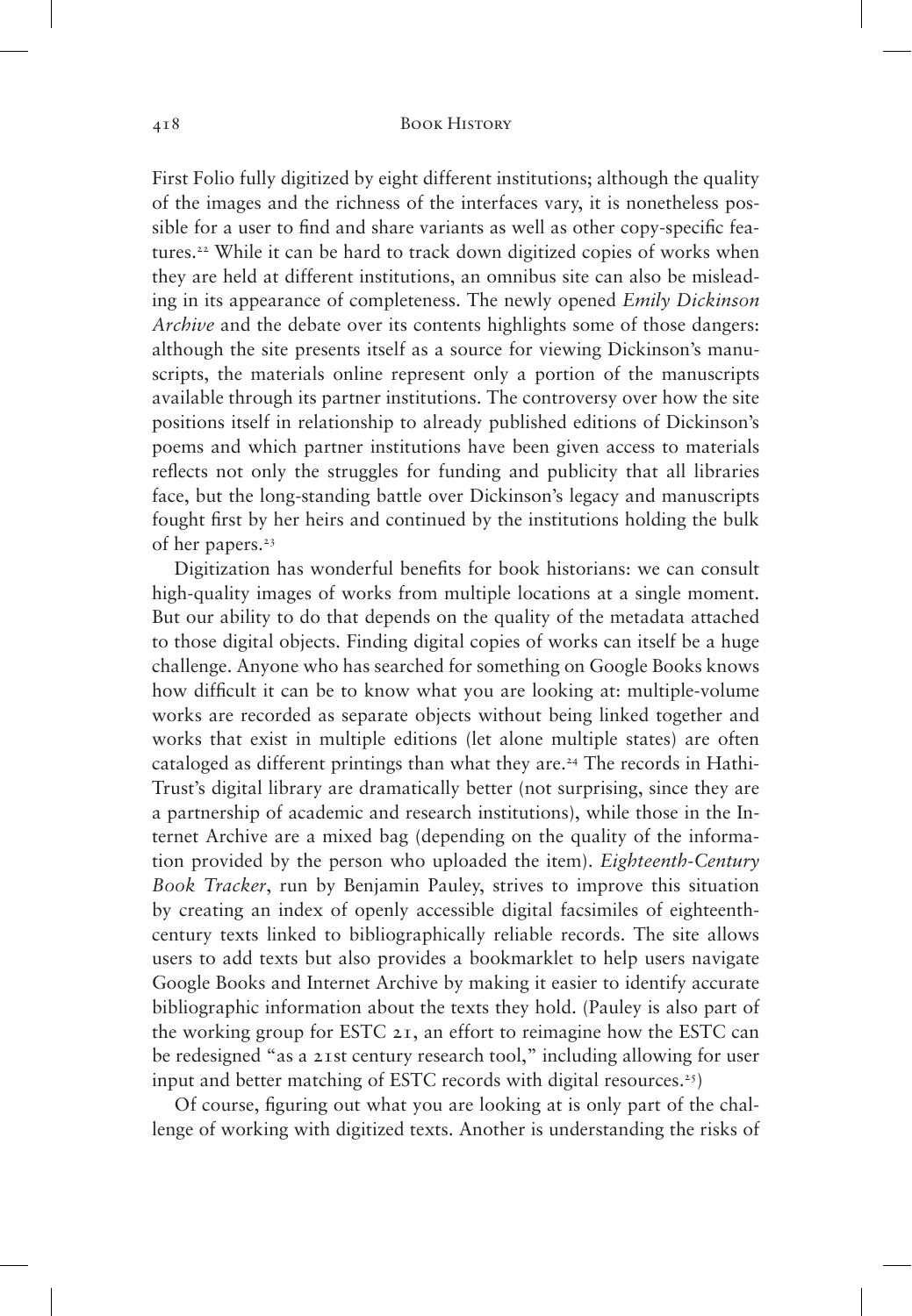First Folio fully digitized by eight different institutions; although the quality of the images and the richness of the interfaces vary, it is nonetheless possible for a user to find and share variants as well as other copy-specific features.[22] While it can be hard to track down digitized copies of works when they are held at different institutions, an omnibus site can also be misleading in its appearance of completeness. The newly opened *Emily Dickinson Archive* and the debate over its contents highlights some of those dangers: although the site presents itself as a source for viewing Dickinson's manuscripts, the materials online represent only a portion of the manuscripts available through its partner institutions. The controversy over how the site positions itself in relationship to already published editions of Dickinson's poems and which partner institutions have been given access to materials reflects not only the struggles for funding and publicity that all libraries face, but the long-standing battle over Dickinson's legacy and manuscripts fought first by her heirs and continued by the institutions holding the bulk of her papers.[23]

Digitization has wonderful benefits for book historians: we can consult high-quality images of works from multiple locations at a single moment. But our ability to do that depends on the quality of the metadata attached to those digital objects. Finding digital copies of works can itself be a huge challenge. Anyone who has searched for something on Google Books knows how difficult it can be to know what you are looking at: multiple-volume works are recorded as separate objects without being linked together and works that exist in multiple editions (let alone multiple states) are often cataloged as different printings than what they are.[24] The records in HathiTrust's digital library are dramatically better (not surprising, since they are a partnership of academic and research institutions), while those in the Internet Archive are a mixed bag (depending on the quality of the information provided by the person who uploaded the item). *Eighteenth-Century Book Tracker*, run by Benjamin Pauley, strives to improve this situation by creating an index of openly accessible digital facsimiles of eighteenth-century texts linked to bibliographically reliable records. The site allows users to add texts but also provides a bookmarklet to help users navigate Google Books and Internet Archive by making it easier to identify accurate bibliographic information about the texts they hold. (Pauley is also part of the working group for ESTC 21, an effort to reimagine how the ESTC can be redesigned "as a 21st century research tool," including allowing for user input and better matching of ESTC records with digital resources.[25])

Of course, figuring out what you are looking at is only part of the challenge of working with digitized texts. Another is understanding the risks of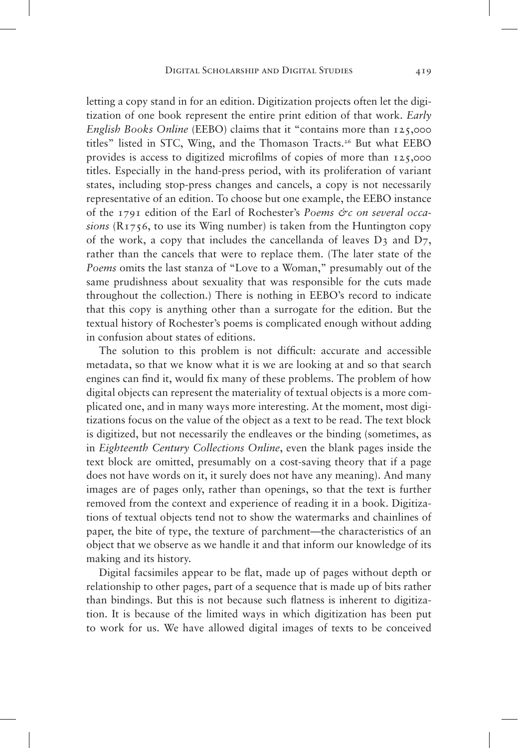letting a copy stand in for an edition. Digitization projects often let the digitization of one book represent the entire print edition of that work. *Early English Books Online* (EEBO) claims that it "contains more than 125,000 titles" listed in STC, Wing, and the Thomason Tracts.[26] But what EEBO provides is access to digitized microfilms of copies of more than 125,000 titles. Especially in the hand-press period, with its proliferation of variant states, including stop-press changes and cancels, a copy is not necessarily representative of an edition. To choose but one example, the EEBO instance of the 1791 edition of the Earl of Rochester's *Poems &c on several occasions* (R1756, to use its Wing number) is taken from the Huntington copy of the work, a copy that includes the cancellanda of leaves D3 and D7, rather than the cancels that were to replace them. (The later state of the *Poems* omits the last stanza of "Love to a Woman," presumably out of the same prudishness about sexuality that was responsible for the cuts made throughout the collection.) There is nothing in EEBO's record to indicate that this copy is anything other than a surrogate for the edition. But the textual history of Rochester's poems is complicated enough without adding in confusion about states of editions.

The solution to this problem is not difficult: accurate and accessible metadata, so that we know what it is we are looking at and so that search engines can find it, would fix many of these problems. The problem of how digital objects can represent the materiality of textual objects is a more complicated one, and in many ways more interesting. At the moment, most digitizations focus on the value of the object as a text to be read. The text block is digitized, but not necessarily the endleaves or the binding (sometimes, as in *Eighteenth Century Collections Online*, even the blank pages inside the text block are omitted, presumably on a cost-saving theory that if a page does not have words on it, it surely does not have any meaning). And many images are of pages only, rather than openings, so that the text is further removed from the context and experience of reading it in a book. Digitizations of textual objects tend not to show the watermarks and chainlines of paper, the bite of type, the texture of parchment—the characteristics of an object that we observe as we handle it and that inform our knowledge of its making and its history.

Digital facsimiles appear to be flat, made up of pages without depth or relationship to other pages, part of a sequence that is made up of bits rather than bindings. But this is not because such flatness is inherent to digitization. It is because of the limited ways in which digitization has been put to work for us. We have allowed digital images of texts to be conceived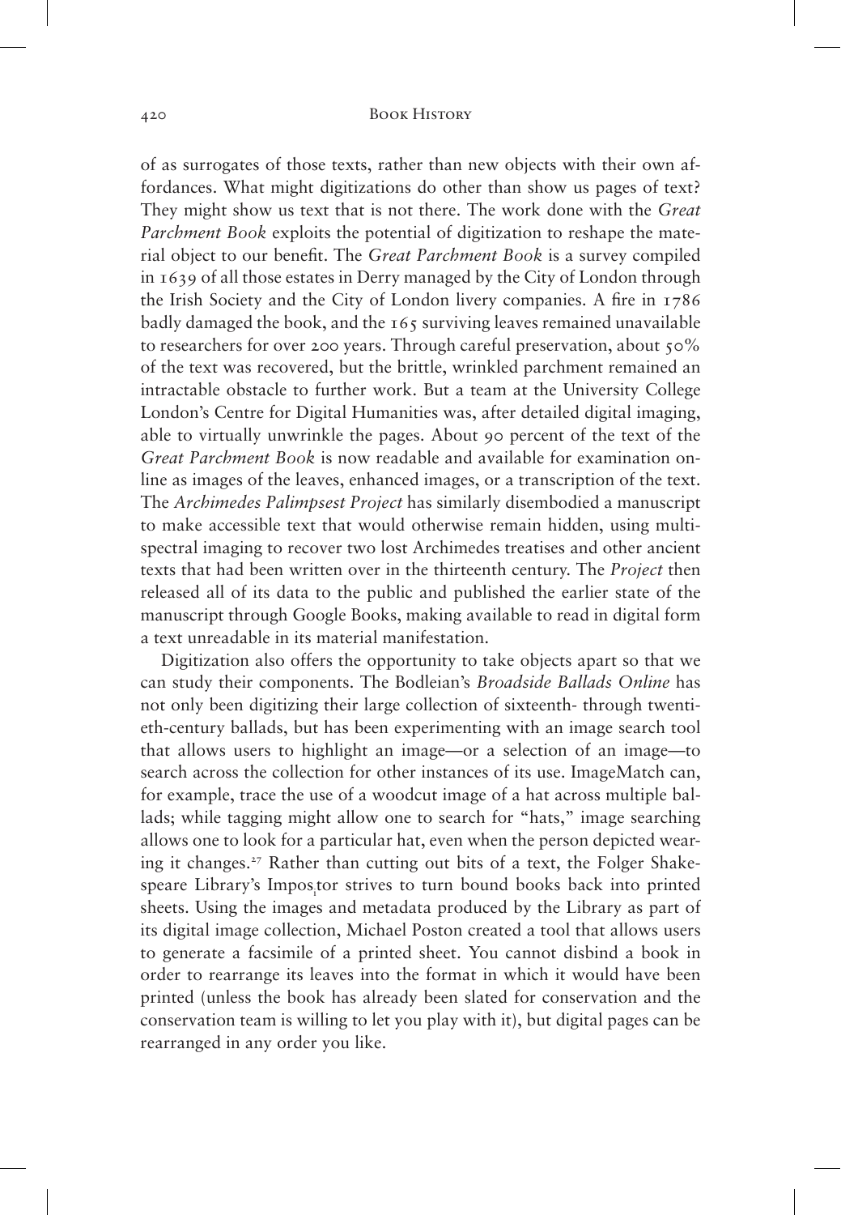of as surrogates of those texts, rather than new objects with their own affordances. What might digitizations do other than show us pages of text? They might show us text that is not there. The work done with the *Great Parchment Book* exploits the potential of digitization to reshape the material object to our benefit. The *Great Parchment Book* is a survey compiled in 1639 of all those estates in Derry managed by the City of London through the Irish Society and the City of London livery companies. A fire in 1786 badly damaged the book, and the 165 surviving leaves remained unavailable to researchers for over 200 years. Through careful preservation, about 50% of the text was recovered, but the brittle, wrinkled parchment remained an intractable obstacle to further work. But a team at the University College London's Centre for Digital Humanities was, after detailed digital imaging, able to virtually unwrinkle the pages. About 90 percent of the text of the *Great Parchment Book* is now readable and available for examination online as images of the leaves, enhanced images, or a transcription of the text. The *Archimedes Palimpsest Project* has similarly disembodied a manuscript to make accessible text that would otherwise remain hidden, using multispectral imaging to recover two lost Archimedes treatises and other ancient texts that had been written over in the thirteenth century. The *Project* then released all of its data to the public and published the earlier state of the manuscript through Google Books, making available to read in digital form a text unreadable in its material manifestation.

Digitization also offers the opportunity to take objects apart so that we can study their components. The Bodleian's *Broadside Ballads Online* has not only been digitizing their large collection of sixteenth- through twentieth-century ballads, but has been experimenting with an image search tool that allows users to highlight an image—or a selection of an image—to search across the collection for other instances of its use. ImageMatch can, for example, trace the use of a woodcut image of a hat across multiple ballads; while tagging might allow one to search for "hats," image searching allows one to look for a particular hat, even when the person depicted wearing it changes.[27] Rather than cutting out bits of a text, the Folger Shakespeare Library's Impos[i]tor strives to turn bound books back into printed sheets. Using the images and metadata produced by the Library as part of its digital image collection, Michael Poston created a tool that allows users to generate a facsimile of a printed sheet. You cannot disbind a book in order to rearrange its leaves into the format in which it would have been printed (unless the book has already been slated for conservation and the conservation team is willing to let you play with it), but digital pages can be rearranged in any order you like.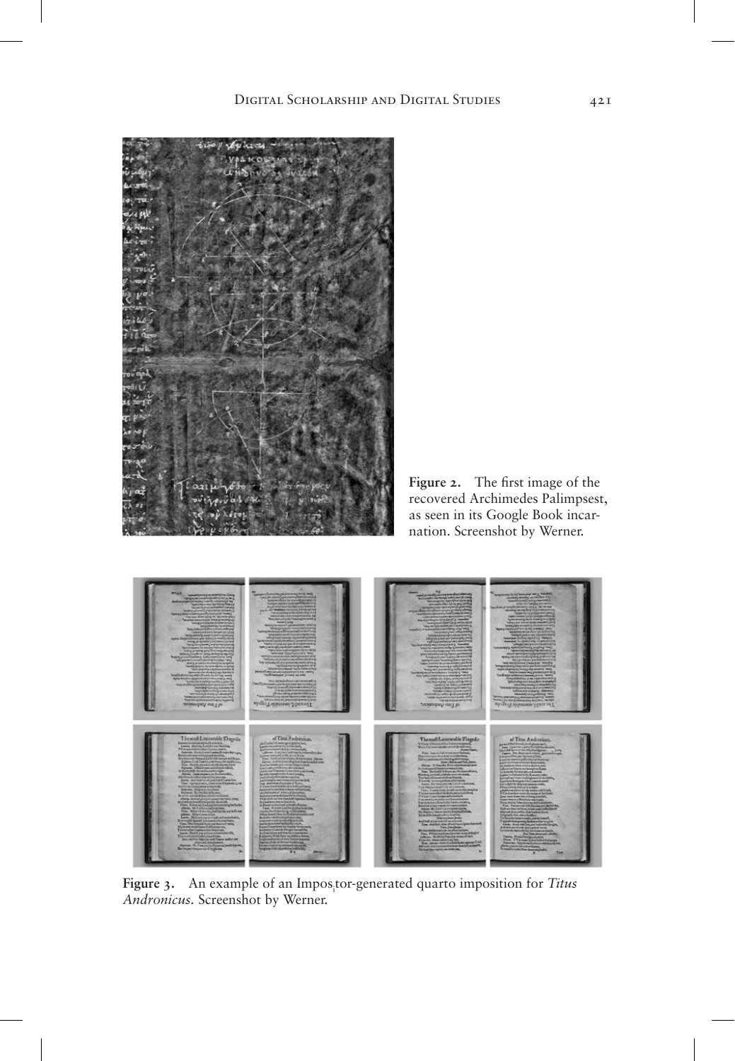**Figure 2.** The first image of the recovered Archimedes Palimpsest, as seen in its Google Book incarnation. Screenshot by Werner.

**Figure 3.** An example of an Impos$_1$tor-generated quarto imposition for *Titus Andronicus*. Screenshot by Werner.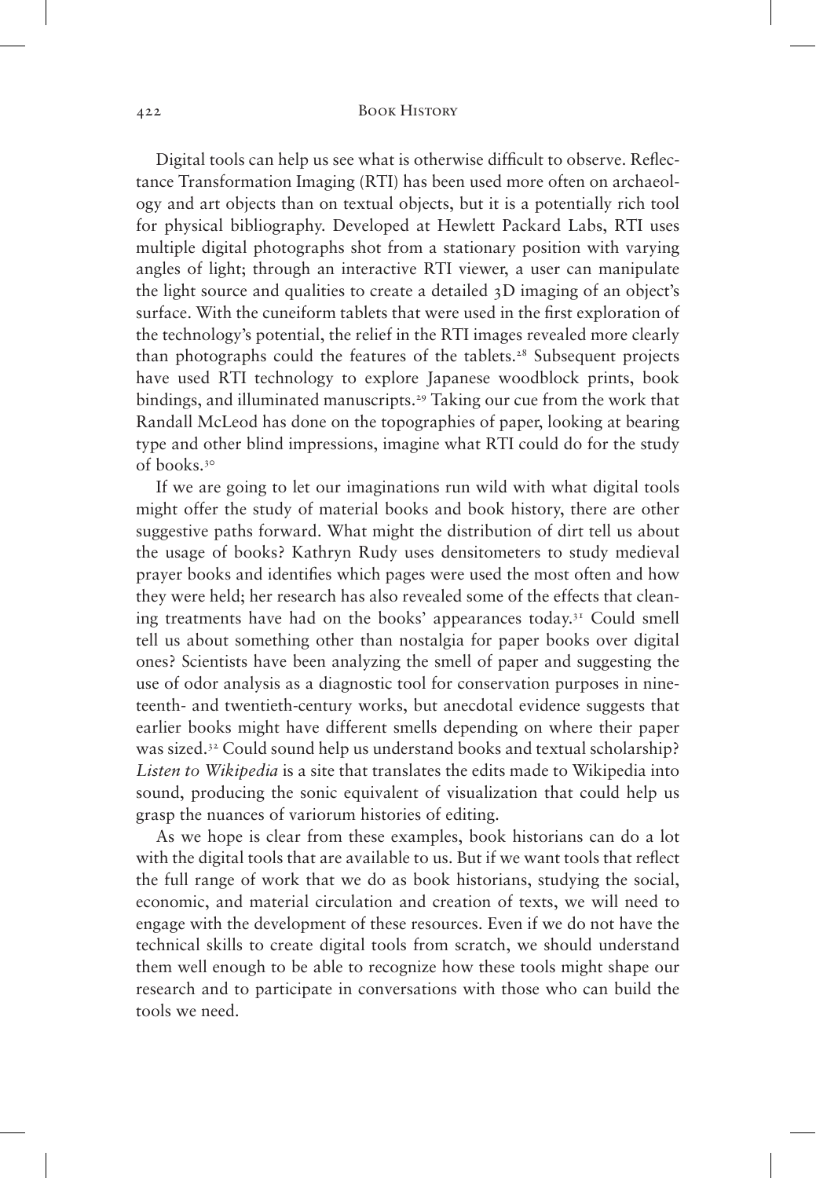Digital tools can help us see what is otherwise difficult to observe. Reflectance Transformation Imaging (RTI) has been used more often on archaeology and art objects than on textual objects, but it is a potentially rich tool for physical bibliography. Developed at Hewlett Packard Labs, RTI uses multiple digital photographs shot from a stationary position with varying angles of light; through an interactive RTI viewer, a user can manipulate the light source and qualities to create a detailed 3D imaging of an object's surface. With the cuneiform tablets that were used in the first exploration of the technology's potential, the relief in the RTI images revealed more clearly than photographs could the features of the tablets.[28] Subsequent projects have used RTI technology to explore Japanese woodblock prints, book bindings, and illuminated manuscripts.[29] Taking our cue from the work that Randall McLeod has done on the topographies of paper, looking at bearing type and other blind impressions, imagine what RTI could do for the study of books.[30]

If we are going to let our imaginations run wild with what digital tools might offer the study of material books and book history, there are other suggestive paths forward. What might the distribution of dirt tell us about the usage of books? Kathryn Rudy uses densitometers to study medieval prayer books and identifies which pages were used the most often and how they were held; her research has also revealed some of the effects that cleaning treatments have had on the books' appearances today.[31] Could smell tell us about something other than nostalgia for paper books over digital ones? Scientists have been analyzing the smell of paper and suggesting the use of odor analysis as a diagnostic tool for conservation purposes in nineteenth- and twentieth-century works, but anecdotal evidence suggests that earlier books might have different smells depending on where their paper was sized.[32] Could sound help us understand books and textual scholarship? *Listen to Wikipedia* is a site that translates the edits made to Wikipedia into sound, producing the sonic equivalent of visualization that could help us grasp the nuances of variorum histories of editing.

As we hope is clear from these examples, book historians can do a lot with the digital tools that are available to us. But if we want tools that reflect the full range of work that we do as book historians, studying the social, economic, and material circulation and creation of texts, we will need to engage with the development of these resources. Even if we do not have the technical skills to create digital tools from scratch, we should understand them well enough to be able to recognize how these tools might shape our research and to participate in conversations with those who can build the tools we need.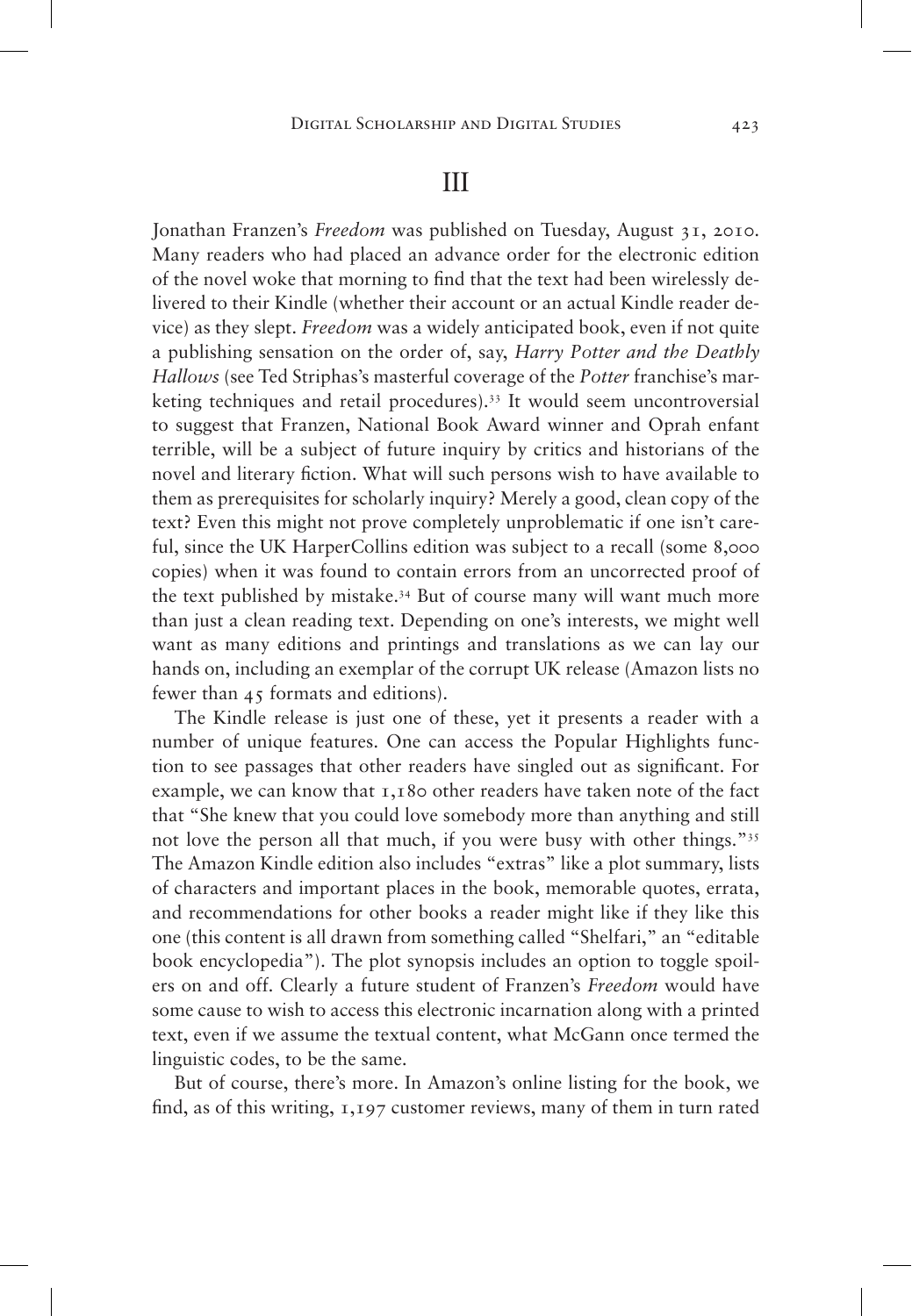## III

Jonathan Franzen's *Freedom* was published on Tuesday, August 31, 2010. Many readers who had placed an advance order for the electronic edition of the novel woke that morning to find that the text had been wirelessly delivered to their Kindle (whether their account or an actual Kindle reader device) as they slept. *Freedom* was a widely anticipated book, even if not quite a publishing sensation on the order of, say, *Harry Potter and the Deathly Hallows* (see Ted Striphas's masterful coverage of the *Potter* franchise's marketing techniques and retail procedures).[33] It would seem uncontroversial to suggest that Franzen, National Book Award winner and Oprah enfant terrible, will be a subject of future inquiry by critics and historians of the novel and literary fiction. What will such persons wish to have available to them as prerequisites for scholarly inquiry? Merely a good, clean copy of the text? Even this might not prove completely unproblematic if one isn't careful, since the UK HarperCollins edition was subject to a recall (some 8,000 copies) when it was found to contain errors from an uncorrected proof of the text published by mistake.[34] But of course many will want much more than just a clean reading text. Depending on one's interests, we might well want as many editions and printings and translations as we can lay our hands on, including an exemplar of the corrupt UK release (Amazon lists no fewer than 45 formats and editions).

The Kindle release is just one of these, yet it presents a reader with a number of unique features. One can access the Popular Highlights function to see passages that other readers have singled out as significant. For example, we can know that 1,180 other readers have taken note of the fact that "She knew that you could love somebody more than anything and still not love the person all that much, if you were busy with other things."[35] The Amazon Kindle edition also includes "extras" like a plot summary, lists of characters and important places in the book, memorable quotes, errata, and recommendations for other books a reader might like if they like this one (this content is all drawn from something called "Shelfari," an "editable book encyclopedia"). The plot synopsis includes an option to toggle spoilers on and off. Clearly a future student of Franzen's *Freedom* would have some cause to wish to access this electronic incarnation along with a printed text, even if we assume the textual content, what McGann once termed the linguistic codes, to be the same.

But of course, there's more. In Amazon's online listing for the book, we find, as of this writing, 1,197 customer reviews, many of them in turn rated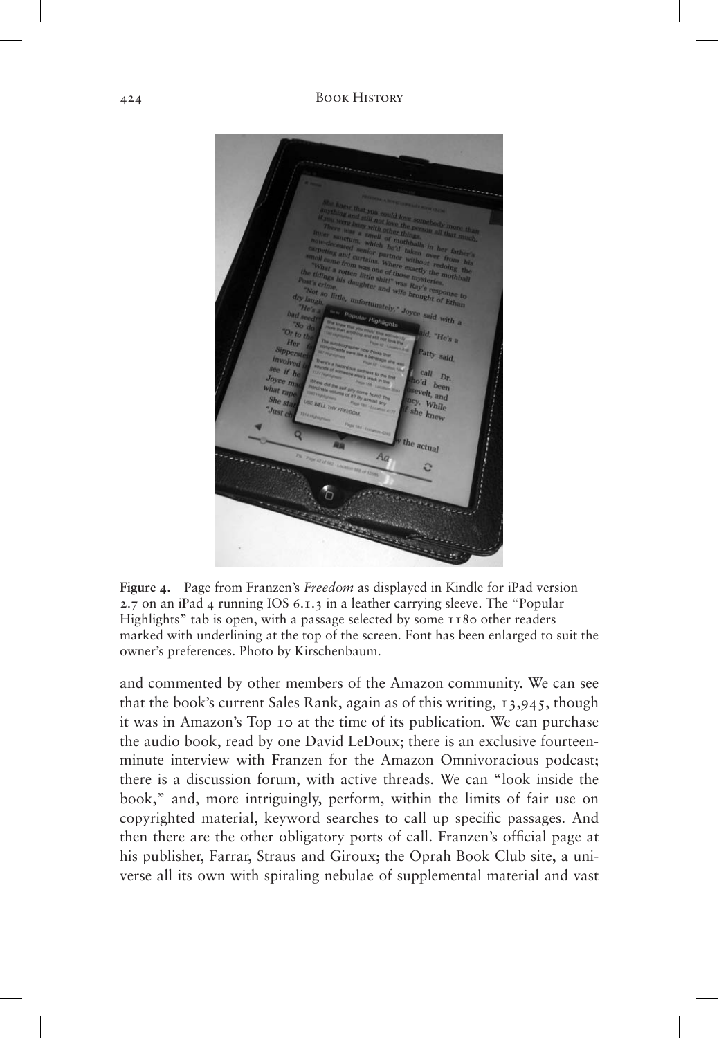**Figure 4.** Page from Franzen's *Freedom* as displayed in Kindle for iPad version 2.7 on an iPad 4 running IOS 6.1.3 in a leather carrying sleeve. The "Popular Highlights" tab is open, with a passage selected by some 1180 other readers marked with underlining at the top of the screen. Font has been enlarged to suit the owner's preferences. Photo by Kirschenbaum.

and commented by other members of the Amazon community. We can see that the book's current Sales Rank, again as of this writing, 13,945, though it was in Amazon's Top 10 at the time of its publication. We can purchase the audio book, read by one David LeDoux; there is an exclusive fourteen-minute interview with Franzen for the Amazon Omnivoracious podcast; there is a discussion forum, with active threads. We can "look inside the book," and, more intriguingly, perform, within the limits of fair use on copyrighted material, keyword searches to call up specific passages. And then there are the other obligatory ports of call. Franzen's official page at his publisher, Farrar, Straus and Giroux; the Oprah Book Club site, a universe all its own with spiraling nebulae of supplemental material and vast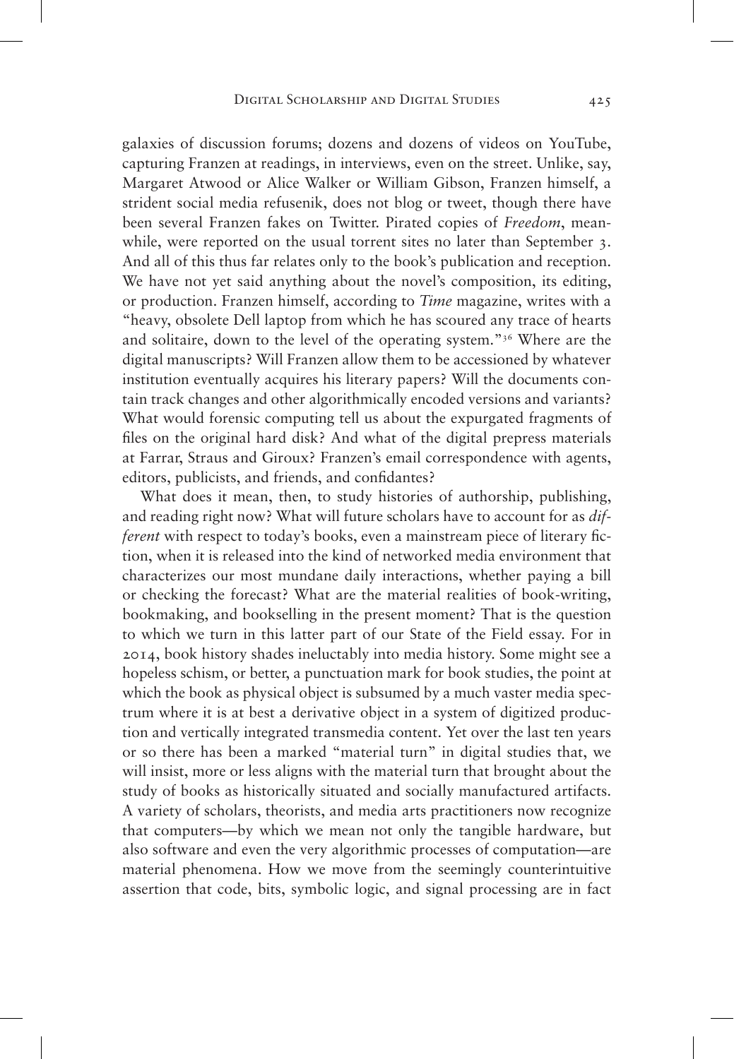galaxies of discussion forums; dozens and dozens of videos on YouTube, capturing Franzen at readings, in interviews, even on the street. Unlike, say, Margaret Atwood or Alice Walker or William Gibson, Franzen himself, a strident social media refusenik, does not blog or tweet, though there have been several Franzen fakes on Twitter. Pirated copies of *Freedom*, meanwhile, were reported on the usual torrent sites no later than September 3. And all of this thus far relates only to the book's publication and reception. We have not yet said anything about the novel's composition, its editing, or production. Franzen himself, according to *Time* magazine, writes with a "heavy, obsolete Dell laptop from which he has scoured any trace of hearts and solitaire, down to the level of the operating system."[36] Where are the digital manuscripts? Will Franzen allow them to be accessioned by whatever institution eventually acquires his literary papers? Will the documents contain track changes and other algorithmically encoded versions and variants? What would forensic computing tell us about the expurgated fragments of files on the original hard disk? And what of the digital prepress materials at Farrar, Straus and Giroux? Franzen's email correspondence with agents, editors, publicists, and friends, and confidantes?

What does it mean, then, to study histories of authorship, publishing, and reading right now? What will future scholars have to account for as *different* with respect to today's books, even a mainstream piece of literary fiction, when it is released into the kind of networked media environment that characterizes our most mundane daily interactions, whether paying a bill or checking the forecast? What are the material realities of book-writing, bookmaking, and bookselling in the present moment? That is the question to which we turn in this latter part of our State of the Field essay. For in 2014, book history shades ineluctably into media history. Some might see a hopeless schism, or better, a punctuation mark for book studies, the point at which the book as physical object is subsumed by a much vaster media spectrum where it is at best a derivative object in a system of digitized production and vertically integrated transmedia content. Yet over the last ten years or so there has been a marked "material turn" in digital studies that, we will insist, more or less aligns with the material turn that brought about the study of books as historically situated and socially manufactured artifacts. A variety of scholars, theorists, and media arts practitioners now recognize that computers—by which we mean not only the tangible hardware, but also software and even the very algorithmic processes of computation—are material phenomena. How we move from the seemingly counterintuitive assertion that code, bits, symbolic logic, and signal processing are in fact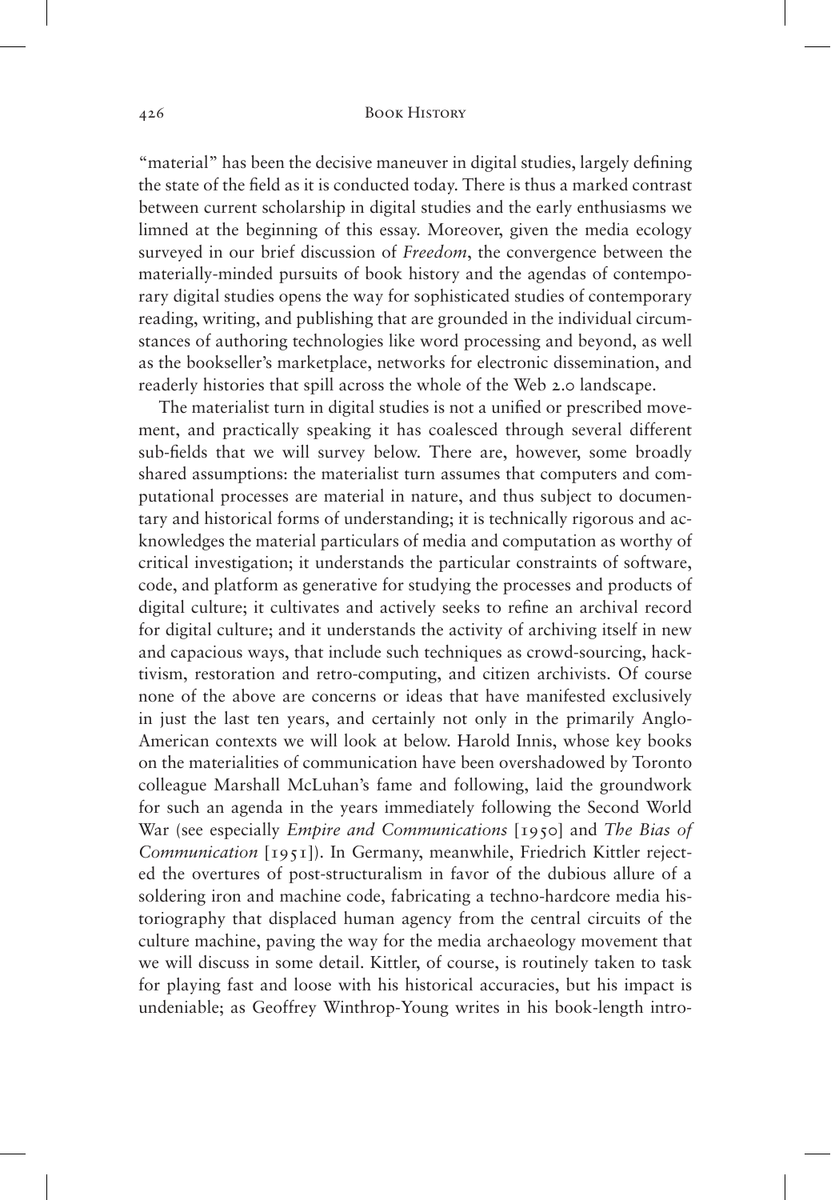"material" has been the decisive maneuver in digital studies, largely defining the state of the field as it is conducted today. There is thus a marked contrast between current scholarship in digital studies and the early enthusiasms we limned at the beginning of this essay. Moreover, given the media ecology surveyed in our brief discussion of *Freedom*, the convergence between the materially-minded pursuits of book history and the agendas of contemporary digital studies opens the way for sophisticated studies of contemporary reading, writing, and publishing that are grounded in the individual circumstances of authoring technologies like word processing and beyond, as well as the bookseller's marketplace, networks for electronic dissemination, and readerly histories that spill across the whole of the Web 2.0 landscape.

The materialist turn in digital studies is not a unified or prescribed movement, and practically speaking it has coalesced through several different sub-fields that we will survey below. There are, however, some broadly shared assumptions: the materialist turn assumes that computers and computational processes are material in nature, and thus subject to documentary and historical forms of understanding; it is technically rigorous and acknowledges the material particulars of media and computation as worthy of critical investigation; it understands the particular constraints of software, code, and platform as generative for studying the processes and products of digital culture; it cultivates and actively seeks to refine an archival record for digital culture; and it understands the activity of archiving itself in new and capacious ways, that include such techniques as crowd-sourcing, hacktivism, restoration and retro-computing, and citizen archivists. Of course none of the above are concerns or ideas that have manifested exclusively in just the last ten years, and certainly not only in the primarily Anglo-American contexts we will look at below. Harold Innis, whose key books on the materialities of communication have been overshadowed by Toronto colleague Marshall McLuhan's fame and following, laid the groundwork for such an agenda in the years immediately following the Second World War (see especially *Empire and Communications* [1950] and *The Bias of Communication* [1951]). In Germany, meanwhile, Friedrich Kittler rejected the overtures of post-structuralism in favor of the dubious allure of a soldering iron and machine code, fabricating a techno-hardcore media historiography that displaced human agency from the central circuits of the culture machine, paving the way for the media archaeology movement that we will discuss in some detail. Kittler, of course, is routinely taken to task for playing fast and loose with his historical accuracies, but his impact is undeniable; as Geoffrey Winthrop-Young writes in his book-length intro-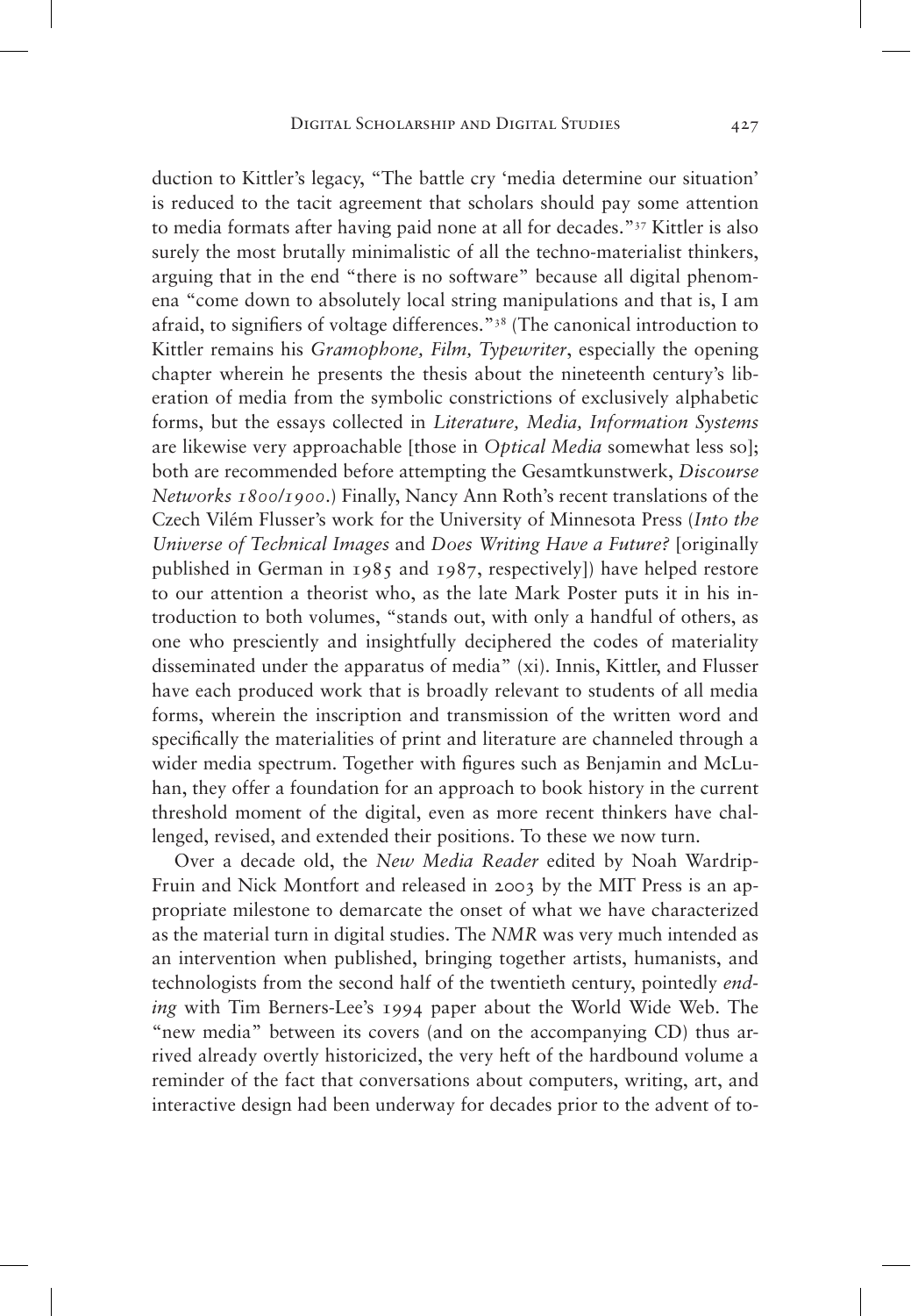duction to Kittler's legacy, "The battle cry 'media determine our situation' is reduced to the tacit agreement that scholars should pay some attention to media formats after having paid none at all for decades."[37] Kittler is also surely the most brutally minimalistic of all the techno-materialist thinkers, arguing that in the end "there is no software" because all digital phenomena "come down to absolutely local string manipulations and that is, I am afraid, to signifiers of voltage differences."[38] (The canonical introduction to Kittler remains his *Gramophone, Film, Typewriter*, especially the opening chapter wherein he presents the thesis about the nineteenth century's liberation of media from the symbolic constrictions of exclusively alphabetic forms, but the essays collected in *Literature, Media, Information Systems* are likewise very approachable [those in *Optical Media* somewhat less so]; both are recommended before attempting the Gesamtkunstwerk, *Discourse Networks 1800/1900*.) Finally, Nancy Ann Roth's recent translations of the Czech Vilém Flusser's work for the University of Minnesota Press (*Into the Universe of Technical Images* and *Does Writing Have a Future?* [originally published in German in 1985 and 1987, respectively]) have helped restore to our attention a theorist who, as the late Mark Poster puts it in his introduction to both volumes, "stands out, with only a handful of others, as one who presciently and insightfully deciphered the codes of materiality disseminated under the apparatus of media" (xi). Innis, Kittler, and Flusser have each produced work that is broadly relevant to students of all media forms, wherein the inscription and transmission of the written word and specifically the materialities of print and literature are channeled through a wider media spectrum. Together with figures such as Benjamin and McLuhan, they offer a foundation for an approach to book history in the current threshold moment of the digital, even as more recent thinkers have challenged, revised, and extended their positions. To these we now turn.

Over a decade old, the *New Media Reader* edited by Noah Wardrip-Fruin and Nick Montfort and released in 2003 by the MIT Press is an appropriate milestone to demarcate the onset of what we have characterized as the material turn in digital studies. The *NMR* was very much intended as an intervention when published, bringing together artists, humanists, and technologists from the second half of the twentieth century, pointedly *ending* with Tim Berners-Lee's 1994 paper about the World Wide Web. The "new media" between its covers (and on the accompanying CD) thus arrived already overtly historicized, the very heft of the hardbound volume a reminder of the fact that conversations about computers, writing, art, and interactive design had been underway for decades prior to the advent of to-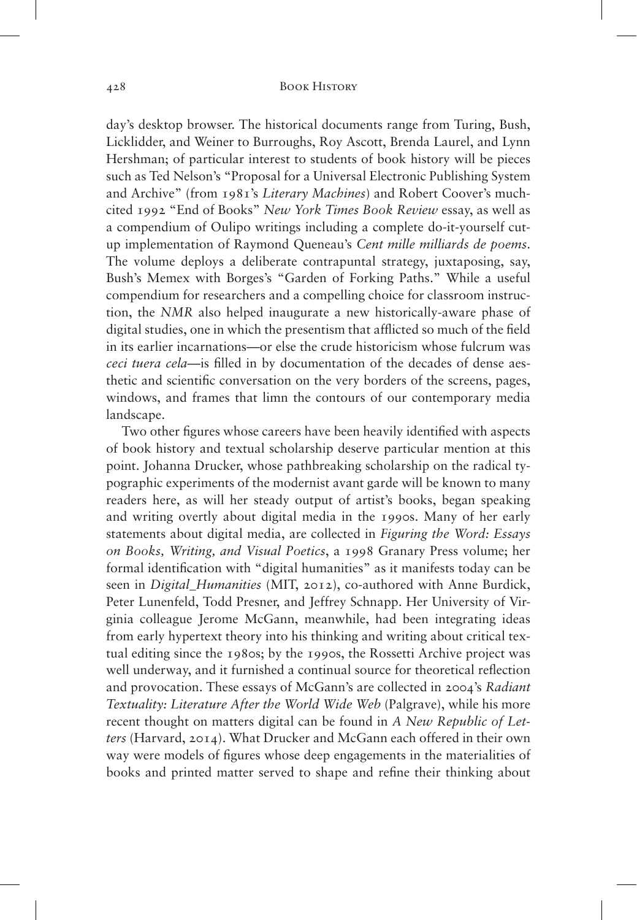day's desktop browser. The historical documents range from Turing, Bush, Licklidder, and Weiner to Burroughs, Roy Ascott, Brenda Laurel, and Lynn Hershman; of particular interest to students of book history will be pieces such as Ted Nelson's "Proposal for a Universal Electronic Publishing System and Archive" (from 1981's *Literary Machines*) and Robert Coover's much-cited 1992 "End of Books" *New York Times Book Review* essay, as well as a compendium of Oulipo writings including a complete do-it-yourself cut-up implementation of Raymond Queneau's *Cent mille milliards de poems*. The volume deploys a deliberate contrapuntal strategy, juxtaposing, say, Bush's Memex with Borges's "Garden of Forking Paths." While a useful compendium for researchers and a compelling choice for classroom instruction, the *NMR* also helped inaugurate a new historically-aware phase of digital studies, one in which the presentism that afflicted so much of the field in its earlier incarnations—or else the crude historicism whose fulcrum was *ceci tuera cela*—is filled in by documentation of the decades of dense aesthetic and scientific conversation on the very borders of the screens, pages, windows, and frames that limn the contours of our contemporary media landscape.

Two other figures whose careers have been heavily identified with aspects of book history and textual scholarship deserve particular mention at this point. Johanna Drucker, whose pathbreaking scholarship on the radical typographic experiments of the modernist avant garde will be known to many readers here, as will her steady output of artist's books, began speaking and writing overtly about digital media in the 1990s. Many of her early statements about digital media, are collected in *Figuring the Word: Essays on Books, Writing, and Visual Poetics*, a 1998 Granary Press volume; her formal identification with "digital humanities" as it manifests today can be seen in *Digital_Humanities* (MIT, 2012), co-authored with Anne Burdick, Peter Lunenfeld, Todd Presner, and Jeffrey Schnapp. Her University of Virginia colleague Jerome McGann, meanwhile, had been integrating ideas from early hypertext theory into his thinking and writing about critical textual editing since the 1980s; by the 1990s, the Rossetti Archive project was well underway, and it furnished a continual source for theoretical reflection and provocation. These essays of McGann's are collected in 2004's *Radiant Textuality: Literature After the World Wide Web* (Palgrave), while his more recent thought on matters digital can be found in *A New Republic of Letters* (Harvard, 2014). What Drucker and McGann each offered in their own way were models of figures whose deep engagements in the materialities of books and printed matter served to shape and refine their thinking about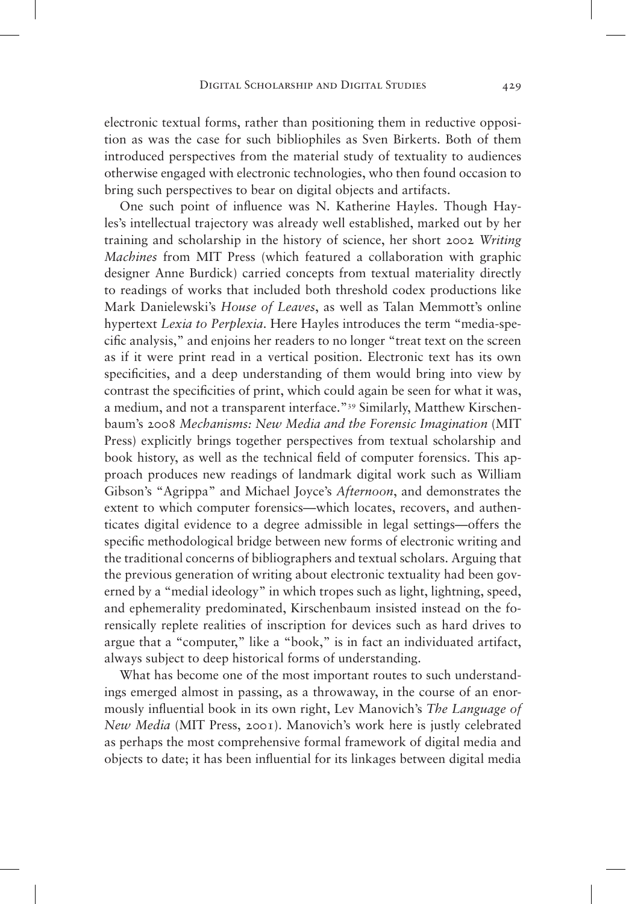electronic textual forms, rather than positioning them in reductive opposition as was the case for such bibliophiles as Sven Birkerts. Both of them introduced perspectives from the material study of textuality to audiences otherwise engaged with electronic technologies, who then found occasion to bring such perspectives to bear on digital objects and artifacts.

One such point of influence was N. Katherine Hayles. Though Hayles's intellectual trajectory was already well established, marked out by her training and scholarship in the history of science, her short 2002 *Writing Machines* from MIT Press (which featured a collaboration with graphic designer Anne Burdick) carried concepts from textual materiality directly to readings of works that included both threshold codex productions like Mark Danielewski's *House of Leaves*, as well as Talan Memmott's online hypertext *Lexia to Perplexia*. Here Hayles introduces the term "media-specific analysis," and enjoins her readers to no longer "treat text on the screen as if it were print read in a vertical position. Electronic text has its own specificities, and a deep understanding of them would bring into view by contrast the specificities of print, which could again be seen for what it was, a medium, and not a transparent interface."[39] Similarly, Matthew Kirschenbaum's 2008 *Mechanisms: New Media and the Forensic Imagination* (MIT Press) explicitly brings together perspectives from textual scholarship and book history, as well as the technical field of computer forensics. This approach produces new readings of landmark digital work such as William Gibson's "Agrippa" and Michael Joyce's *Afternoon*, and demonstrates the extent to which computer forensics—which locates, recovers, and authenticates digital evidence to a degree admissible in legal settings—offers the specific methodological bridge between new forms of electronic writing and the traditional concerns of bibliographers and textual scholars. Arguing that the previous generation of writing about electronic textuality had been governed by a "medial ideology" in which tropes such as light, lightning, speed, and ephemerality predominated, Kirschenbaum insisted instead on the forensically replete realities of inscription for devices such as hard drives to argue that a "computer," like a "book," is in fact an individuated artifact, always subject to deep historical forms of understanding.

What has become one of the most important routes to such understandings emerged almost in passing, as a throwaway, in the course of an enormously influential book in its own right, Lev Manovich's *The Language of New Media* (MIT Press, 2001). Manovich's work here is justly celebrated as perhaps the most comprehensive formal framework of digital media and objects to date; it has been influential for its linkages between digital media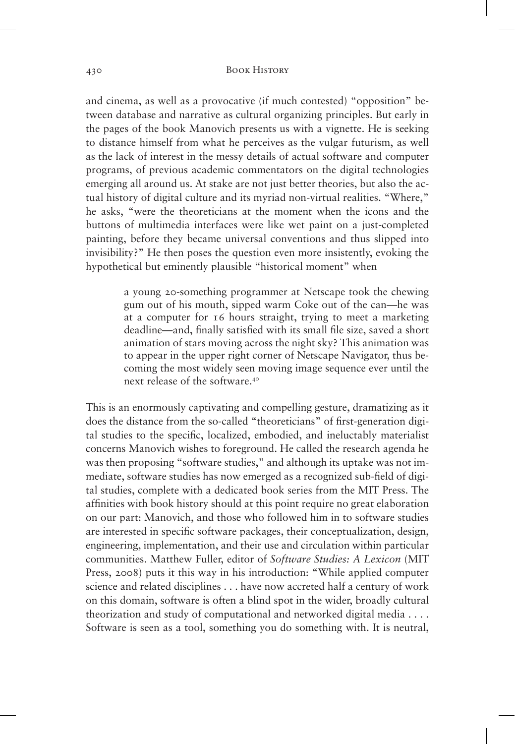and cinema, as well as a provocative (if much contested) "opposition" between database and narrative as cultural organizing principles. But early in the pages of the book Manovich presents us with a vignette. He is seeking to distance himself from what he perceives as the vulgar futurism, as well as the lack of interest in the messy details of actual software and computer programs, of previous academic commentators on the digital technologies emerging all around us. At stake are not just better theories, but also the actual history of digital culture and its myriad non-virtual realities. "Where," he asks, "were the theoreticians at the moment when the icons and the buttons of multimedia interfaces were like wet paint on a just-completed painting, before they became universal conventions and thus slipped into invisibility?" He then poses the question even more insistently, evoking the hypothetical but eminently plausible "historical moment" when

> a young 20-something programmer at Netscape took the chewing gum out of his mouth, sipped warm Coke out of the can—he was at a computer for 16 hours straight, trying to meet a marketing deadline—and, finally satisfied with its small file size, saved a short animation of stars moving across the night sky? This animation was to appear in the upper right corner of Netscape Navigator, thus becoming the most widely seen moving image sequence ever until the next release of the software.[40]

This is an enormously captivating and compelling gesture, dramatizing as it does the distance from the so-called "theoreticians" of first-generation digital studies to the specific, localized, embodied, and ineluctably materialist concerns Manovich wishes to foreground. He called the research agenda he was then proposing "software studies," and although its uptake was not immediate, software studies has now emerged as a recognized sub-field of digital studies, complete with a dedicated book series from the MIT Press. The affinities with book history should at this point require no great elaboration on our part: Manovich, and those who followed him in to software studies are interested in specific software packages, their conceptualization, design, engineering, implementation, and their use and circulation within particular communities. Matthew Fuller, editor of *Software Studies: A Lexicon* (MIT Press, 2008) puts it this way in his introduction: "While applied computer science and related disciplines . . . have now accreted half a century of work on this domain, software is often a blind spot in the wider, broadly cultural theorization and study of computational and networked digital media . . . . Software is seen as a tool, something you do something with. It is neutral,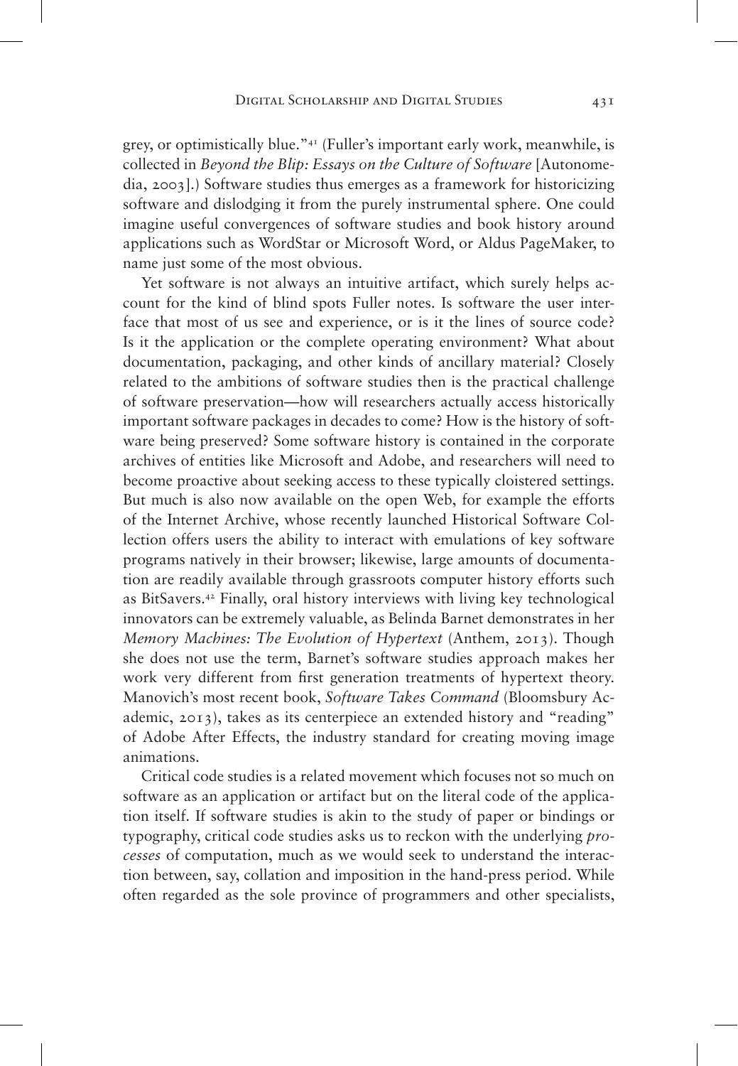grey, or optimistically blue."[41] (Fuller's important early work, meanwhile, is collected in *Beyond the Blip: Essays on the Culture of Software* [Autonomedia, 2003].) Software studies thus emerges as a framework for historicizing software and dislodging it from the purely instrumental sphere. One could imagine useful convergences of software studies and book history around applications such as WordStar or Microsoft Word, or Aldus PageMaker, to name just some of the most obvious.

Yet software is not always an intuitive artifact, which surely helps account for the kind of blind spots Fuller notes. Is software the user interface that most of us see and experience, or is it the lines of source code? Is it the application or the complete operating environment? What about documentation, packaging, and other kinds of ancillary material? Closely related to the ambitions of software studies then is the practical challenge of software preservation—how will researchers actually access historically important software packages in decades to come? How is the history of software being preserved? Some software history is contained in the corporate archives of entities like Microsoft and Adobe, and researchers will need to become proactive about seeking access to these typically cloistered settings. But much is also now available on the open Web, for example the efforts of the Internet Archive, whose recently launched Historical Software Collection offers users the ability to interact with emulations of key software programs natively in their browser; likewise, large amounts of documentation are readily available through grassroots computer history efforts such as BitSavers.[42] Finally, oral history interviews with living key technological innovators can be extremely valuable, as Belinda Barnet demonstrates in her *Memory Machines: The Evolution of Hypertext* (Anthem, 2013). Though she does not use the term, Barnet's software studies approach makes her work very different from first generation treatments of hypertext theory. Manovich's most recent book, *Software Takes Command* (Bloomsbury Academic, 2013), takes as its centerpiece an extended history and "reading" of Adobe After Effects, the industry standard for creating moving image animations.

Critical code studies is a related movement which focuses not so much on software as an application or artifact but on the literal code of the application itself. If software studies is akin to the study of paper or bindings or typography, critical code studies asks us to reckon with the underlying *processes* of computation, much as we would seek to understand the interaction between, say, collation and imposition in the hand-press period. While often regarded as the sole province of programmers and other specialists,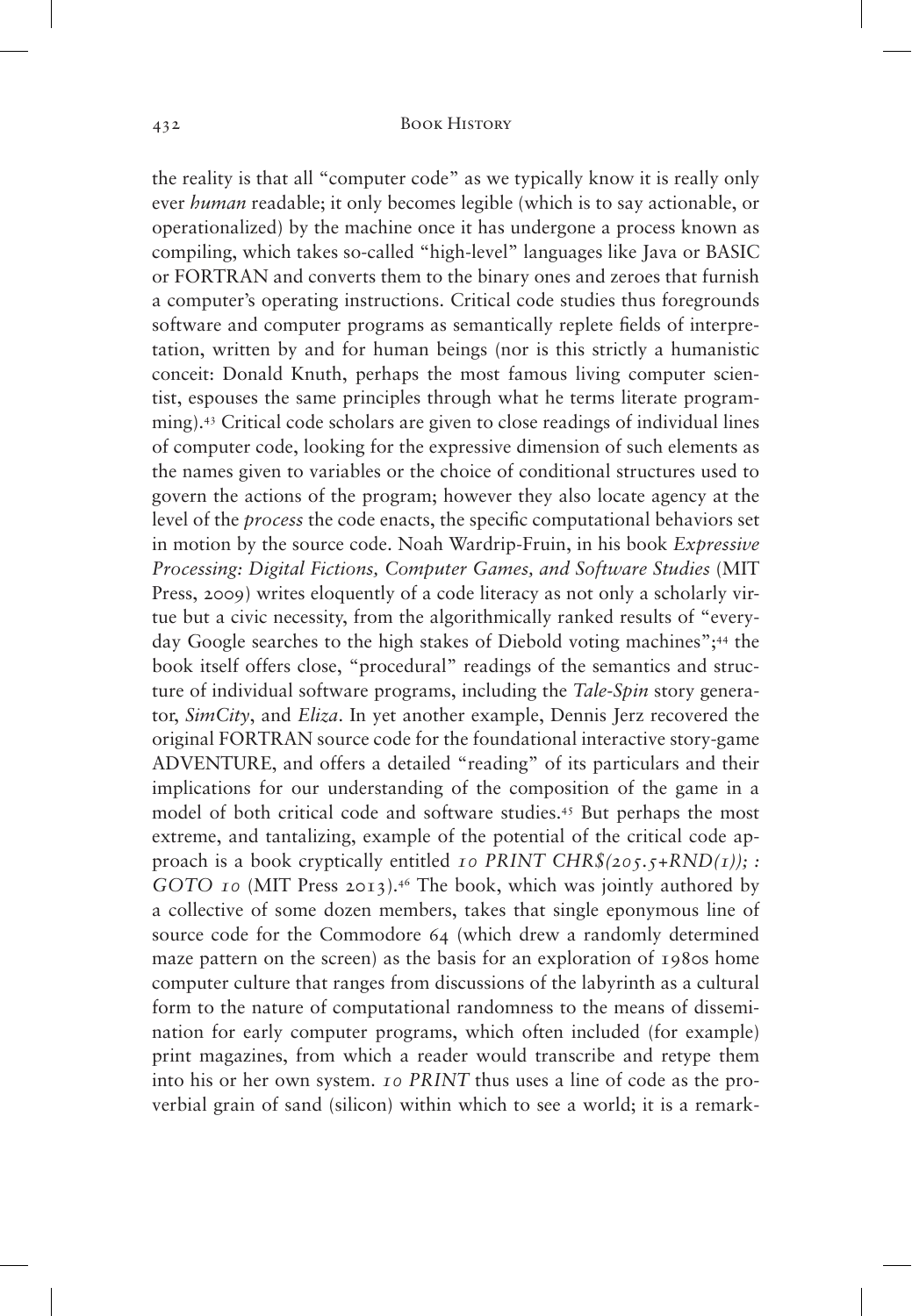the reality is that all "computer code" as we typically know it is really only ever *human* readable; it only becomes legible (which is to say actionable, or operationalized) by the machine once it has undergone a process known as compiling, which takes so-called "high-level" languages like Java or BASIC or FORTRAN and converts them to the binary ones and zeroes that furnish a computer's operating instructions. Critical code studies thus foregrounds software and computer programs as semantically replete fields of interpretation, written by and for human beings (nor is this strictly a humanistic conceit: Donald Knuth, perhaps the most famous living computer scientist, espouses the same principles through what he terms literate programming).[43] Critical code scholars are given to close readings of individual lines of computer code, looking for the expressive dimension of such elements as the names given to variables or the choice of conditional structures used to govern the actions of the program; however they also locate agency at the level of the *process* the code enacts, the specific computational behaviors set in motion by the source code. Noah Wardrip-Fruin, in his book *Expressive Processing: Digital Fictions, Computer Games, and Software Studies* (MIT Press, 2009) writes eloquently of a code literacy as not only a scholarly virtue but a civic necessity, from the algorithmically ranked results of "everyday Google searches to the high stakes of Diebold voting machines";[44] the book itself offers close, "procedural" readings of the semantics and structure of individual software programs, including the *Tale-Spin* story generator, *SimCity*, and *Eliza*. In yet another example, Dennis Jerz recovered the original FORTRAN source code for the foundational interactive story-game ADVENTURE, and offers a detailed "reading" of its particulars and their implications for our understanding of the composition of the game in a model of both critical code and software studies.[45] But perhaps the most extreme, and tantalizing, example of the potential of the critical code approach is a book cryptically entitled *10 PRINT CHR$(205.5+RND(1)); : GOTO 10* (MIT Press 2013).[46] The book, which was jointly authored by a collective of some dozen members, takes that single eponymous line of source code for the Commodore 64 (which drew a randomly determined maze pattern on the screen) as the basis for an exploration of 1980s home computer culture that ranges from discussions of the labyrinth as a cultural form to the nature of computational randomness to the means of dissemination for early computer programs, which often included (for example) print magazines, from which a reader would transcribe and retype them into his or her own system. *10 PRINT* thus uses a line of code as the proverbial grain of sand (silicon) within which to see a world; it is a remark-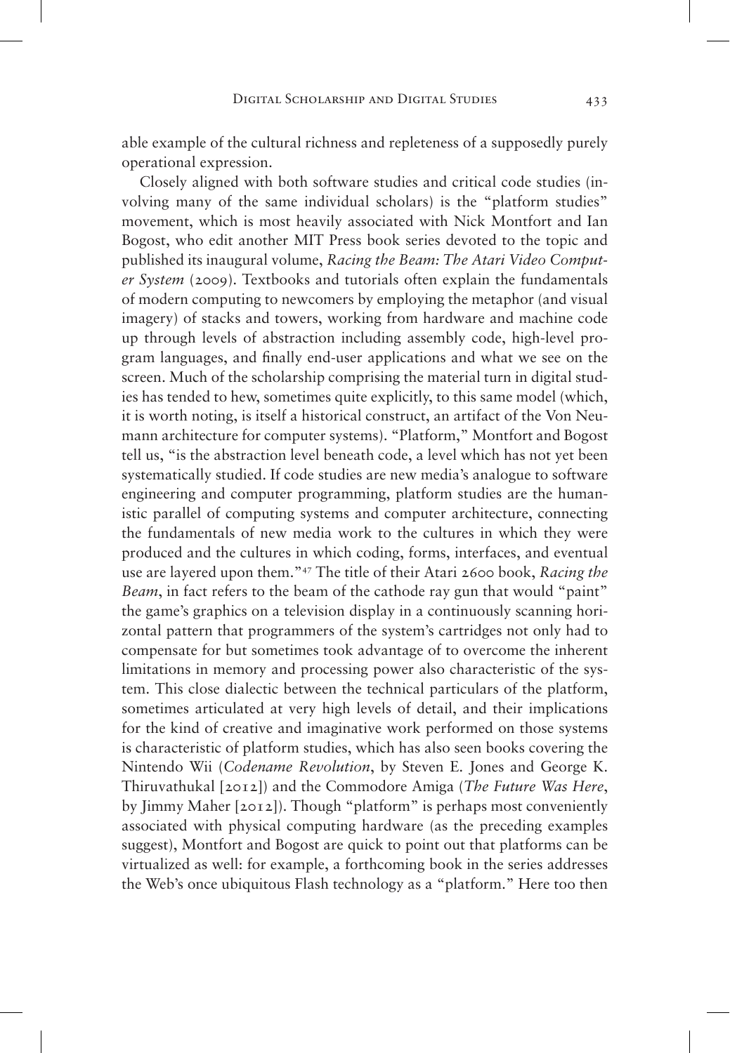able example of the cultural richness and repleteness of a supposedly purely operational expression.

Closely aligned with both software studies and critical code studies (involving many of the same individual scholars) is the "platform studies" movement, which is most heavily associated with Nick Montfort and Ian Bogost, who edit another MIT Press book series devoted to the topic and published its inaugural volume, *Racing the Beam: The Atari Video Computer System* (2009). Textbooks and tutorials often explain the fundamentals of modern computing to newcomers by employing the metaphor (and visual imagery) of stacks and towers, working from hardware and machine code up through levels of abstraction including assembly code, high-level program languages, and finally end-user applications and what we see on the screen. Much of the scholarship comprising the material turn in digital studies has tended to hew, sometimes quite explicitly, to this same model (which, it is worth noting, is itself a historical construct, an artifact of the Von Neumann architecture for computer systems). "Platform," Montfort and Bogost tell us, "is the abstraction level beneath code, a level which has not yet been systematically studied. If code studies are new media's analogue to software engineering and computer programming, platform studies are the humanistic parallel of computing systems and computer architecture, connecting the fundamentals of new media work to the cultures in which they were produced and the cultures in which coding, forms, interfaces, and eventual use are layered upon them."[47] The title of their Atari 2600 book, *Racing the Beam*, in fact refers to the beam of the cathode ray gun that would "paint" the game's graphics on a television display in a continuously scanning horizontal pattern that programmers of the system's cartridges not only had to compensate for but sometimes took advantage of to overcome the inherent limitations in memory and processing power also characteristic of the system. This close dialectic between the technical particulars of the platform, sometimes articulated at very high levels of detail, and their implications for the kind of creative and imaginative work performed on those systems is characteristic of platform studies, which has also seen books covering the Nintendo Wii (*Codename Revolution*, by Steven E. Jones and George K. Thiruvathukal [2012]) and the Commodore Amiga (*The Future Was Here*, by Jimmy Maher [2012]). Though "platform" is perhaps most conveniently associated with physical computing hardware (as the preceding examples suggest), Montfort and Bogost are quick to point out that platforms can be virtualized as well: for example, a forthcoming book in the series addresses the Web's once ubiquitous Flash technology as a "platform." Here too then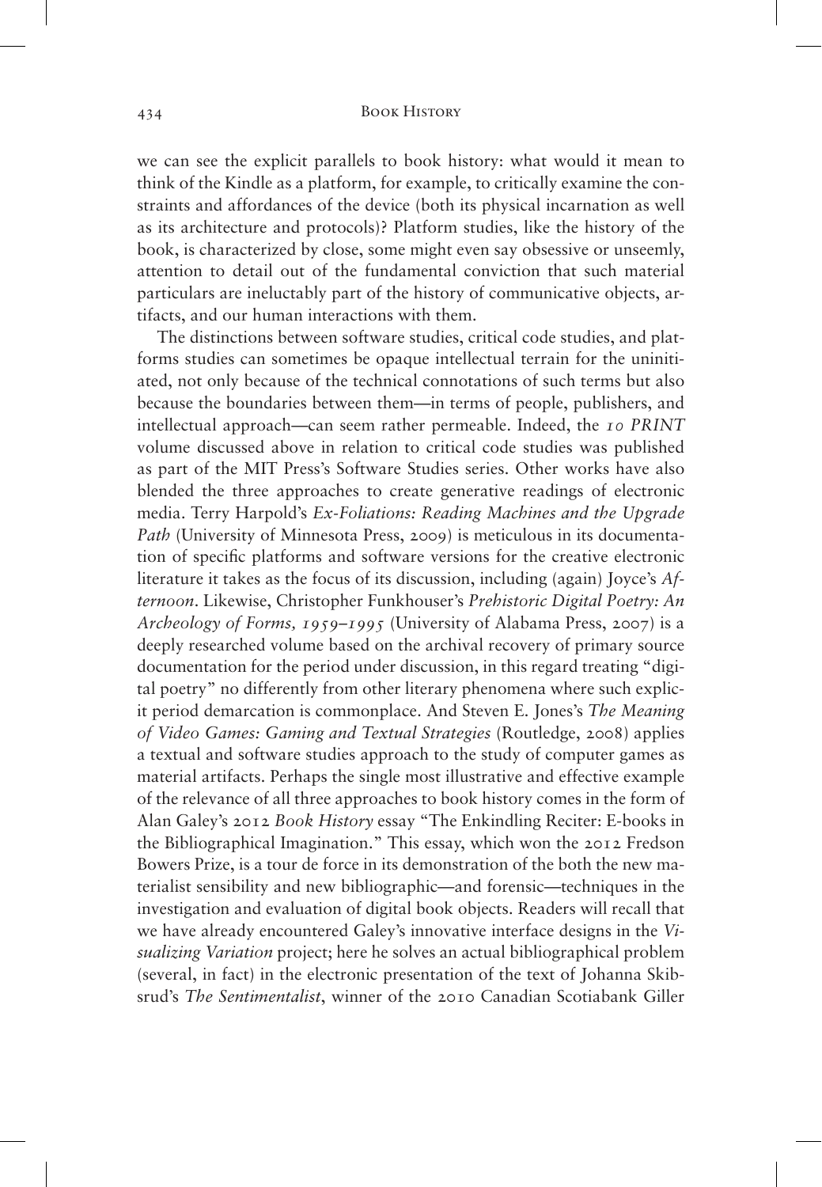we can see the explicit parallels to book history: what would it mean to think of the Kindle as a platform, for example, to critically examine the constraints and affordances of the device (both its physical incarnation as well as its architecture and protocols)? Platform studies, like the history of the book, is characterized by close, some might even say obsessive or unseemly, attention to detail out of the fundamental conviction that such material particulars are ineluctably part of the history of communicative objects, artifacts, and our human interactions with them.

The distinctions between software studies, critical code studies, and platforms studies can sometimes be opaque intellectual terrain for the uninitiated, not only because of the technical connotations of such terms but also because the boundaries between them—in terms of people, publishers, and intellectual approach—can seem rather permeable. Indeed, the *10 PRINT* volume discussed above in relation to critical code studies was published as part of the MIT Press's Software Studies series. Other works have also blended the three approaches to create generative readings of electronic media. Terry Harpold's *Ex-Foliations: Reading Machines and the Upgrade Path* (University of Minnesota Press, 2009) is meticulous in its documentation of specific platforms and software versions for the creative electronic literature it takes as the focus of its discussion, including (again) Joyce's *Afternoon*. Likewise, Christopher Funkhouser's *Prehistoric Digital Poetry: An Archeology of Forms, 1959–1995* (University of Alabama Press, 2007) is a deeply researched volume based on the archival recovery of primary source documentation for the period under discussion, in this regard treating "digital poetry" no differently from other literary phenomena where such explicit period demarcation is commonplace. And Steven E. Jones's *The Meaning of Video Games: Gaming and Textual Strategies* (Routledge, 2008) applies a textual and software studies approach to the study of computer games as material artifacts. Perhaps the single most illustrative and effective example of the relevance of all three approaches to book history comes in the form of Alan Galey's 2012 *Book History* essay "The Enkindling Reciter: E-books in the Bibliographical Imagination." This essay, which won the 2012 Fredson Bowers Prize, is a tour de force in its demonstration of the both the new materialist sensibility and new bibliographic—and forensic—techniques in the investigation and evaluation of digital book objects. Readers will recall that we have already encountered Galey's innovative interface designs in the *Visualizing Variation* project; here he solves an actual bibliographical problem (several, in fact) in the electronic presentation of the text of Johanna Skibsrud's *The Sentimentalist*, winner of the 2010 Canadian Scotiabank Giller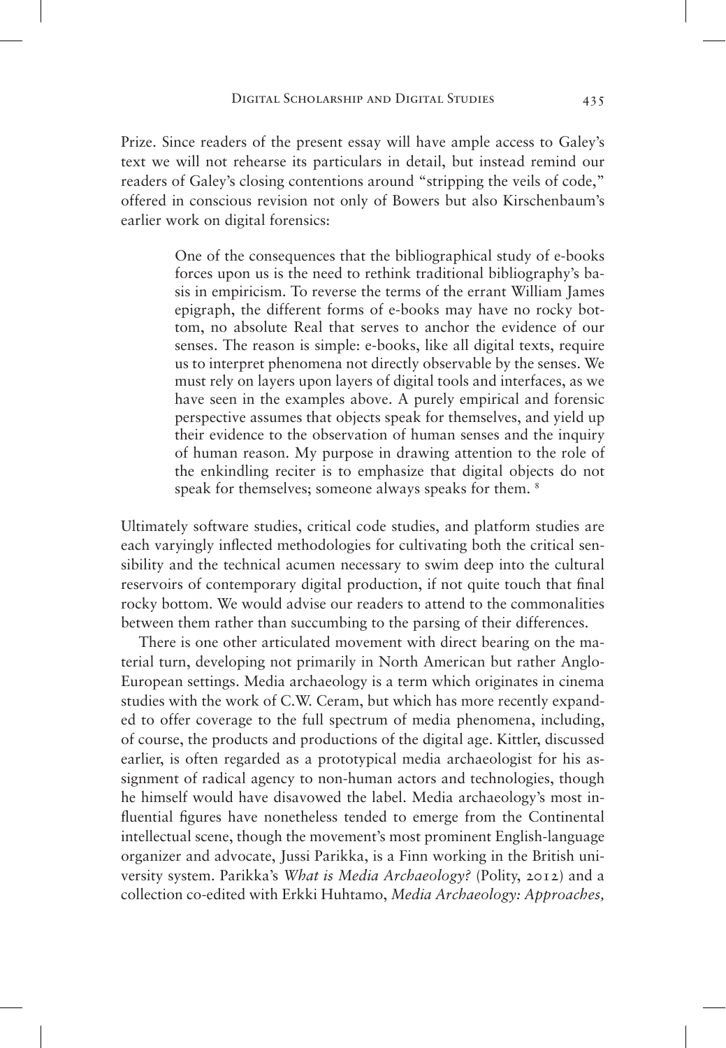Prize. Since readers of the present essay will have ample access to Galey's text we will not rehearse its particulars in detail, but instead remind our readers of Galey's closing contentions around "stripping the veils of code," offered in conscious revision not only of Bowers but also Kirschenbaum's earlier work on digital forensics:

> One of the consequences that the bibliographical study of e-books forces upon us is the need to rethink traditional bibliography's basis in empiricism. To reverse the terms of the errant William James epigraph, the different forms of e-books may have no rocky bottom, no absolute Real that serves to anchor the evidence of our senses. The reason is simple: e-books, like all digital texts, require us to interpret phenomena not directly observable by the senses. We must rely on layers upon layers of digital tools and interfaces, as we have seen in the examples above. A purely empirical and forensic perspective assumes that objects speak for themselves, and yield up their evidence to the observation of human senses and the inquiry of human reason. My purpose in drawing attention to the role of the enkindling reciter is to emphasize that digital objects do not speak for themselves; someone always speaks for them. [8]

Ultimately software studies, critical code studies, and platform studies are each varyingly inflected methodologies for cultivating both the critical sensibility and the technical acumen necessary to swim deep into the cultural reservoirs of contemporary digital production, if not quite touch that final rocky bottom. We would advise our readers to attend to the commonalities between them rather than succumbing to the parsing of their differences.

There is one other articulated movement with direct bearing on the material turn, developing not primarily in North American but rather Anglo-European settings. Media archaeology is a term which originates in cinema studies with the work of C.W. Ceram, but which has more recently expanded to offer coverage to the full spectrum of media phenomena, including, of course, the products and productions of the digital age. Kittler, discussed earlier, is often regarded as a prototypical media archaeologist for his assignment of radical agency to non-human actors and technologies, though he himself would have disavowed the label. Media archaeology's most influential figures have nonetheless tended to emerge from the Continental intellectual scene, though the movement's most prominent English-language organizer and advocate, Jussi Parikka, is a Finn working in the British university system. Parikka's *What is Media Archaeology?* (Polity, 2012) and a collection co-edited with Erkki Huhtamo, *Media Archaeology: Approaches,*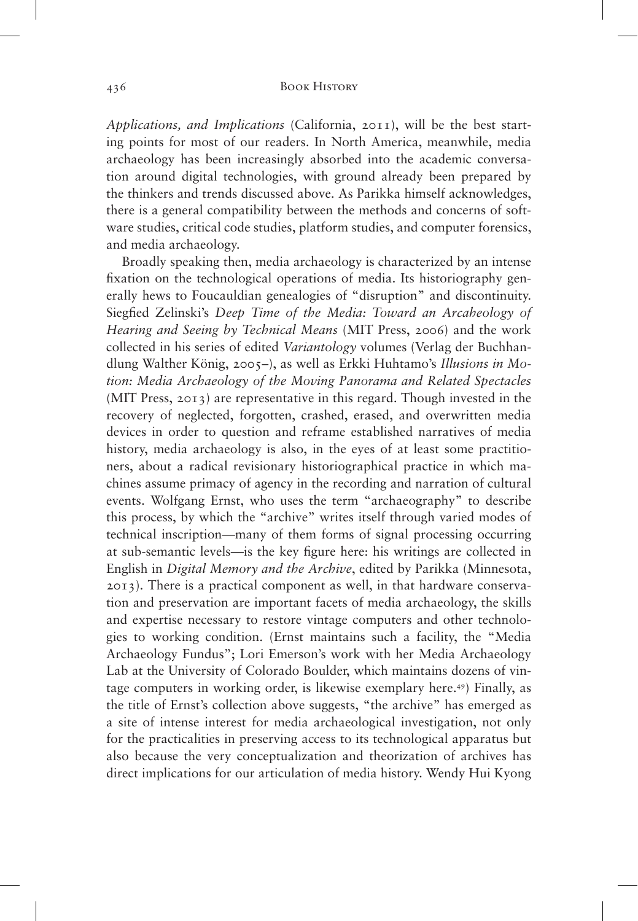*Applications, and Implications* (California, 2011), will be the best starting points for most of our readers. In North America, meanwhile, media archaeology has been increasingly absorbed into the academic conversation around digital technologies, with ground already been prepared by the thinkers and trends discussed above. As Parikka himself acknowledges, there is a general compatibility between the methods and concerns of software studies, critical code studies, platform studies, and computer forensics, and media archaeology.

Broadly speaking then, media archaeology is characterized by an intense fixation on the technological operations of media. Its historiography generally hews to Foucauldian genealogies of "disruption" and discontinuity. Siegfied Zelinski's *Deep Time of the Media: Toward an Arcaheology of Hearing and Seeing by Technical Means* (MIT Press, 2006) and the work collected in his series of edited *Variantology* volumes (Verlag der Buchhandlung Walther König, 2005–), as well as Erkki Huhtamo's *Illusions in Motion: Media Archaeology of the Moving Panorama and Related Spectacles* (MIT Press, 2013) are representative in this regard. Though invested in the recovery of neglected, forgotten, crashed, erased, and overwritten media devices in order to question and reframe established narratives of media history, media archaeology is also, in the eyes of at least some practitioners, about a radical revisionary historiographical practice in which machines assume primacy of agency in the recording and narration of cultural events. Wolfgang Ernst, who uses the term "archaeography" to describe this process, by which the "archive" writes itself through varied modes of technical inscription—many of them forms of signal processing occurring at sub-semantic levels—is the key figure here: his writings are collected in English in *Digital Memory and the Archive*, edited by Parikka (Minnesota, 2013). There is a practical component as well, in that hardware conservation and preservation are important facets of media archaeology, the skills and expertise necessary to restore vintage computers and other technologies to working condition. (Ernst maintains such a facility, the "Media Archaeology Fundus"; Lori Emerson's work with her Media Archaeology Lab at the University of Colorado Boulder, which maintains dozens of vintage computers in working order, is likewise exemplary here.[49]) Finally, as the title of Ernst's collection above suggests, "the archive" has emerged as a site of intense interest for media archaeological investigation, not only for the practicalities in preserving access to its technological apparatus but also because the very conceptualization and theorization of archives has direct implications for our articulation of media history. Wendy Hui Kyong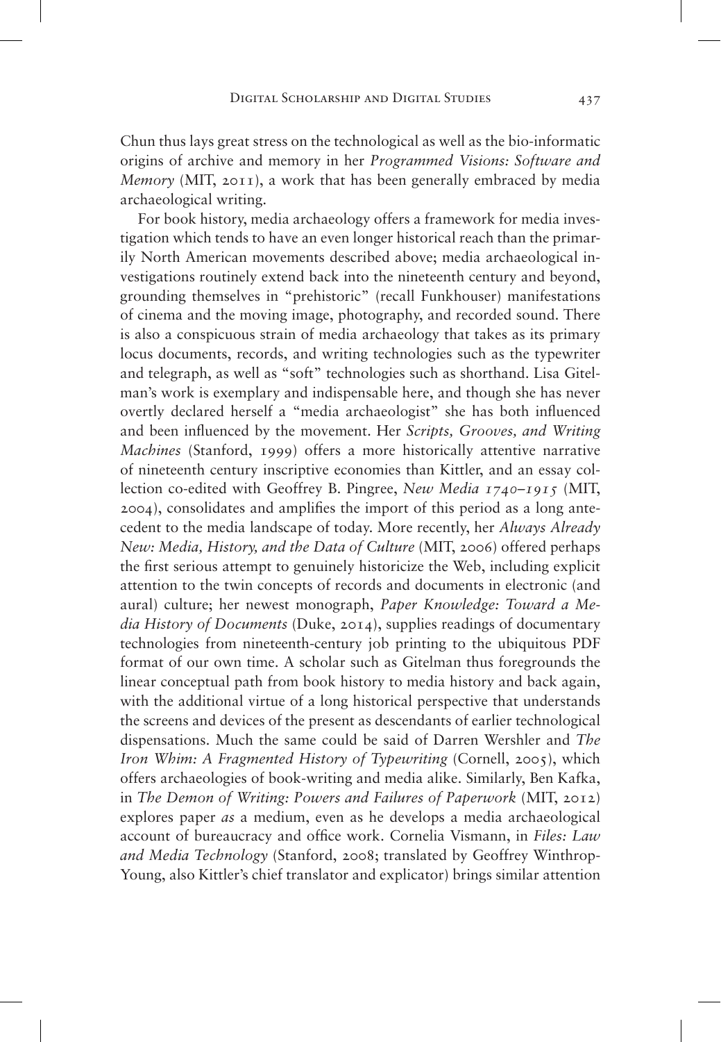Chun thus lays great stress on the technological as well as the bio-informatic origins of archive and memory in her *Programmed Visions: Software and Memory* (MIT, 2011), a work that has been generally embraced by media archaeological writing.

For book history, media archaeology offers a framework for media investigation which tends to have an even longer historical reach than the primarily North American movements described above; media archaeological investigations routinely extend back into the nineteenth century and beyond, grounding themselves in "prehistoric" (recall Funkhouser) manifestations of cinema and the moving image, photography, and recorded sound. There is also a conspicuous strain of media archaeology that takes as its primary locus documents, records, and writing technologies such as the typewriter and telegraph, as well as "soft" technologies such as shorthand. Lisa Gitelman's work is exemplary and indispensable here, and though she has never overtly declared herself a "media archaeologist" she has both influenced and been influenced by the movement. Her *Scripts, Grooves, and Writing Machines* (Stanford, 1999) offers a more historically attentive narrative of nineteenth century inscriptive economies than Kittler, and an essay collection co-edited with Geoffrey B. Pingree, *New Media 1740–1915* (MIT, 2004), consolidates and amplifies the import of this period as a long antecedent to the media landscape of today. More recently, her *Always Already New: Media, History, and the Data of Culture* (MIT, 2006) offered perhaps the first serious attempt to genuinely historicize the Web, including explicit attention to the twin concepts of records and documents in electronic (and aural) culture; her newest monograph, *Paper Knowledge: Toward a Media History of Documents* (Duke, 2014), supplies readings of documentary technologies from nineteenth-century job printing to the ubiquitous PDF format of our own time. A scholar such as Gitelman thus foregrounds the linear conceptual path from book history to media history and back again, with the additional virtue of a long historical perspective that understands the screens and devices of the present as descendants of earlier technological dispensations. Much the same could be said of Darren Wershler and *The Iron Whim: A Fragmented History of Typewriting* (Cornell, 2005), which offers archaeologies of book-writing and media alike. Similarly, Ben Kafka, in *The Demon of Writing: Powers and Failures of Paperwork* (MIT, 2012) explores paper *as* a medium, even as he develops a media archaeological account of bureaucracy and office work. Cornelia Vismann, in *Files: Law and Media Technology* (Stanford, 2008; translated by Geoffrey Winthrop-Young, also Kittler's chief translator and explicator) brings similar attention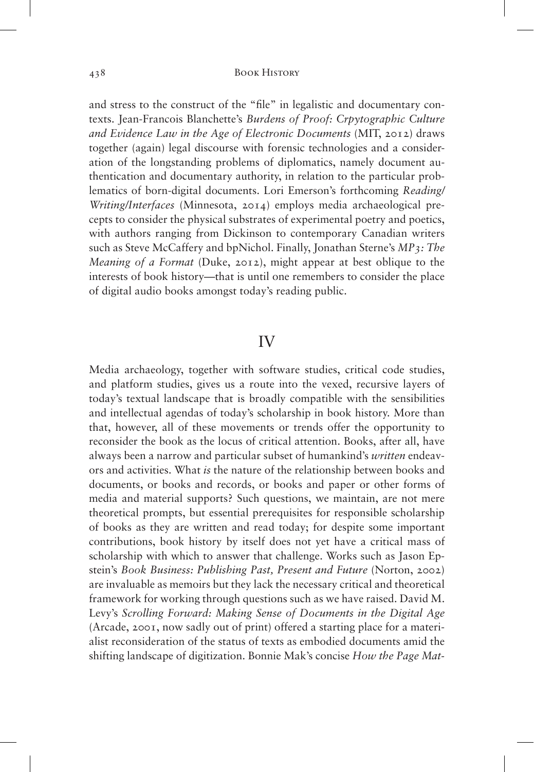and stress to the construct of the "file" in legalistic and documentary contexts. Jean-Francois Blanchette's *Burdens of Proof: Crpytographic Culture and Evidence Law in the Age of Electronic Documents* (MIT, 2012) draws together (again) legal discourse with forensic technologies and a consideration of the longstanding problems of diplomatics, namely document authentication and documentary authority, in relation to the particular problematics of born-digital documents. Lori Emerson's forthcoming *Reading/Writing/Interfaces* (Minnesota, 2014) employs media archaeological precepts to consider the physical substrates of experimental poetry and poetics, with authors ranging from Dickinson to contemporary Canadian writers such as Steve McCaffery and bpNichol. Finally, Jonathan Sterne's *MP3: The Meaning of a Format* (Duke, 2012), might appear at best oblique to the interests of book history—that is until one remembers to consider the place of digital audio books amongst today's reading public.

## IV

Media archaeology, together with software studies, critical code studies, and platform studies, gives us a route into the vexed, recursive layers of today's textual landscape that is broadly compatible with the sensibilities and intellectual agendas of today's scholarship in book history. More than that, however, all of these movements or trends offer the opportunity to reconsider the book as the locus of critical attention. Books, after all, have always been a narrow and particular subset of humankind's *written* endeavors and activities. What *is* the nature of the relationship between books and documents, or books and records, or books and paper or other forms of media and material supports? Such questions, we maintain, are not mere theoretical prompts, but essential prerequisites for responsible scholarship of books as they are written and read today; for despite some important contributions, book history by itself does not yet have a critical mass of scholarship with which to answer that challenge. Works such as Jason Epstein's *Book Business: Publishing Past, Present and Future* (Norton, 2002) are invaluable as memoirs but they lack the necessary critical and theoretical framework for working through questions such as we have raised. David M. Levy's *Scrolling Forward: Making Sense of Documents in the Digital Age* (Arcade, 2001, now sadly out of print) offered a starting place for a materialist reconsideration of the status of texts as embodied documents amid the shifting landscape of digitization. Bonnie Mak's concise *How the Page Mat-*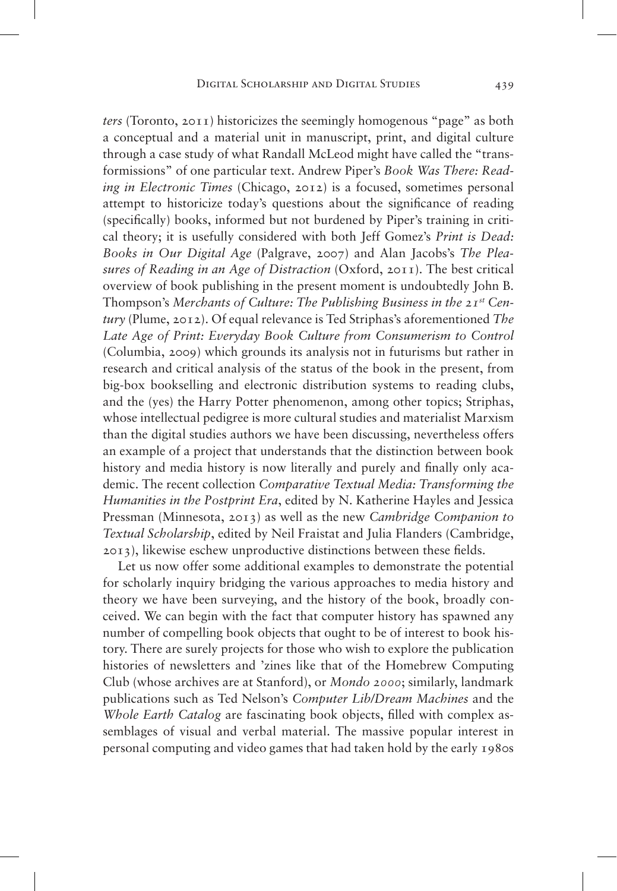*ters* (Toronto, 2011) historicizes the seemingly homogenous "page" as both a conceptual and a material unit in manuscript, print, and digital culture through a case study of what Randall McLeod might have called the "transformissions" of one particular text. Andrew Piper's *Book Was There: Reading in Electronic Times* (Chicago, 2012) is a focused, sometimes personal attempt to historicize today's questions about the significance of reading (specifically) books, informed but not burdened by Piper's training in critical theory; it is usefully considered with both Jeff Gomez's *Print is Dead: Books in Our Digital Age* (Palgrave, 2007) and Alan Jacobs's *The Pleasures of Reading in an Age of Distraction* (Oxford, 2011). The best critical overview of book publishing in the present moment is undoubtedly John B. Thompson's *Merchants of Culture: The Publishing Business in the 21st Century* (Plume, 2012). Of equal relevance is Ted Striphas's aforementioned *The Late Age of Print: Everyday Book Culture from Consumerism to Control* (Columbia, 2009) which grounds its analysis not in futurisms but rather in research and critical analysis of the status of the book in the present, from big-box bookselling and electronic distribution systems to reading clubs, and the (yes) the Harry Potter phenomenon, among other topics; Striphas, whose intellectual pedigree is more cultural studies and materialist Marxism than the digital studies authors we have been discussing, nevertheless offers an example of a project that understands that the distinction between book history and media history is now literally and purely and finally only academic. The recent collection *Comparative Textual Media: Transforming the Humanities in the Postprint Era*, edited by N. Katherine Hayles and Jessica Pressman (Minnesota, 2013) as well as the new *Cambridge Companion to Textual Scholarship*, edited by Neil Fraistat and Julia Flanders (Cambridge, 2013), likewise eschew unproductive distinctions between these fields.

Let us now offer some additional examples to demonstrate the potential for scholarly inquiry bridging the various approaches to media history and theory we have been surveying, and the history of the book, broadly conceived. We can begin with the fact that computer history has spawned any number of compelling book objects that ought to be of interest to book history. There are surely projects for those who wish to explore the publication histories of newsletters and 'zines like that of the Homebrew Computing Club (whose archives are at Stanford), or *Mondo 2000*; similarly, landmark publications such as Ted Nelson's *Computer Lib/Dream Machines* and the *Whole Earth Catalog* are fascinating book objects, filled with complex assemblages of visual and verbal material. The massive popular interest in personal computing and video games that had taken hold by the early 1980s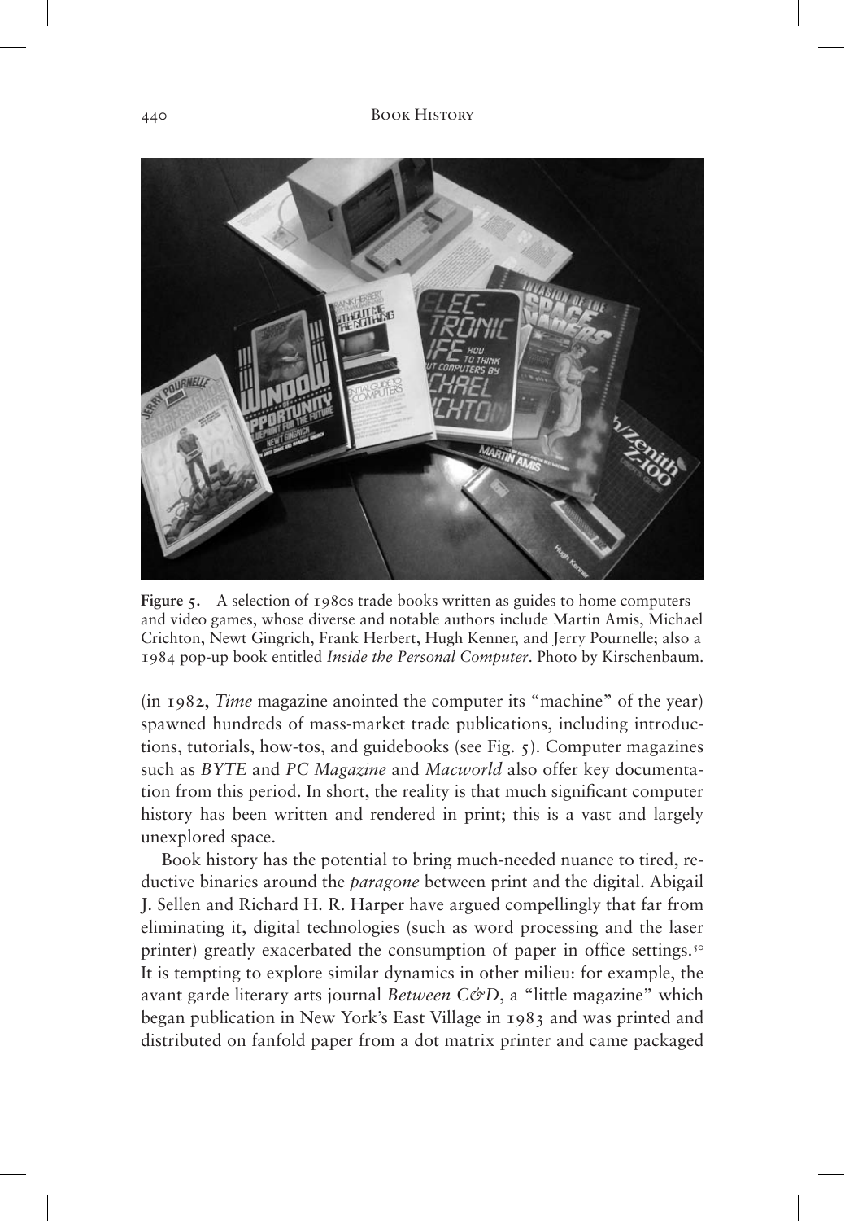**Figure 5.** A selection of 1980s trade books written as guides to home computers and video games, whose diverse and notable authors include Martin Amis, Michael Crichton, Newt Gingrich, Frank Herbert, Hugh Kenner, and Jerry Pournelle; also a 1984 pop-up book entitled *Inside the Personal Computer*. Photo by Kirschenbaum.

(in 1982, *Time* magazine anointed the computer its "machine" of the year) spawned hundreds of mass-market trade publications, including introductions, tutorials, how-tos, and guidebooks (see Fig. 5). Computer magazines such as *BYTE* and *PC Magazine* and *Macworld* also offer key documentation from this period. In short, the reality is that much significant computer history has been written and rendered in print; this is a vast and largely unexplored space.

Book history has the potential to bring much-needed nuance to tired, reductive binaries around the *paragone* between print and the digital. Abigail J. Sellen and Richard H. R. Harper have argued compellingly that far from eliminating it, digital technologies (such as word processing and the laser printer) greatly exacerbated the consumption of paper in office settings.[50] It is tempting to explore similar dynamics in other milieu: for example, the avant garde literary arts journal *Between C&D*, a "little magazine" which began publication in New York's East Village in 1983 and was printed and distributed on fanfold paper from a dot matrix printer and came packaged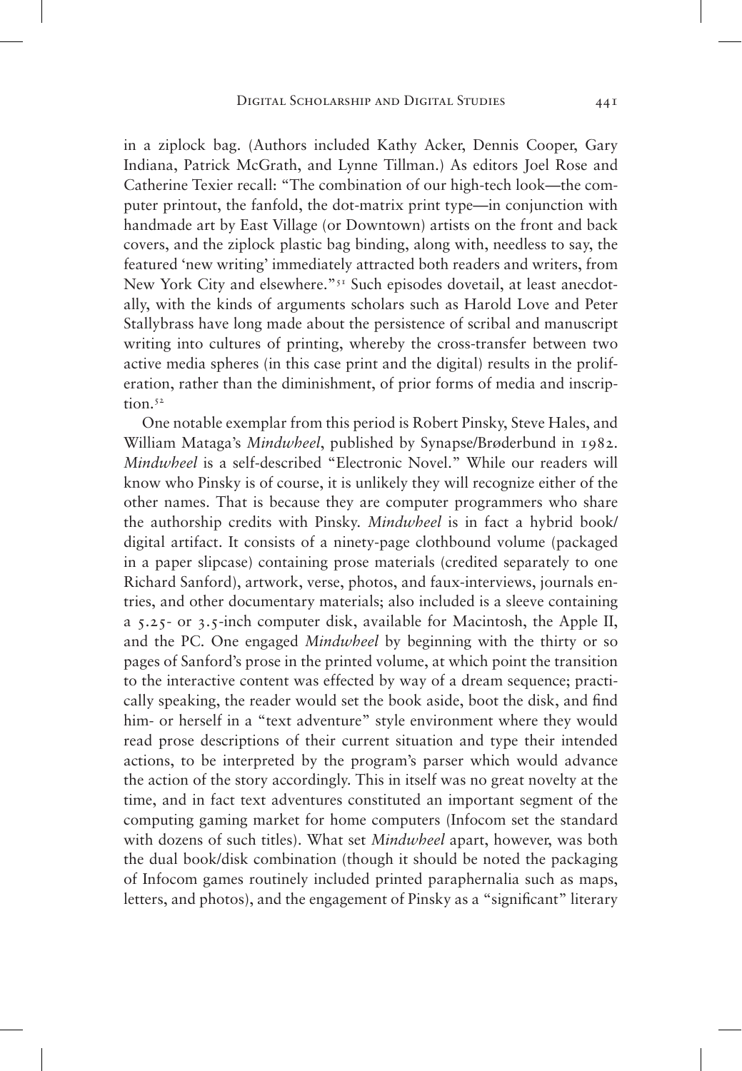in a ziplock bag. (Authors included Kathy Acker, Dennis Cooper, Gary Indiana, Patrick McGrath, and Lynne Tillman.) As editors Joel Rose and Catherine Texier recall: "The combination of our high-tech look—the computer printout, the fanfold, the dot-matrix print type—in conjunction with handmade art by East Village (or Downtown) artists on the front and back covers, and the ziplock plastic bag binding, along with, needless to say, the featured 'new writing' immediately attracted both readers and writers, from New York City and elsewhere."[51] Such episodes dovetail, at least anecdotally, with the kinds of arguments scholars such as Harold Love and Peter Stallybrass have long made about the persistence of scribal and manuscript writing into cultures of printing, whereby the cross-transfer between two active media spheres (in this case print and the digital) results in the proliferation, rather than the diminishment, of prior forms of media and inscription.[52]

One notable exemplar from this period is Robert Pinsky, Steve Hales, and William Mataga's *Mindwheel*, published by Synapse/Brøderbund in 1982. *Mindwheel* is a self-described "Electronic Novel." While our readers will know who Pinsky is of course, it is unlikely they will recognize either of the other names. That is because they are computer programmers who share the authorship credits with Pinsky. *Mindwheel* is in fact a hybrid book/digital artifact. It consists of a ninety-page clothbound volume (packaged in a paper slipcase) containing prose materials (credited separately to one Richard Sanford), artwork, verse, photos, and faux-interviews, journals entries, and other documentary materials; also included is a sleeve containing a 5.25- or 3.5-inch computer disk, available for Macintosh, the Apple II, and the PC. One engaged *Mindwheel* by beginning with the thirty or so pages of Sanford's prose in the printed volume, at which point the transition to the interactive content was effected by way of a dream sequence; practically speaking, the reader would set the book aside, boot the disk, and find him- or herself in a "text adventure" style environment where they would read prose descriptions of their current situation and type their intended actions, to be interpreted by the program's parser which would advance the action of the story accordingly. This in itself was no great novelty at the time, and in fact text adventures constituted an important segment of the computing gaming market for home computers (Infocom set the standard with dozens of such titles). What set *Mindwheel* apart, however, was both the dual book/disk combination (though it should be noted the packaging of Infocom games routinely included printed paraphernalia such as maps, letters, and photos), and the engagement of Pinsky as a "significant" literary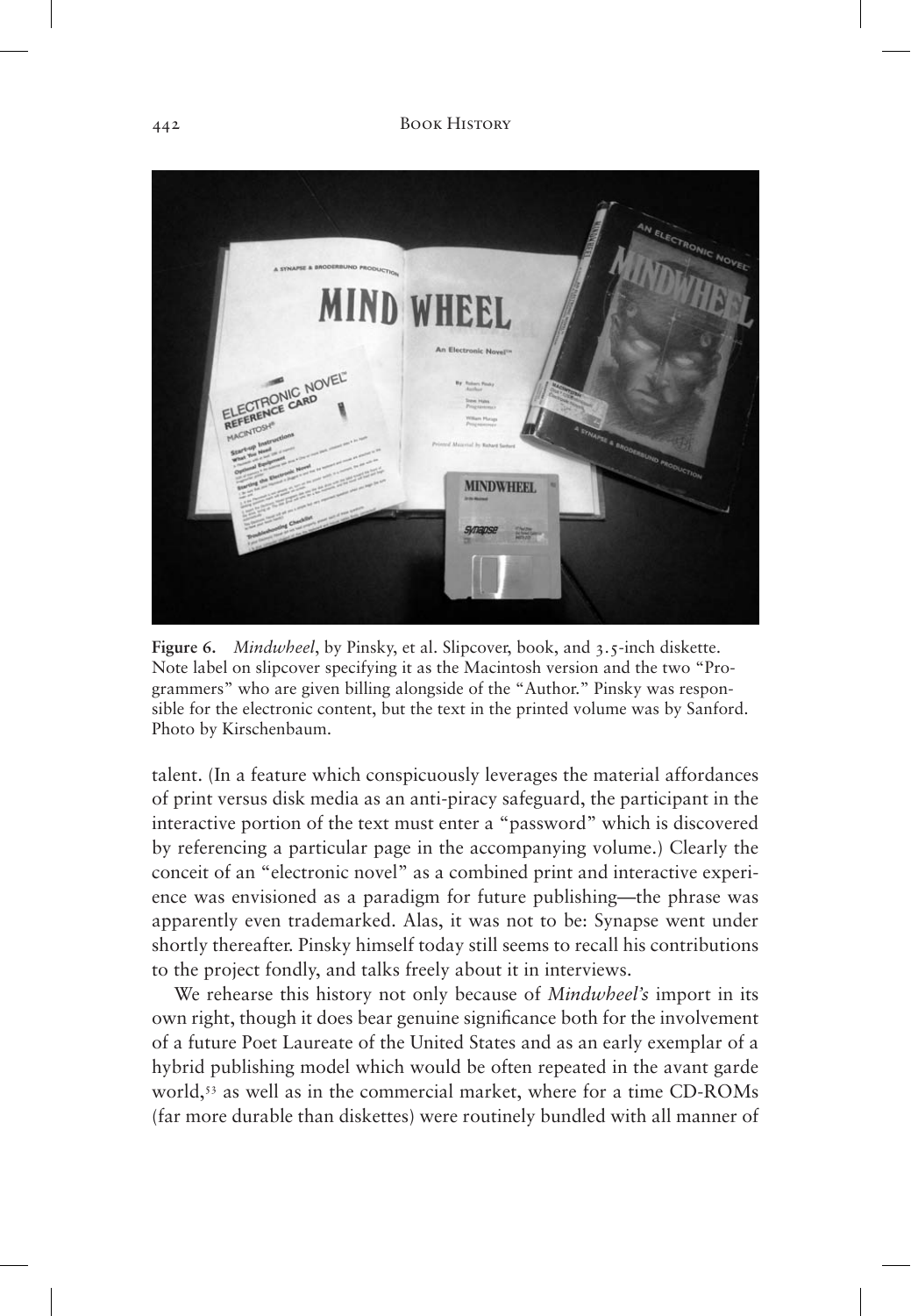**Figure 6.** *Mindwheel*, by Pinsky, et al. Slipcover, book, and 3.5-inch diskette. Note label on slipcover specifying it as the Macintosh version and the two "Programmers" who are given billing alongside of the "Author." Pinsky was responsible for the electronic content, but the text in the printed volume was by Sanford. Photo by Kirschenbaum.

talent. (In a feature which conspicuously leverages the material affordances of print versus disk media as an anti-piracy safeguard, the participant in the interactive portion of the text must enter a "password" which is discovered by referencing a particular page in the accompanying volume.) Clearly the conceit of an "electronic novel" as a combined print and interactive experience was envisioned as a paradigm for future publishing—the phrase was apparently even trademarked. Alas, it was not to be: Synapse went under shortly thereafter. Pinsky himself today still seems to recall his contributions to the project fondly, and talks freely about it in interviews.

We rehearse this history not only because of *Mindwheel's* import in its own right, though it does bear genuine significance both for the involvement of a future Poet Laureate of the United States and as an early exemplar of a hybrid publishing model which would be often repeated in the avant garde world,[53] as well as in the commercial market, where for a time CD-ROMs (far more durable than diskettes) were routinely bundled with all manner of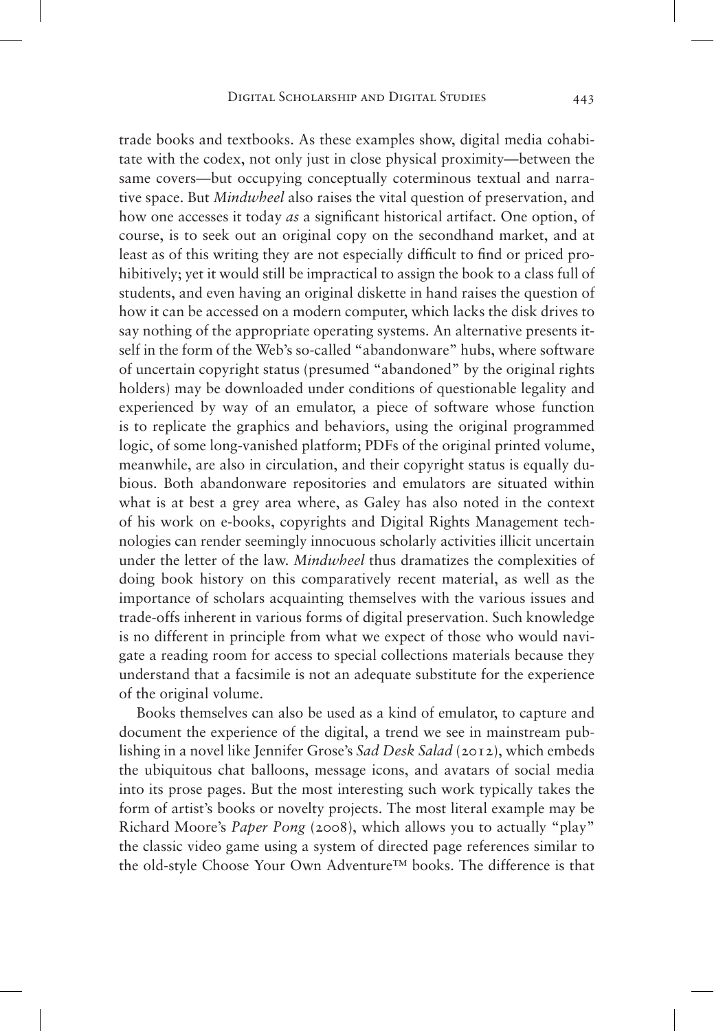trade books and textbooks. As these examples show, digital media cohabitate with the codex, not only just in close physical proximity—between the same covers—but occupying conceptually coterminous textual and narrative space. But *Mindwheel* also raises the vital question of preservation, and how one accesses it today *as* a significant historical artifact. One option, of course, is to seek out an original copy on the secondhand market, and at least as of this writing they are not especially difficult to find or priced prohibitively; yet it would still be impractical to assign the book to a class full of students, and even having an original diskette in hand raises the question of how it can be accessed on a modern computer, which lacks the disk drives to say nothing of the appropriate operating systems. An alternative presents itself in the form of the Web's so-called "abandonware" hubs, where software of uncertain copyright status (presumed "abandoned" by the original rights holders) may be downloaded under conditions of questionable legality and experienced by way of an emulator, a piece of software whose function is to replicate the graphics and behaviors, using the original programmed logic, of some long-vanished platform; PDFs of the original printed volume, meanwhile, are also in circulation, and their copyright status is equally dubious. Both abandonware repositories and emulators are situated within what is at best a grey area where, as Galey has also noted in the context of his work on e-books, copyrights and Digital Rights Management technologies can render seemingly innocuous scholarly activities illicit uncertain under the letter of the law. *Mindwheel* thus dramatizes the complexities of doing book history on this comparatively recent material, as well as the importance of scholars acquainting themselves with the various issues and trade-offs inherent in various forms of digital preservation. Such knowledge is no different in principle from what we expect of those who would navigate a reading room for access to special collections materials because they understand that a facsimile is not an adequate substitute for the experience of the original volume.

Books themselves can also be used as a kind of emulator, to capture and document the experience of the digital, a trend we see in mainstream publishing in a novel like Jennifer Grose's *Sad Desk Salad* (2012), which embeds the ubiquitous chat balloons, message icons, and avatars of social media into its prose pages. But the most interesting such work typically takes the form of artist's books or novelty projects. The most literal example may be Richard Moore's *Paper Pong* (2008), which allows you to actually "play" the classic video game using a system of directed page references similar to the old-style Choose Your Own Adventure™ books. The difference is that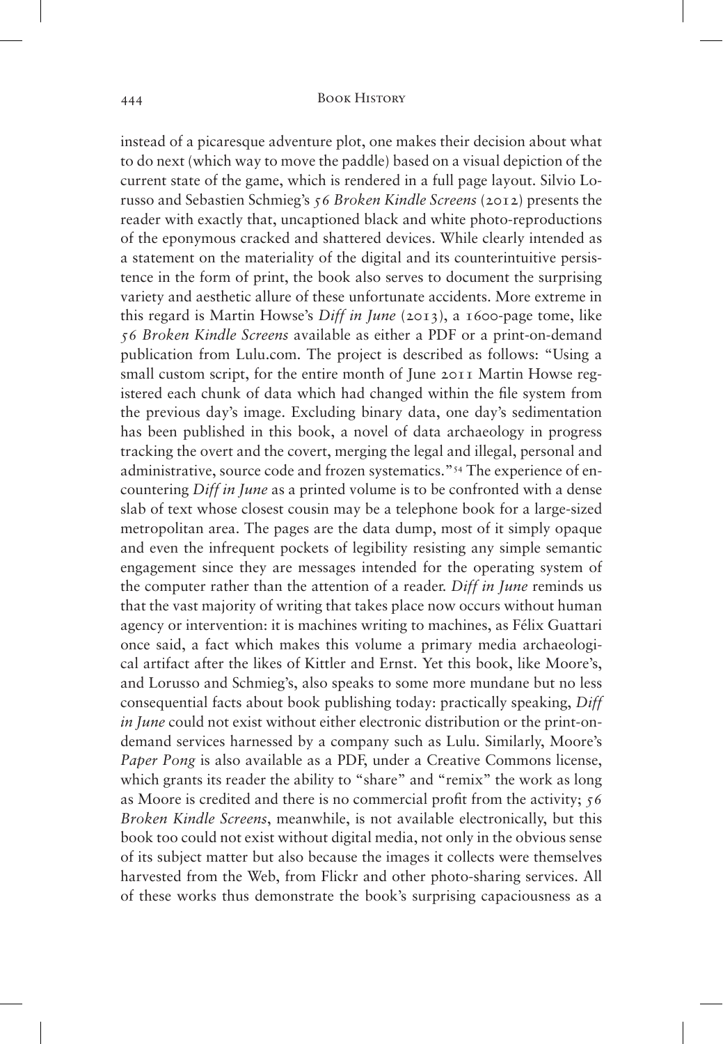instead of a picaresque adventure plot, one makes their decision about what to do next (which way to move the paddle) based on a visual depiction of the current state of the game, which is rendered in a full page layout. Silvio Lorusso and Sebastien Schmieg's *56 Broken Kindle Screens* (2012) presents the reader with exactly that, uncaptioned black and white photo-reproductions of the eponymous cracked and shattered devices. While clearly intended as a statement on the materiality of the digital and its counterintuitive persistence in the form of print, the book also serves to document the surprising variety and aesthetic allure of these unfortunate accidents. More extreme in this regard is Martin Howse's *Diff in June* (2013), a 1600-page tome, like *56 Broken Kindle Screens* available as either a PDF or a print-on-demand publication from Lulu.com. The project is described as follows: "Using a small custom script, for the entire month of June 2011 Martin Howse registered each chunk of data which had changed within the file system from the previous day's image. Excluding binary data, one day's sedimentation has been published in this book, a novel of data archaeology in progress tracking the overt and the covert, merging the legal and illegal, personal and administrative, source code and frozen systematics."[54] The experience of encountering *Diff in June* as a printed volume is to be confronted with a dense slab of text whose closest cousin may be a telephone book for a large-sized metropolitan area. The pages are the data dump, most of it simply opaque and even the infrequent pockets of legibility resisting any simple semantic engagement since they are messages intended for the operating system of the computer rather than the attention of a reader. *Diff in June* reminds us that the vast majority of writing that takes place now occurs without human agency or intervention: it is machines writing to machines, as Félix Guattari once said, a fact which makes this volume a primary media archaeological artifact after the likes of Kittler and Ernst. Yet this book, like Moore's, and Lorusso and Schmieg's, also speaks to some more mundane but no less consequential facts about book publishing today: practically speaking, *Diff in June* could not exist without either electronic distribution or the print-on-demand services harnessed by a company such as Lulu. Similarly, Moore's *Paper Pong* is also available as a PDF, under a Creative Commons license, which grants its reader the ability to "share" and "remix" the work as long as Moore is credited and there is no commercial profit from the activity; *56 Broken Kindle Screens*, meanwhile, is not available electronically, but this book too could not exist without digital media, not only in the obvious sense of its subject matter but also because the images it collects were themselves harvested from the Web, from Flickr and other photo-sharing services. All of these works thus demonstrate the book's surprising capaciousness as a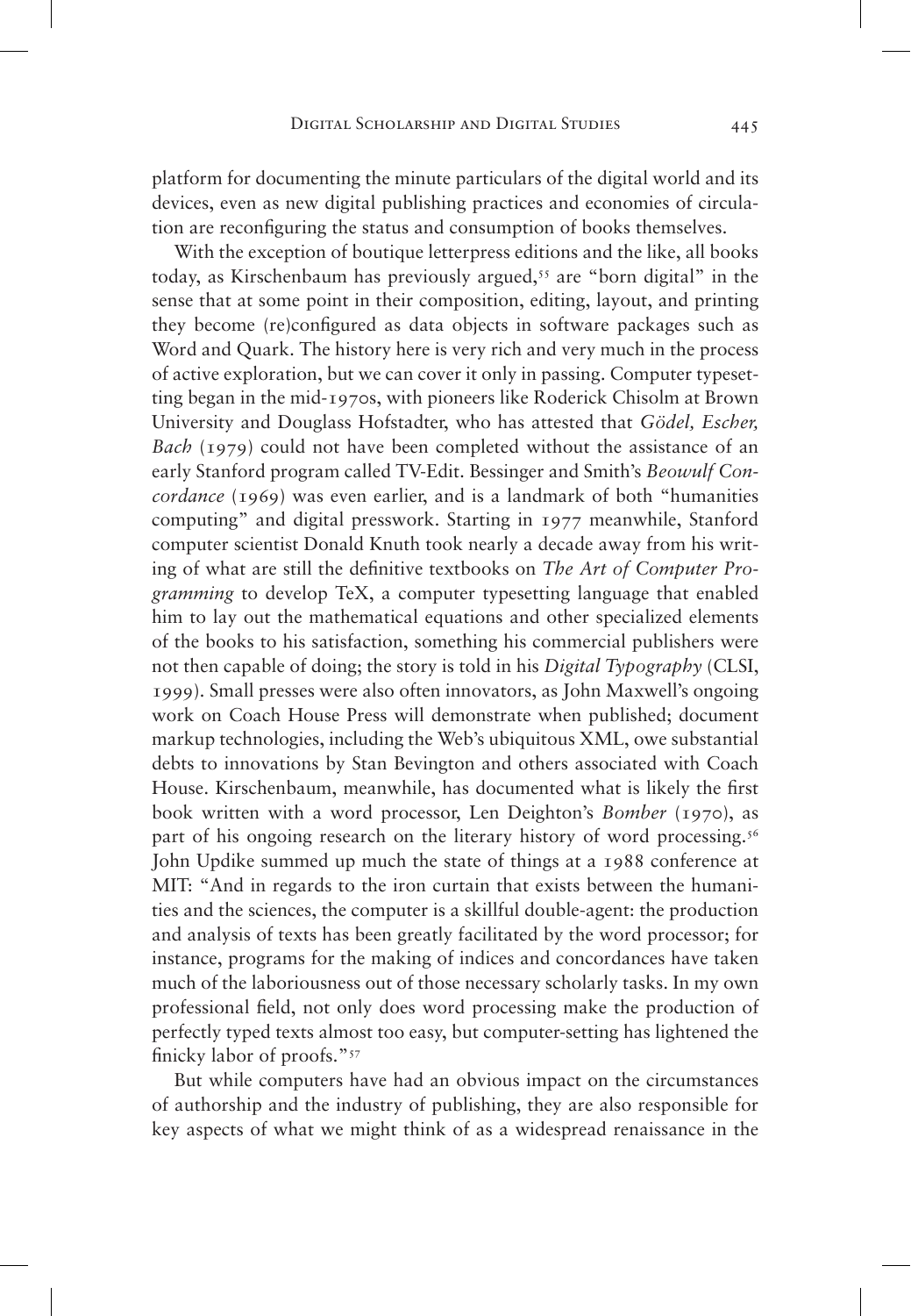platform for documenting the minute particulars of the digital world and its devices, even as new digital publishing practices and economies of circulation are reconfiguring the status and consumption of books themselves.

With the exception of boutique letterpress editions and the like, all books today, as Kirschenbaum has previously argued,[55] are "born digital" in the sense that at some point in their composition, editing, layout, and printing they become (re)configured as data objects in software packages such as Word and Quark. The history here is very rich and very much in the process of active exploration, but we can cover it only in passing. Computer typesetting began in the mid-1970s, with pioneers like Roderick Chisolm at Brown University and Douglass Hofstadter, who has attested that *Gödel, Escher, Bach* (1979) could not have been completed without the assistance of an early Stanford program called TV-Edit. Bessinger and Smith's *Beowulf Concordance* (1969) was even earlier, and is a landmark of both "humanities computing" and digital presswork. Starting in 1977 meanwhile, Stanford computer scientist Donald Knuth took nearly a decade away from his writing of what are still the definitive textbooks on *The Art of Computer Programming* to develop TeX, a computer typesetting language that enabled him to lay out the mathematical equations and other specialized elements of the books to his satisfaction, something his commercial publishers were not then capable of doing; the story is told in his *Digital Typography* (CLSI, 1999). Small presses were also often innovators, as John Maxwell's ongoing work on Coach House Press will demonstrate when published; document markup technologies, including the Web's ubiquitous XML, owe substantial debts to innovations by Stan Bevington and others associated with Coach House. Kirschenbaum, meanwhile, has documented what is likely the first book written with a word processor, Len Deighton's *Bomber* (1970), as part of his ongoing research on the literary history of word processing.[56] John Updike summed up much the state of things at a 1988 conference at MIT: "And in regards to the iron curtain that exists between the humanities and the sciences, the computer is a skillful double-agent: the production and analysis of texts has been greatly facilitated by the word processor; for instance, programs for the making of indices and concordances have taken much of the laboriousness out of those necessary scholarly tasks. In my own professional field, not only does word processing make the production of perfectly typed texts almost too easy, but computer-setting has lightened the finicky labor of proofs."[57]

But while computers have had an obvious impact on the circumstances of authorship and the industry of publishing, they are also responsible for key aspects of what we might think of as a widespread renaissance in the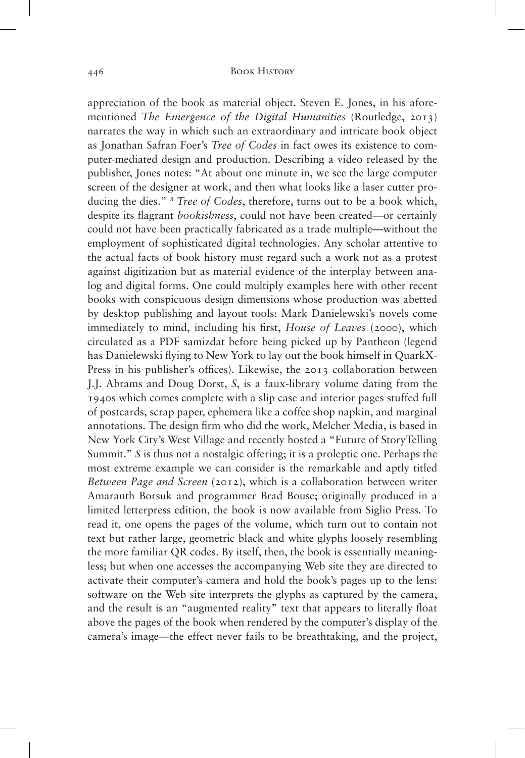appreciation of the book as material object. Steven E. Jones, in his aforementioned *The Emergence of the Digital Humanities* (Routledge, 2013) narrates the way in which such an extraordinary and intricate book object as Jonathan Safran Foer's *Tree of Codes* in fact owes its existence to computer-mediated design and production. Describing a video released by the publisher, Jones notes: "At about one minute in, we see the large computer screen of the designer at work, and then what looks like a laser cutter producing the dies." [8] *Tree of Codes*, therefore, turns out to be a book which, despite its flagrant *bookishness*, could not have been created—or certainly could not have been practically fabricated as a trade multiple—without the employment of sophisticated digital technologies. Any scholar attentive to the actual facts of book history must regard such a work not as a protest against digitization but as material evidence of the interplay between analog and digital forms. One could multiply examples here with other recent books with conspicuous design dimensions whose production was abetted by desktop publishing and layout tools: Mark Danielewski's novels come immediately to mind, including his first, *House of Leaves* (2000), which circulated as a PDF samizdat before being picked up by Pantheon (legend has Danielewski flying to New York to lay out the book himself in QuarkXPress in his publisher's offices). Likewise, the 2013 collaboration between J.J. Abrams and Doug Dorst, *S*, is a faux-library volume dating from the 1940s which comes complete with a slip case and interior pages stuffed full of postcards, scrap paper, ephemera like a coffee shop napkin, and marginal annotations. The design firm who did the work, Melcher Media, is based in New York City's West Village and recently hosted a "Future of StoryTelling Summit." *S* is thus not a nostalgic offering; it is a proleptic one. Perhaps the most extreme example we can consider is the remarkable and aptly titled *Between Page and Screen* (2012), which is a collaboration between writer Amaranth Borsuk and programmer Brad Bouse; originally produced in a limited letterpress edition, the book is now available from Siglio Press. To read it, one opens the pages of the volume, which turn out to contain not text but rather large, geometric black and white glyphs loosely resembling the more familiar QR codes. By itself, then, the book is essentially meaningless; but when one accesses the accompanying Web site they are directed to activate their computer's camera and hold the book's pages up to the lens: software on the Web site interprets the glyphs as captured by the camera, and the result is an "augmented reality" text that appears to literally float above the pages of the book when rendered by the computer's display of the camera's image—the effect never fails to be breathtaking, and the project,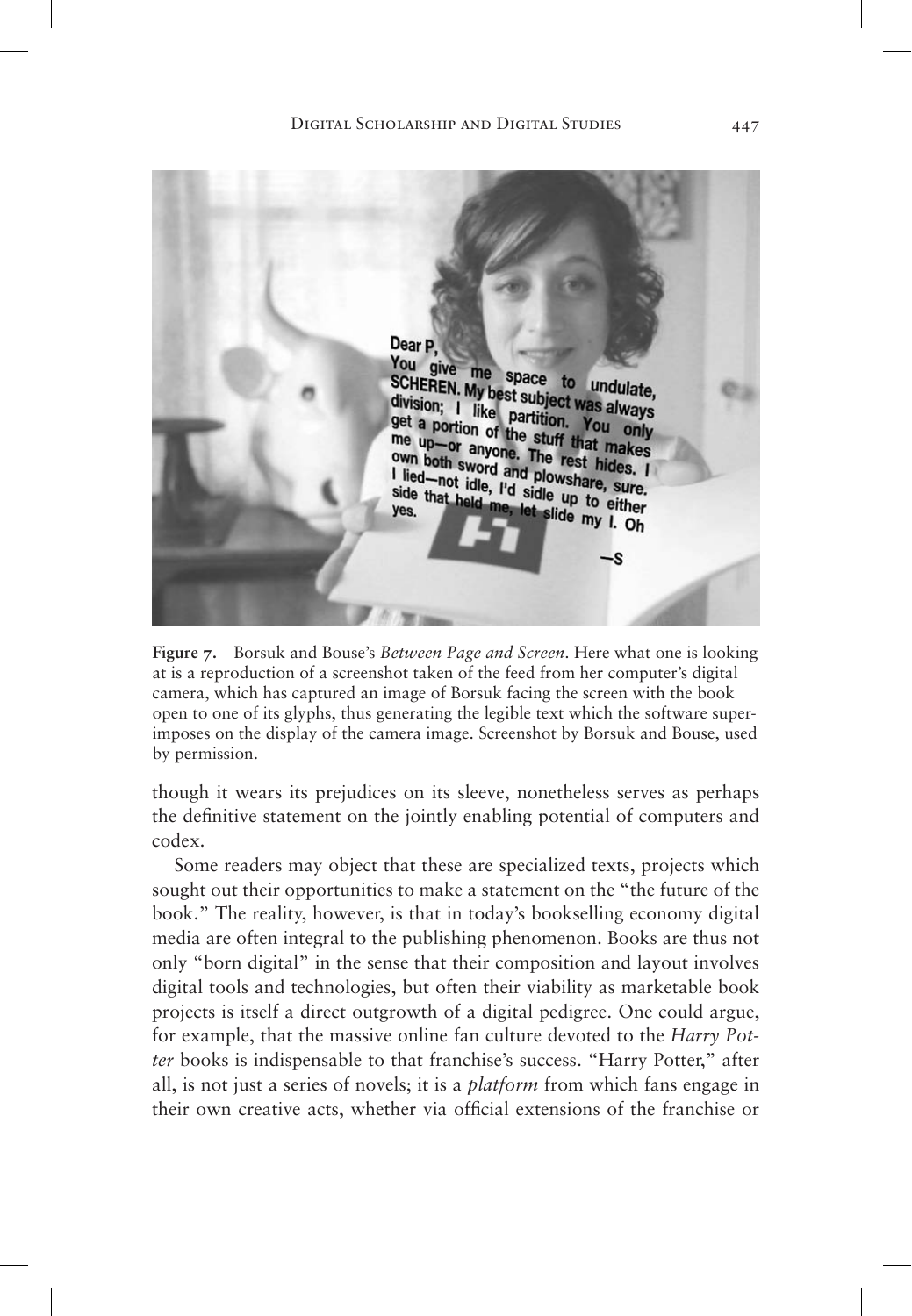**Figure 7.** Borsuk and Bouse's *Between Page and Screen*. Here what one is looking at is a reproduction of a screenshot taken of the feed from her computer's digital camera, which has captured an image of Borsuk facing the screen with the book open to one of its glyphs, thus generating the legible text which the software superimposes on the display of the camera image. Screenshot by Borsuk and Bouse, used by permission.

though it wears its prejudices on its sleeve, nonetheless serves as perhaps the definitive statement on the jointly enabling potential of computers and codex.

Some readers may object that these are specialized texts, projects which sought out their opportunities to make a statement on the "the future of the book." The reality, however, is that in today's bookselling economy digital media are often integral to the publishing phenomenon. Books are thus not only "born digital" in the sense that their composition and layout involves digital tools and technologies, but often their viability as marketable book projects is itself a direct outgrowth of a digital pedigree. One could argue, for example, that the massive online fan culture devoted to the *Harry Potter* books is indispensable to that franchise's success. "Harry Potter," after all, is not just a series of novels; it is a *platform* from which fans engage in their own creative acts, whether via official extensions of the franchise or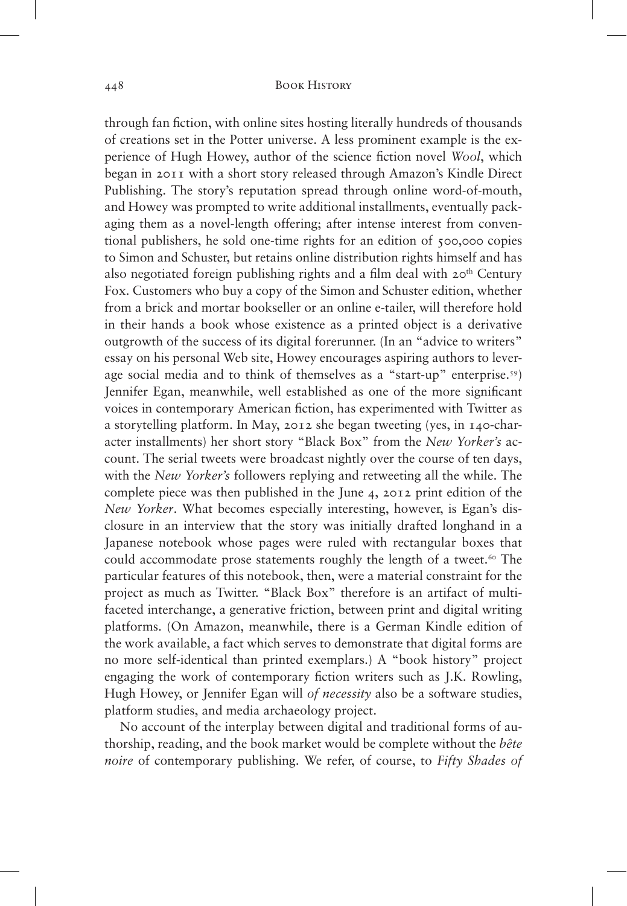through fan fiction, with online sites hosting literally hundreds of thousands of creations set in the Potter universe. A less prominent example is the experience of Hugh Howey, author of the science fiction novel *Wool*, which began in 2011 with a short story released through Amazon's Kindle Direct Publishing. The story's reputation spread through online word-of-mouth, and Howey was prompted to write additional installments, eventually packaging them as a novel-length offering; after intense interest from conventional publishers, he sold one-time rights for an edition of 500,000 copies to Simon and Schuster, but retains online distribution rights himself and has also negotiated foreign publishing rights and a film deal with 20th Century Fox. Customers who buy a copy of the Simon and Schuster edition, whether from a brick and mortar bookseller or an online e-tailer, will therefore hold in their hands a book whose existence as a printed object is a derivative outgrowth of the success of its digital forerunner. (In an "advice to writers" essay on his personal Web site, Howey encourages aspiring authors to leverage social media and to think of themselves as a "start-up" enterprise.[59]) Jennifer Egan, meanwhile, well established as one of the more significant voices in contemporary American fiction, has experimented with Twitter as a storytelling platform. In May, 2012 she began tweeting (yes, in 140-character installments) her short story "Black Box" from the *New Yorker's* account. The serial tweets were broadcast nightly over the course of ten days, with the *New Yorker's* followers replying and retweeting all the while. The complete piece was then published in the June 4, 2012 print edition of the *New Yorker*. What becomes especially interesting, however, is Egan's disclosure in an interview that the story was initially drafted longhand in a Japanese notebook whose pages were ruled with rectangular boxes that could accommodate prose statements roughly the length of a tweet.[60] The particular features of this notebook, then, were a material constraint for the project as much as Twitter. "Black Box" therefore is an artifact of multifaceted interchange, a generative friction, between print and digital writing platforms. (On Amazon, meanwhile, there is a German Kindle edition of the work available, a fact which serves to demonstrate that digital forms are no more self-identical than printed exemplars.) A "book history" project engaging the work of contemporary fiction writers such as J.K. Rowling, Hugh Howey, or Jennifer Egan will *of necessity* also be a software studies, platform studies, and media archaeology project.

No account of the interplay between digital and traditional forms of authorship, reading, and the book market would be complete without the *bête noire* of contemporary publishing. We refer, of course, to *Fifty Shades of*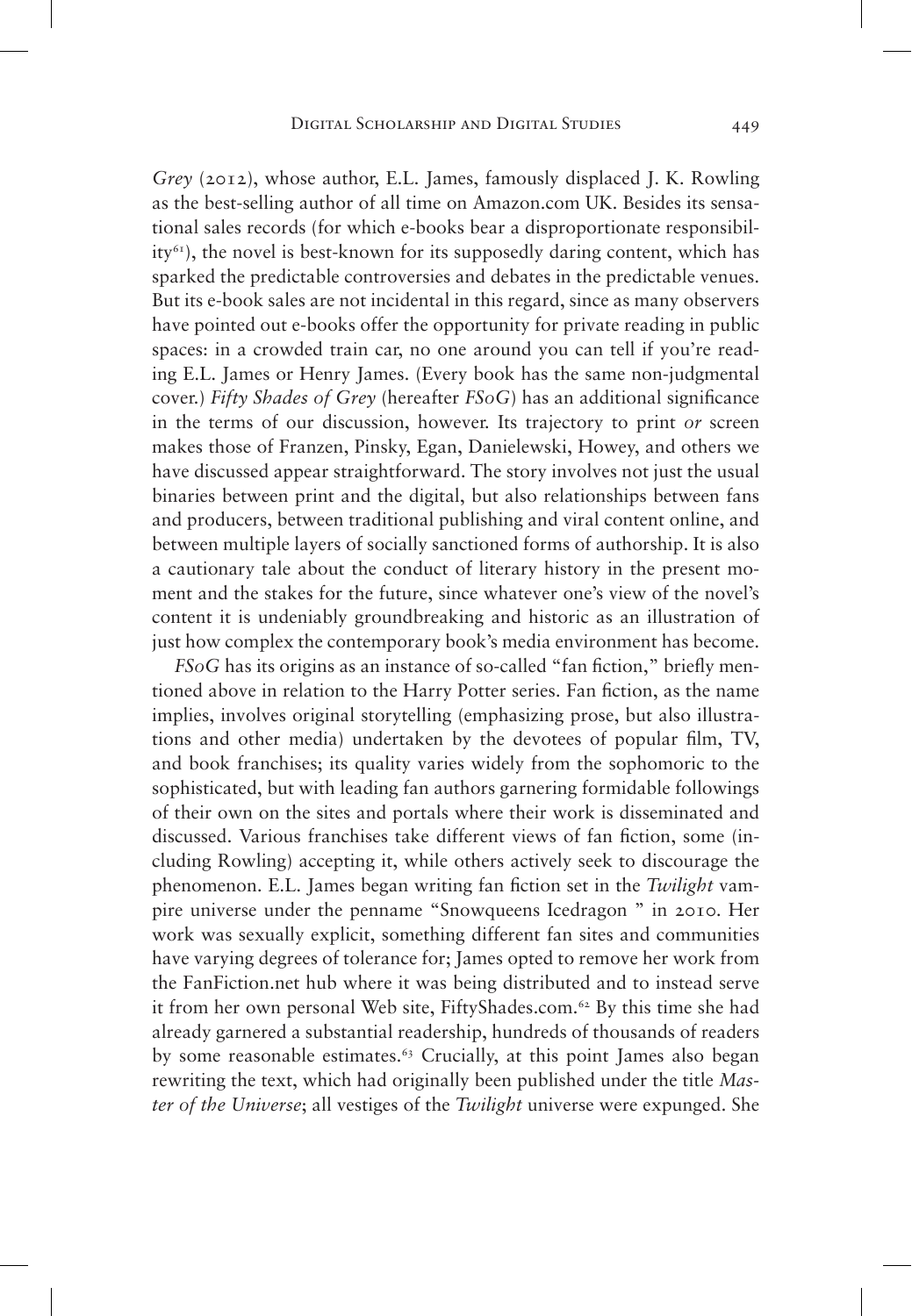*Grey* (2012), whose author, E.L. James, famously displaced J. K. Rowling as the best-selling author of all time on Amazon.com UK. Besides its sensational sales records (for which e-books bear a disproportionate responsibility[61]), the novel is best-known for its supposedly daring content, which has sparked the predictable controversies and debates in the predictable venues. But its e-book sales are not incidental in this regard, since as many observers have pointed out e-books offer the opportunity for private reading in public spaces: in a crowded train car, no one around you can tell if you're reading E.L. James or Henry James. (Every book has the same non-judgmental cover.) *Fifty Shades of Grey* (hereafter *FSoG*) has an additional significance in the terms of our discussion, however. Its trajectory to print *or* screen makes those of Franzen, Pinsky, Egan, Danielewski, Howey, and others we have discussed appear straightforward. The story involves not just the usual binaries between print and the digital, but also relationships between fans and producers, between traditional publishing and viral content online, and between multiple layers of socially sanctioned forms of authorship. It is also a cautionary tale about the conduct of literary history in the present moment and the stakes for the future, since whatever one's view of the novel's content it is undeniably groundbreaking and historic as an illustration of just how complex the contemporary book's media environment has become.

*FSoG* has its origins as an instance of so-called "fan fiction," briefly mentioned above in relation to the Harry Potter series. Fan fiction, as the name implies, involves original storytelling (emphasizing prose, but also illustrations and other media) undertaken by the devotees of popular film, TV, and book franchises; its quality varies widely from the sophomoric to the sophisticated, but with leading fan authors garnering formidable followings of their own on the sites and portals where their work is disseminated and discussed. Various franchises take different views of fan fiction, some (including Rowling) accepting it, while others actively seek to discourage the phenomenon. E.L. James began writing fan fiction set in the *Twilight* vampire universe under the penname "Snowqueens Icedragon " in 2010. Her work was sexually explicit, something different fan sites and communities have varying degrees of tolerance for; James opted to remove her work from the FanFiction.net hub where it was being distributed and to instead serve it from her own personal Web site, FiftyShades.com.[62] By this time she had already garnered a substantial readership, hundreds of thousands of readers by some reasonable estimates.[63] Crucially, at this point James also began rewriting the text, which had originally been published under the title *Master of the Universe*; all vestiges of the *Twilight* universe were expunged. She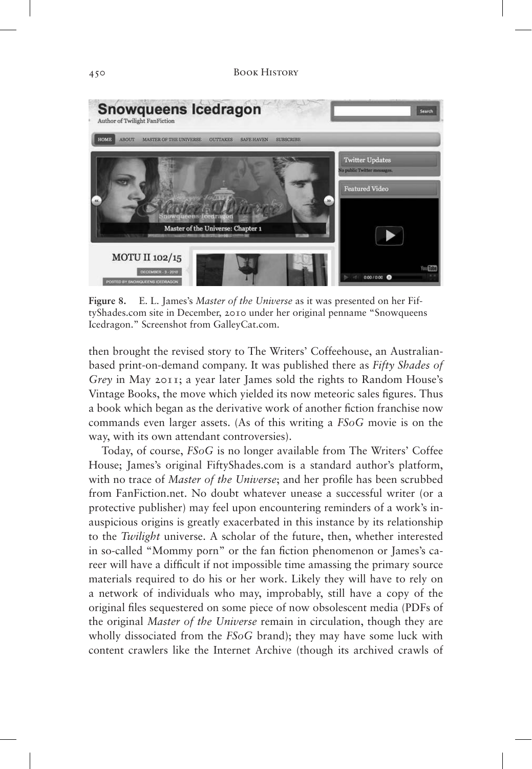**Figure 8.** E. L. James's *Master of the Universe* as it was presented on her FiftyShades.com site in December, 2010 under her original penname "Snowqueens Icedragon." Screenshot from GalleyCat.com.

then brought the revised story to The Writers' Coffeehouse, an Australian-based print-on-demand company. It was published there as *Fifty Shades of Grey* in May 2011; a year later James sold the rights to Random House's Vintage Books, the move which yielded its now meteoric sales figures. Thus a book which began as the derivative work of another fiction franchise now commands even larger assets. (As of this writing a *FSoG* movie is on the way, with its own attendant controversies).

Today, of course, *FSoG* is no longer available from The Writers' Coffee House; James's original FiftyShades.com is a standard author's platform, with no trace of *Master of the Universe*; and her profile has been scrubbed from FanFiction.net. No doubt whatever unease a successful writer (or a protective publisher) may feel upon encountering reminders of a work's inauspicious origins is greatly exacerbated in this instance by its relationship to the *Twilight* universe. A scholar of the future, then, whether interested in so-called "Mommy porn" or the fan fiction phenomenon or James's career will have a difficult if not impossible time amassing the primary source materials required to do his or her work. Likely they will have to rely on a network of individuals who may, improbably, still have a copy of the original files sequestered on some piece of now obsolescent media (PDFs of the original *Master of the Universe* remain in circulation, though they are wholly dissociated from the *FSoG* brand); they may have some luck with content crawlers like the Internet Archive (though its archived crawls of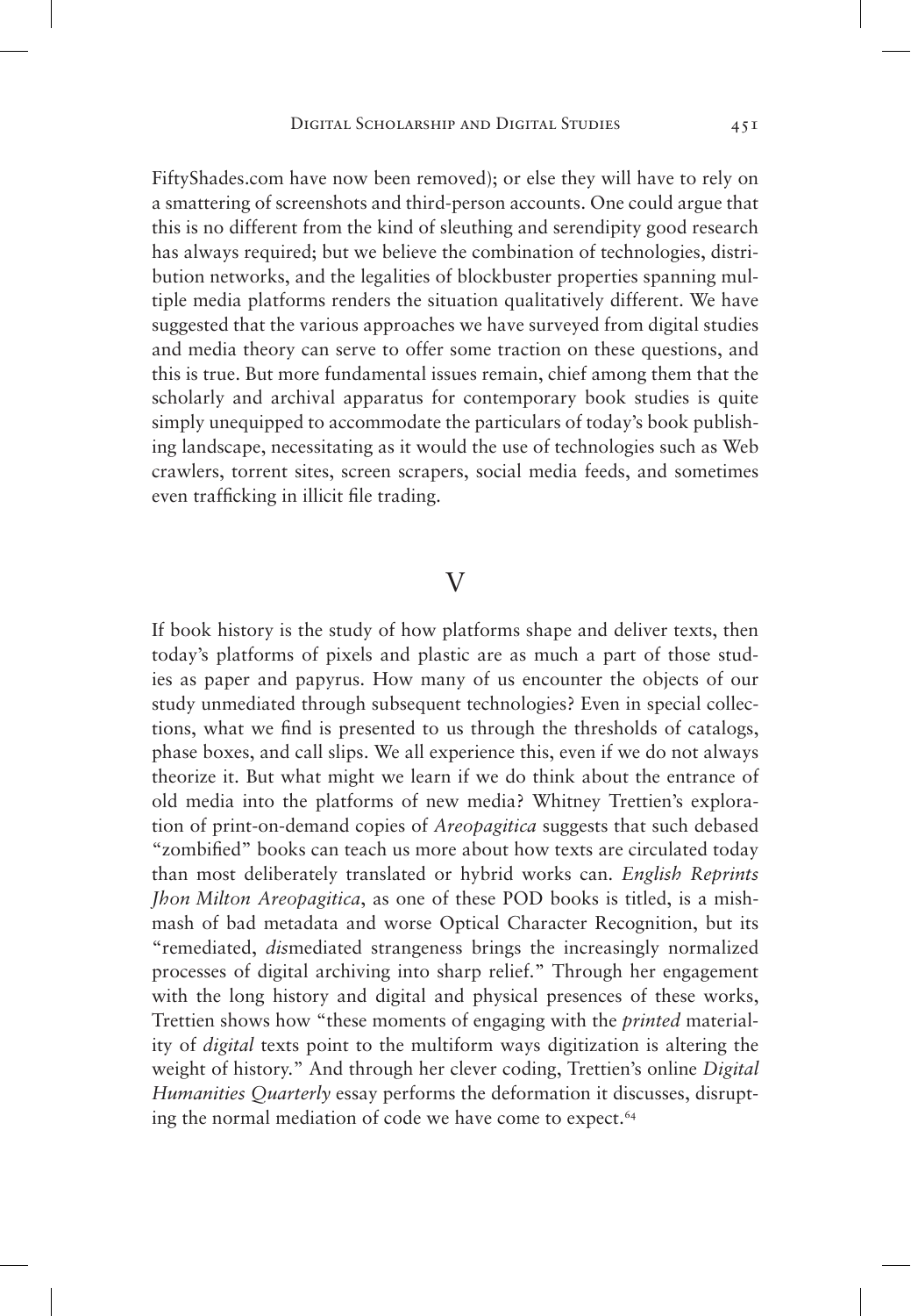FiftyShades.com have now been removed); or else they will have to rely on a smattering of screenshots and third-person accounts. One could argue that this is no different from the kind of sleuthing and serendipity good research has always required; but we believe the combination of technologies, distribution networks, and the legalities of blockbuster properties spanning multiple media platforms renders the situation qualitatively different. We have suggested that the various approaches we have surveyed from digital studies and media theory can serve to offer some traction on these questions, and this is true. But more fundamental issues remain, chief among them that the scholarly and archival apparatus for contemporary book studies is quite simply unequipped to accommodate the particulars of today's book publishing landscape, necessitating as it would the use of technologies such as Web crawlers, torrent sites, screen scrapers, social media feeds, and sometimes even trafficking in illicit file trading.

## V

If book history is the study of how platforms shape and deliver texts, then today's platforms of pixels and plastic are as much a part of those studies as paper and papyrus. How many of us encounter the objects of our study unmediated through subsequent technologies? Even in special collections, what we find is presented to us through the thresholds of catalogs, phase boxes, and call slips. We all experience this, even if we do not always theorize it. But what might we learn if we do think about the entrance of old media into the platforms of new media? Whitney Trettien's exploration of print-on-demand copies of *Areopagitica* suggests that such debased "zombified" books can teach us more about how texts are circulated today than most deliberately translated or hybrid works can. *English Reprints Jhon Milton Areopagitica*, as one of these POD books is titled, is a mishmash of bad metadata and worse Optical Character Recognition, but its "remediated, *dis*mediated strangeness brings the increasingly normalized processes of digital archiving into sharp relief." Through her engagement with the long history and digital and physical presences of these works, Trettien shows how "these moments of engaging with the *printed* materiality of *digital* texts point to the multiform ways digitization is altering the weight of history." And through her clever coding, Trettien's online *Digital Humanities Quarterly* essay performs the deformation it discusses, disrupting the normal mediation of code we have come to expect.[64]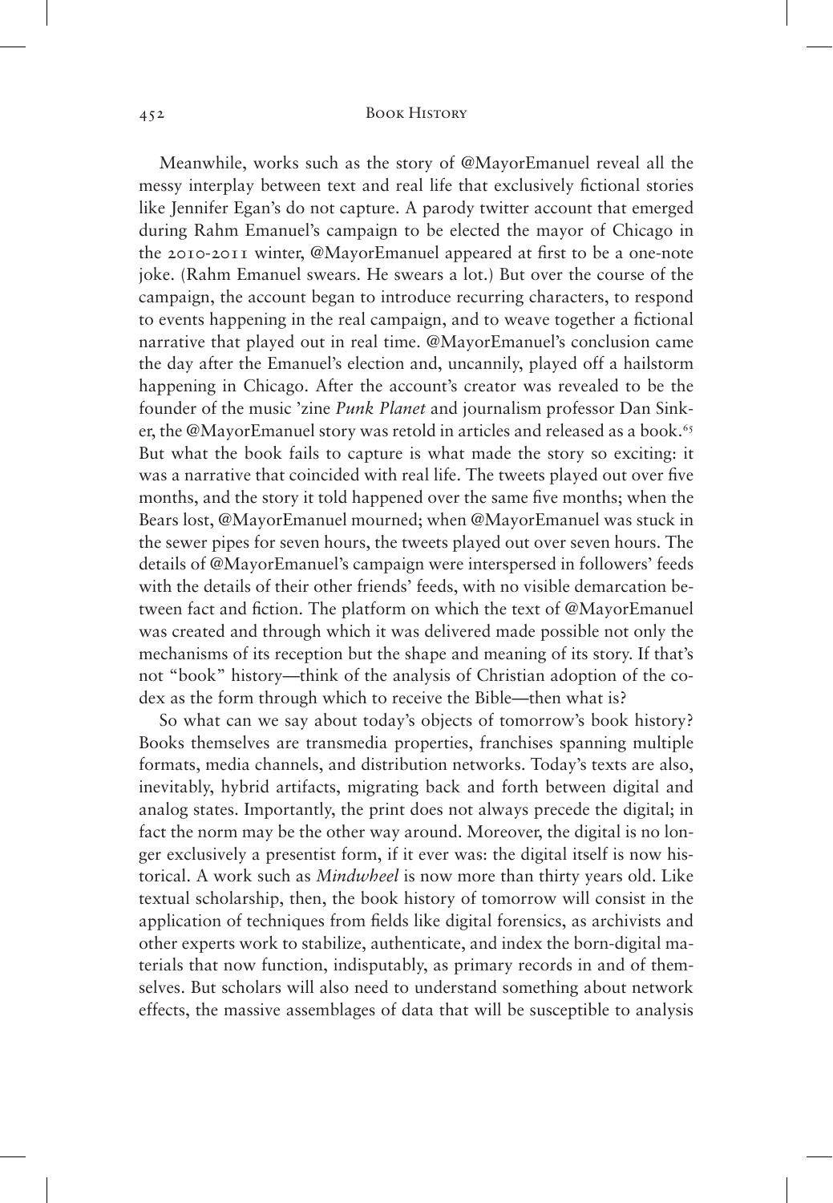Meanwhile, works such as the story of @MayorEmanuel reveal all the messy interplay between text and real life that exclusively fictional stories like Jennifer Egan's do not capture. A parody twitter account that emerged during Rahm Emanuel's campaign to be elected the mayor of Chicago in the 2010-2011 winter, @MayorEmanuel appeared at first to be a one-note joke. (Rahm Emanuel swears. He swears a lot.) But over the course of the campaign, the account began to introduce recurring characters, to respond to events happening in the real campaign, and to weave together a fictional narrative that played out in real time. @MayorEmanuel's conclusion came the day after the Emanuel's election and, uncannily, played off a hailstorm happening in Chicago. After the account's creator was revealed to be the founder of the music 'zine *Punk Planet* and journalism professor Dan Sinker, the @MayorEmanuel story was retold in articles and released as a book.[65] But what the book fails to capture is what made the story so exciting: it was a narrative that coincided with real life. The tweets played out over five months, and the story it told happened over the same five months; when the Bears lost, @MayorEmanuel mourned; when @MayorEmanuel was stuck in the sewer pipes for seven hours, the tweets played out over seven hours. The details of @MayorEmanuel's campaign were interspersed in followers' feeds with the details of their other friends' feeds, with no visible demarcation between fact and fiction. The platform on which the text of @MayorEmanuel was created and through which it was delivered made possible not only the mechanisms of its reception but the shape and meaning of its story. If that's not "book" history—think of the analysis of Christian adoption of the codex as the form through which to receive the Bible—then what is?

So what can we say about today's objects of tomorrow's book history? Books themselves are transmedia properties, franchises spanning multiple formats, media channels, and distribution networks. Today's texts are also, inevitably, hybrid artifacts, migrating back and forth between digital and analog states. Importantly, the print does not always precede the digital; in fact the norm may be the other way around. Moreover, the digital is no longer exclusively a presentist form, if it ever was: the digital itself is now historical. A work such as *Mindwheel* is now more than thirty years old. Like textual scholarship, then, the book history of tomorrow will consist in the application of techniques from fields like digital forensics, as archivists and other experts work to stabilize, authenticate, and index the born-digital materials that now function, indisputably, as primary records in and of themselves. But scholars will also need to understand something about network effects, the massive assemblages of data that will be susceptible to analysis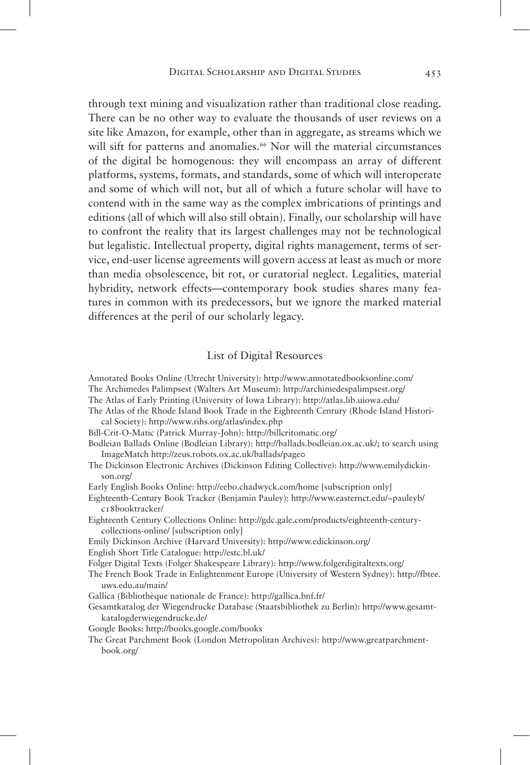through text mining and visualization rather than traditional close reading. There can be no other way to evaluate the thousands of user reviews on a site like Amazon, for example, other than in aggregate, as streams which we will sift for patterns and anomalies.[66] Nor will the material circumstances of the digital be homogenous: they will encompass an array of different platforms, systems, formats, and standards, some of which will interoperate and some of which will not, but all of which a future scholar will have to contend with in the same way as the complex imbrications of printings and editions (all of which will also still obtain). Finally, our scholarship will have to confront the reality that its largest challenges may not be technological but legalistic. Intellectual property, digital rights management, terms of service, end-user license agreements will govern access at least as much or more than media obsolescence, bit rot, or curatorial neglect. Legalities, material hybridity, network effects—contemporary book studies shares many features in common with its predecessors, but we ignore the marked material differences at the peril of our scholarly legacy.

## List of Digital Resources

Annotated Books Online (Utrecht University): http://www.annotatedbooksonline.com/

The Archimedes Palimpsest (Walters Art Museum): http://archimedespalimpsest.org/

The Atlas of Early Printing (University of Iowa Library): http://atlas.lib.uiowa.edu/

The Atlas of the Rhode Island Book Trade in the Eighteenth Century (Rhode Island Historical Society): http://www.rihs.org/atlas/index.php

Bill-Crit-O-Matic (Patrick Murray-John): http://billcritomatic.org/

Bodleian Ballads Online (Bodleian Library): http://ballads.bodleian.ox.ac.uk/; to search using ImageMatch http://zeus.robots.ox.ac.uk/ballads/page0

The Dickinson Electronic Archives (Dickinson Editing Collective): http://www.emilydickinson.org/

Early English Books Online: http://eebo.chadwyck.com/home [subscription only]

Eighteenth-Century Book Tracker (Benjamin Pauley): http://www.easternct.edu/~pauleyb/c18booktracker/

Eighteenth Century Collections Online: http://gdc.gale.com/products/eighteenth-century-collections-online/ [subscription only]

Emily Dickinson Archive (Harvard University): http://www.edickinson.org/

English Short Title Catalogue: http://estc.bl.uk/

Folger Digital Texts (Folger Shakespeare Library): http://www.folgerdigitaltexts.org/

The French Book Trade in Enlightenment Europe (University of Western Sydney): http://fbtee.uws.edu.au/main/

Gallica (Bibliothèque nationale de France): http://gallica.bnf.fr/

Gesamtkatalog der Wiegendrucke Database (Staatsbibliothek zu Berlin): http://www.gesamtkatalogderwiegendrucke.de/

Google Books: http://books.google.com/books

The Great Parchment Book (London Metropolitan Archives): http://www.greatparchmentbook.org/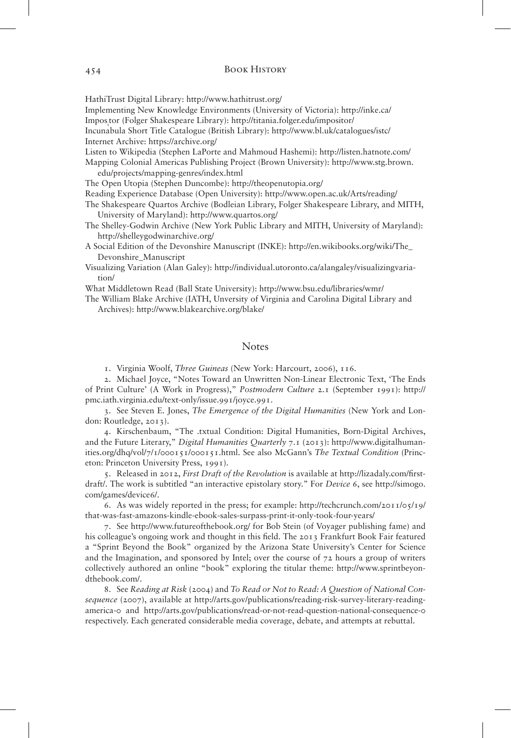HathiTrust Digital Library: http://www.hathitrust.org/

Implementing New Knowledge Environments (University of Victoria): http://inke.ca/

Impositor (Folger Shakespeare Library): http://titania.folger.edu/impositor/

Incunabula Short Title Catalogue (British Library): http://www.bl.uk/catalogues/istc/

Internet Archive: https://archive.org/

Listen to Wikipedia (Stephen LaPorte and Mahmoud Hashemi): http://listen.hatnote.com/

Mapping Colonial Americas Publishing Project (Brown University): http://www.stg.brown.edu/projects/mapping-genres/index.html

The Open Utopia (Stephen Duncombe): http://theopenutopia.org/

Reading Experience Database (Open University): http://www.open.ac.uk/Arts/reading/

The Shakespeare Quartos Archive (Bodleian Library, Folger Shakespeare Library, and MITH, University of Maryland): http://www.quartos.org/

The Shelley-Godwin Archive (New York Public Library and MITH, University of Maryland): http://shelleygodwinarchive.org/

A Social Edition of the Devonshire Manuscript (INKE): http://en.wikibooks.org/wiki/The_Devonshire_Manuscript

Visualizing Variation (Alan Galey): http://individual.utoronto.ca/alangaley/visualizingvariation/

What Middletown Read (Ball State University): http://www.bsu.edu/libraries/wmr/

The William Blake Archive (IATH, Unversity of Virginia and Carolina Digital Library and Archives): http://www.blakearchive.org/blake/

## Notes

1. Virginia Woolf, *Three Guineas* (New York: Harcourt, 2006), 116.

2. Michael Joyce, "Notes Toward an Unwritten Non-Linear Electronic Text, 'The Ends of Print Culture' (A Work in Progress)," *Postmodern Culture* 2.1 (September 1991): http://pmc.iath.virginia.edu/text-only/issue.991/joyce.991.

3. See Steven E. Jones, *The Emergence of the Digital Humanities* (New York and London: Routledge, 2013).

4. Kirschenbaum, "The .txtual Condition: Digital Humanities, Born-Digital Archives, and the Future Literary," *Digital Humanities Quarterly* 7.1 (2013): http://www.digitalhumanities.org/dhq/vol/7/1/000151/000151.html. See also McGann's *The Textual Condition* (Princeton: Princeton University Press, 1991).

5. Released in 2012, *First Draft of the Revolution* is available at http://lizadaly.com/firstdraft/. The work is subtitled "an interactive epistolary story." For *Device 6*, see http://simogo.com/games/device6/.

6. As was widely reported in the press; for example: http://techcrunch.com/2011/05/19/that-was-fast-amazons-kindle-ebook-sales-surpass-print-it-only-took-four-years/

7. See http://www.futureofthebook.org/ for Bob Stein (of Voyager publishing fame) and his colleague's ongoing work and thought in this field. The 2013 Frankfurt Book Fair featured a "Sprint Beyond the Book" organized by the Arizona State University's Center for Science and the Imagination, and sponsored by Intel; over the course of 72 hours a group of writers collectively authored an online "book" exploring the titular theme: http://www.sprintbeyondthebook.com/.

8. See *Reading at Risk* (2004) and *To Read or Not to Read: A Question of National Consequence* (2007), available at http://arts.gov/publications/reading-risk-survey-literary-reading-america-0 and http://arts.gov/publications/read-or-not-read-question-national-consequence-0 respectively. Each generated considerable media coverage, debate, and attempts at rebuttal.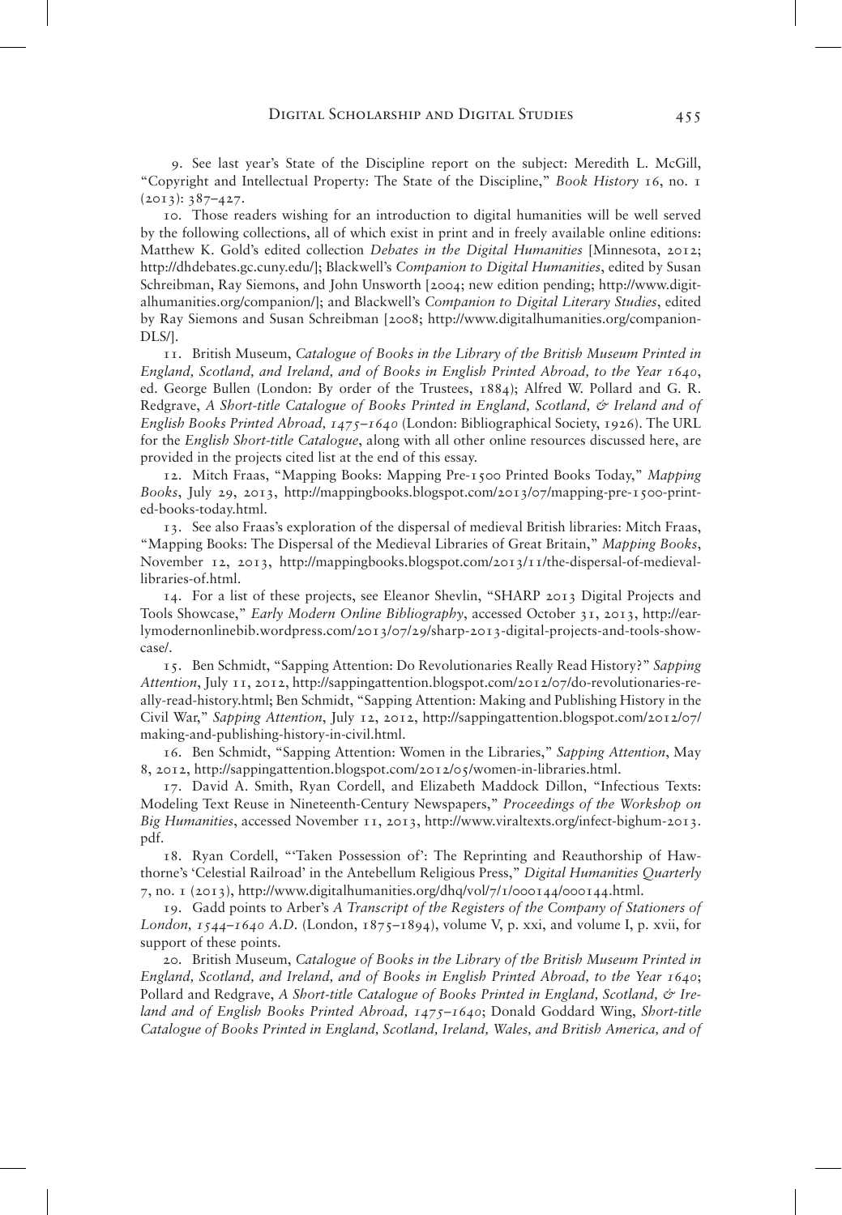9. See last year's State of the Discipline report on the subject: Meredith L. McGill, "Copyright and Intellectual Property: The State of the Discipline," *Book History* 16, no. 1 (2013): 387–427.

10. Those readers wishing for an introduction to digital humanities will be well served by the following collections, all of which exist in print and in freely available online editions: Matthew K. Gold's edited collection *Debates in the Digital Humanities* [Minnesota, 2012; http://dhdebates.gc.cuny.edu/]; Blackwell's *Companion to Digital Humanities*, edited by Susan Schreibman, Ray Siemons, and John Unsworth [2004; new edition pending; http://www.digitalhumanities.org/companion/]; and Blackwell's *Companion to Digital Literary Studies*, edited by Ray Siemons and Susan Schreibman [2008; http://www.digitalhumanities.org/companion-DLS/].

11. British Museum, *Catalogue of Books in the Library of the British Museum Printed in England, Scotland, and Ireland, and of Books in English Printed Abroad, to the Year 1640*, ed. George Bullen (London: By order of the Trustees, 1884); Alfred W. Pollard and G. R. Redgrave, *A Short-title Catalogue of Books Printed in England, Scotland, & Ireland and of English Books Printed Abroad, 1475–1640* (London: Bibliographical Society, 1926). The URL for the *English Short-title Catalogue*, along with all other online resources discussed here, are provided in the projects cited list at the end of this essay.

12. Mitch Fraas, "Mapping Books: Mapping Pre-1500 Printed Books Today," *Mapping Books*, July 29, 2013, http://mappingbooks.blogspot.com/2013/07/mapping-pre-1500-printed-books-today.html.

13. See also Fraas's exploration of the dispersal of medieval British libraries: Mitch Fraas, "Mapping Books: The Dispersal of the Medieval Libraries of Great Britain," *Mapping Books*, November 12, 2013, http://mappingbooks.blogspot.com/2013/11/the-dispersal-of-medieval-libraries-of.html.

14. For a list of these projects, see Eleanor Shevlin, "SHARP 2013 Digital Projects and Tools Showcase," *Early Modern Online Bibliography*, accessed October 31, 2013, http://earlymodernonlinebib.wordpress.com/2013/07/29/sharp-2013-digital-projects-and-tools-showcase/.

15. Ben Schmidt, "Sapping Attention: Do Revolutionaries Really Read History?" *Sapping Attention*, July 11, 2012, http://sappingattention.blogspot.com/2012/07/do-revolutionaries-really-read-history.html; Ben Schmidt, "Sapping Attention: Making and Publishing History in the Civil War," *Sapping Attention*, July 12, 2012, http://sappingattention.blogspot.com/2012/07/making-and-publishing-history-in-civil.html.

16. Ben Schmidt, "Sapping Attention: Women in the Libraries," *Sapping Attention*, May 8, 2012, http://sappingattention.blogspot.com/2012/05/women-in-libraries.html.

17. David A. Smith, Ryan Cordell, and Elizabeth Maddock Dillon, "Infectious Texts: Modeling Text Reuse in Nineteenth-Century Newspapers," *Proceedings of the Workshop on Big Humanities*, accessed November 11, 2013, http://www.viraltexts.org/infect-bighum-2013.pdf.

18. Ryan Cordell, "'Taken Possession of': The Reprinting and Reauthorship of Hawthorne's 'Celestial Railroad' in the Antebellum Religious Press," *Digital Humanities Quarterly* 7, no. 1 (2013), http://www.digitalhumanities.org/dhq/vol/7/1/000144/000144.html.

19. Gadd points to Arber's *A Transcript of the Registers of the Company of Stationers of London, 1544–1640 A.D.* (London, 1875–1894), volume V, p. xxi, and volume I, p. xvii, for support of these points.

20. British Museum, *Catalogue of Books in the Library of the British Museum Printed in England, Scotland, and Ireland, and of Books in English Printed Abroad, to the Year 1640*; Pollard and Redgrave, *A Short-title Catalogue of Books Printed in England, Scotland, & Ireland and of English Books Printed Abroad, 1475–1640*; Donald Goddard Wing, *Short-title Catalogue of Books Printed in England, Scotland, Ireland, Wales, and British America, and of*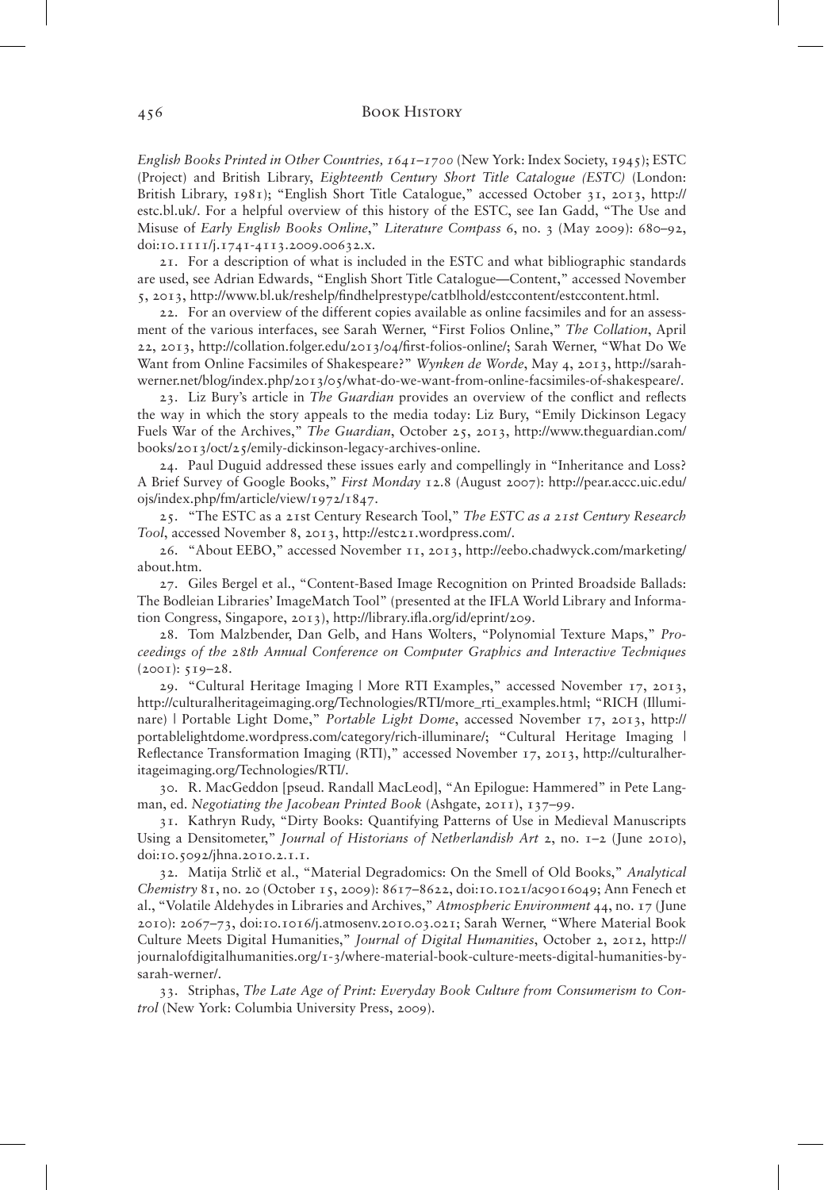*English Books Printed in Other Countries, 1641–1700* (New York: Index Society, 1945); ESTC (Project) and British Library, *Eighteenth Century Short Title Catalogue (ESTC)* (London: British Library, 1981); "English Short Title Catalogue," accessed October 31, 2013, http://estc.bl.uk/. For a helpful overview of this history of the ESTC, see Ian Gadd, "The Use and Misuse of *Early English Books Online*," *Literature Compass* 6, no. 3 (May 2009): 680–92, doi:10.1111/j.1741-4113.2009.00632.x.

21. For a description of what is included in the ESTC and what bibliographic standards are used, see Adrian Edwards, "English Short Title Catalogue—Content," accessed November 5, 2013, http://www.bl.uk/reshelp/findhelprestype/catblhold/estccontent/estccontent.html.

22. For an overview of the different copies available as online facsimiles and for an assessment of the various interfaces, see Sarah Werner, "First Folios Online," *The Collation*, April 22, 2013, http://collation.folger.edu/2013/04/first-folios-online/; Sarah Werner, "What Do We Want from Online Facsimiles of Shakespeare?" *Wynken de Worde*, May 4, 2013, http://sarahwerner.net/blog/index.php/2013/05/what-do-we-want-from-online-facsimiles-of-shakespeare/.

23. Liz Bury's article in *The Guardian* provides an overview of the conflict and reflects the way in which the story appeals to the media today: Liz Bury, "Emily Dickinson Legacy Fuels War of the Archives," *The Guardian*, October 25, 2013, http://www.theguardian.com/books/2013/oct/25/emily-dickinson-legacy-archives-online.

24. Paul Duguid addressed these issues early and compellingly in "Inheritance and Loss? A Brief Survey of Google Books," *First Monday* 12.8 (August 2007): http://pear.accc.uic.edu/ojs/index.php/fm/article/view/1972/1847.

25. "The ESTC as a 21st Century Research Tool," *The ESTC as a 21st Century Research Tool*, accessed November 8, 2013, http://estc21.wordpress.com/.

26. "About EEBO," accessed November 11, 2013, http://eebo.chadwyck.com/marketing/about.htm.

27. Giles Bergel et al., "Content-Based Image Recognition on Printed Broadside Ballads: The Bodleian Libraries' ImageMatch Tool" (presented at the IFLA World Library and Information Congress, Singapore, 2013), http://library.ifla.org/id/eprint/209.

28. Tom Malzbender, Dan Gelb, and Hans Wolters, "Polynomial Texture Maps," *Proceedings of the 28th Annual Conference on Computer Graphics and Interactive Techniques* (2001): 519–28.

29. "Cultural Heritage Imaging | More RTI Examples," accessed November 17, 2013, http://culturalheritageimaging.org/Technologies/RTI/more_rti_examples.html; "RICH (Illuminare) | Portable Light Dome," *Portable Light Dome*, accessed November 17, 2013, http://portablelightdome.wordpress.com/category/rich-illuminare/; "Cultural Heritage Imaging | Reflectance Transformation Imaging (RTI)," accessed November 17, 2013, http://culturalheritageimaging.org/Technologies/RTI/.

30. R. MacGeddon [pseud. Randall MacLeod], "An Epilogue: Hammered" in Pete Langman, ed. *Negotiating the Jacobean Printed Book* (Ashgate, 2011), 137–99.

31. Kathryn Rudy, "Dirty Books: Quantifying Patterns of Use in Medieval Manuscripts Using a Densitometer," *Journal of Historians of Netherlandish Art* 2, no. 1–2 (June 2010), doi:10.5092/jhna.2010.2.1.1.

32. Matija Strlič et al., "Material Degradomics: On the Smell of Old Books," *Analytical Chemistry* 81, no. 20 (October 15, 2009): 8617–8622, doi:10.1021/ac9016049; Ann Fenech et al., "Volatile Aldehydes in Libraries and Archives," *Atmospheric Environment* 44, no. 17 (June 2010): 2067–73, doi:10.1016/j.atmosenv.2010.03.021; Sarah Werner, "Where Material Book Culture Meets Digital Humanities," *Journal of Digital Humanities*, October 2, 2012, http://journalofdigitalhumanities.org/1-3/where-material-book-culture-meets-digital-humanities-by-sarah-werner/.

33. Striphas, *The Late Age of Print: Everyday Book Culture from Consumerism to Control* (New York: Columbia University Press, 2009).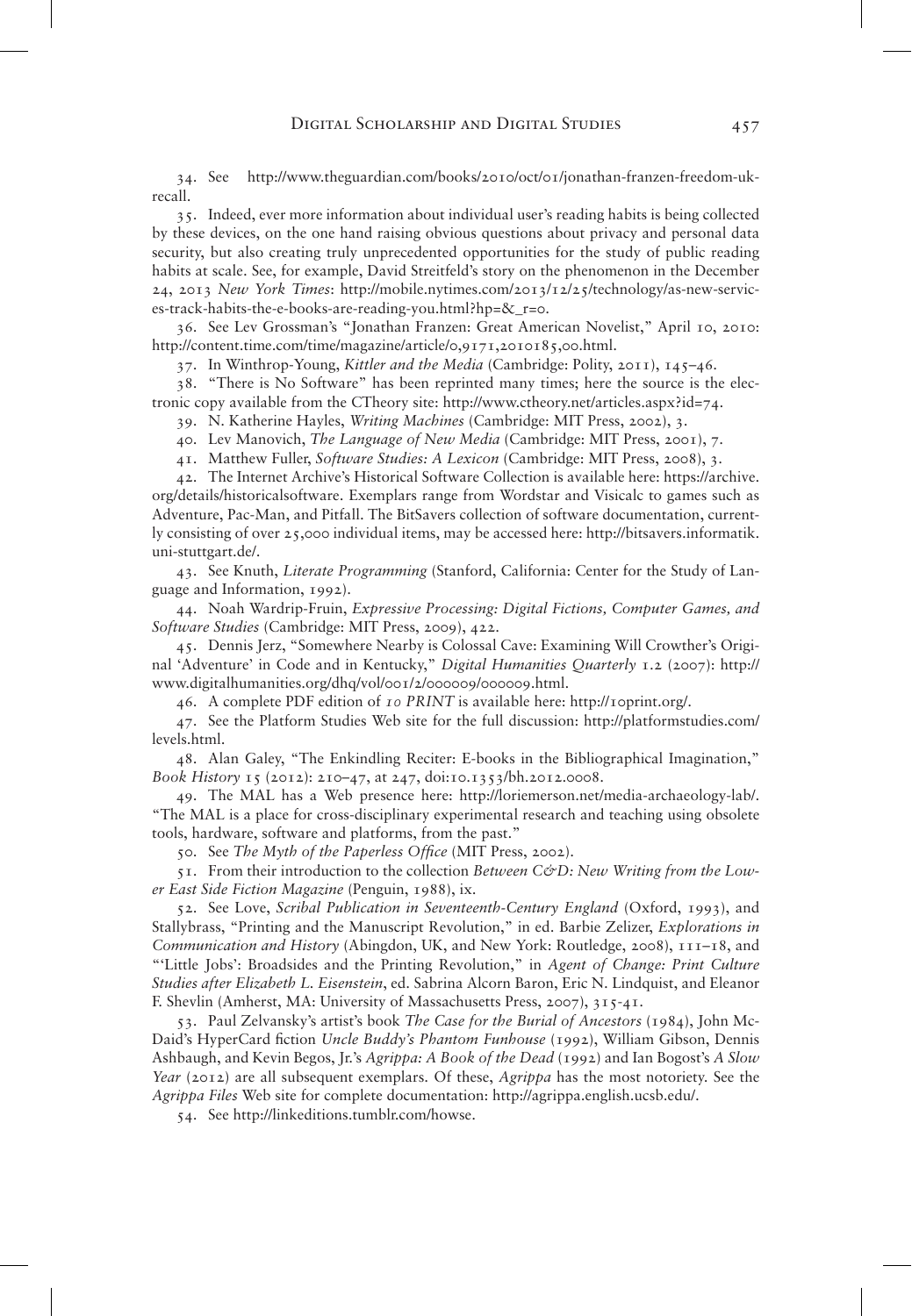34. See http://www.theguardian.com/books/2010/oct/01/jonathan-franzen-freedom-uk-recall.

35. Indeed, ever more information about individual user's reading habits is being collected by these devices, on the one hand raising obvious questions about privacy and personal data security, but also creating truly unprecedented opportunities for the study of public reading habits at scale. See, for example, David Streitfeld's story on the phenomenon in the December 24, 2013 *New York Times*: http://mobile.nytimes.com/2013/12/25/technology/as-new-services-track-habits-the-e-books-are-reading-you.html?hp=&_r=0.

36. See Lev Grossman's "Jonathan Franzen: Great American Novelist," April 10, 2010: http://content.time.com/time/magazine/article/0,9171,2010185,00.html.

37. In Winthrop-Young, *Kittler and the Media* (Cambridge: Polity, 2011), 145–46.

38. "There is No Software" has been reprinted many times; here the source is the electronic copy available from the CTheory site: http://www.ctheory.net/articles.aspx?id=74.

39. N. Katherine Hayles, *Writing Machines* (Cambridge: MIT Press, 2002), 3.

40. Lev Manovich, *The Language of New Media* (Cambridge: MIT Press, 2001), 7.

41. Matthew Fuller, *Software Studies: A Lexicon* (Cambridge: MIT Press, 2008), 3.

42. The Internet Archive's Historical Software Collection is available here: https://archive.org/details/historicalsoftware. Exemplars range from Wordstar and Visicalc to games such as Adventure, Pac-Man, and Pitfall. The BitSavers collection of software documentation, currently consisting of over 25,000 individual items, may be accessed here: http://bitsavers.informatik.uni-stuttgart.de/.

43. See Knuth, *Literate Programming* (Stanford, California: Center for the Study of Language and Information, 1992).

44. Noah Wardrip-Fruin, *Expressive Processing: Digital Fictions, Computer Games, and Software Studies* (Cambridge: MIT Press, 2009), 422.

45. Dennis Jerz, "Somewhere Nearby is Colossal Cave: Examining Will Crowther's Original 'Adventure' in Code and in Kentucky," *Digital Humanities Quarterly* 1.2 (2007): http://www.digitalhumanities.org/dhq/vol/001/2/000009/000009.html.

46. A complete PDF edition of *10 PRINT* is available here: http://10print.org/.

47. See the Platform Studies Web site for the full discussion: http://platformstudies.com/levels.html.

48. Alan Galey, "The Enkindling Reciter: E-books in the Bibliographical Imagination," *Book History* 15 (2012): 210–47, at 247, doi:10.1353/bh.2012.0008.

49. The MAL has a Web presence here: http://loriemerson.net/media-archaeology-lab/. "The MAL is a place for cross-disciplinary experimental research and teaching using obsolete tools, hardware, software and platforms, from the past."

50. See *The Myth of the Paperless Office* (MIT Press, 2002).

51. From their introduction to the collection *Between C&D: New Writing from the Lower East Side Fiction Magazine* (Penguin, 1988), ix.

52. See Love, *Scribal Publication in Seventeenth-Century England* (Oxford, 1993), and Stallybrass, "Printing and the Manuscript Revolution," in ed. Barbie Zelizer, *Explorations in Communication and History* (Abingdon, UK, and New York: Routledge, 2008), 111–18, and "'Little Jobs': Broadsides and the Printing Revolution," in *Agent of Change: Print Culture Studies after Elizabeth L. Eisenstein*, ed. Sabrina Alcorn Baron, Eric N. Lindquist, and Eleanor F. Shevlin (Amherst, MA: University of Massachusetts Press, 2007), 315-41.

53. Paul Zelvansky's artist's book *The Case for the Burial of Ancestors* (1984), John McDaid's HyperCard fiction *Uncle Buddy's Phantom Funhouse* (1992), William Gibson, Dennis Ashbaugh, and Kevin Begos, Jr.'s *Agrippa: A Book of the Dead* (1992) and Ian Bogost's *A Slow Year* (2012) are all subsequent exemplars. Of these, *Agrippa* has the most notoriety. See the *Agrippa Files* Web site for complete documentation: http://agrippa.english.ucsb.edu/.

54. See http://linkeditions.tumblr.com/howse.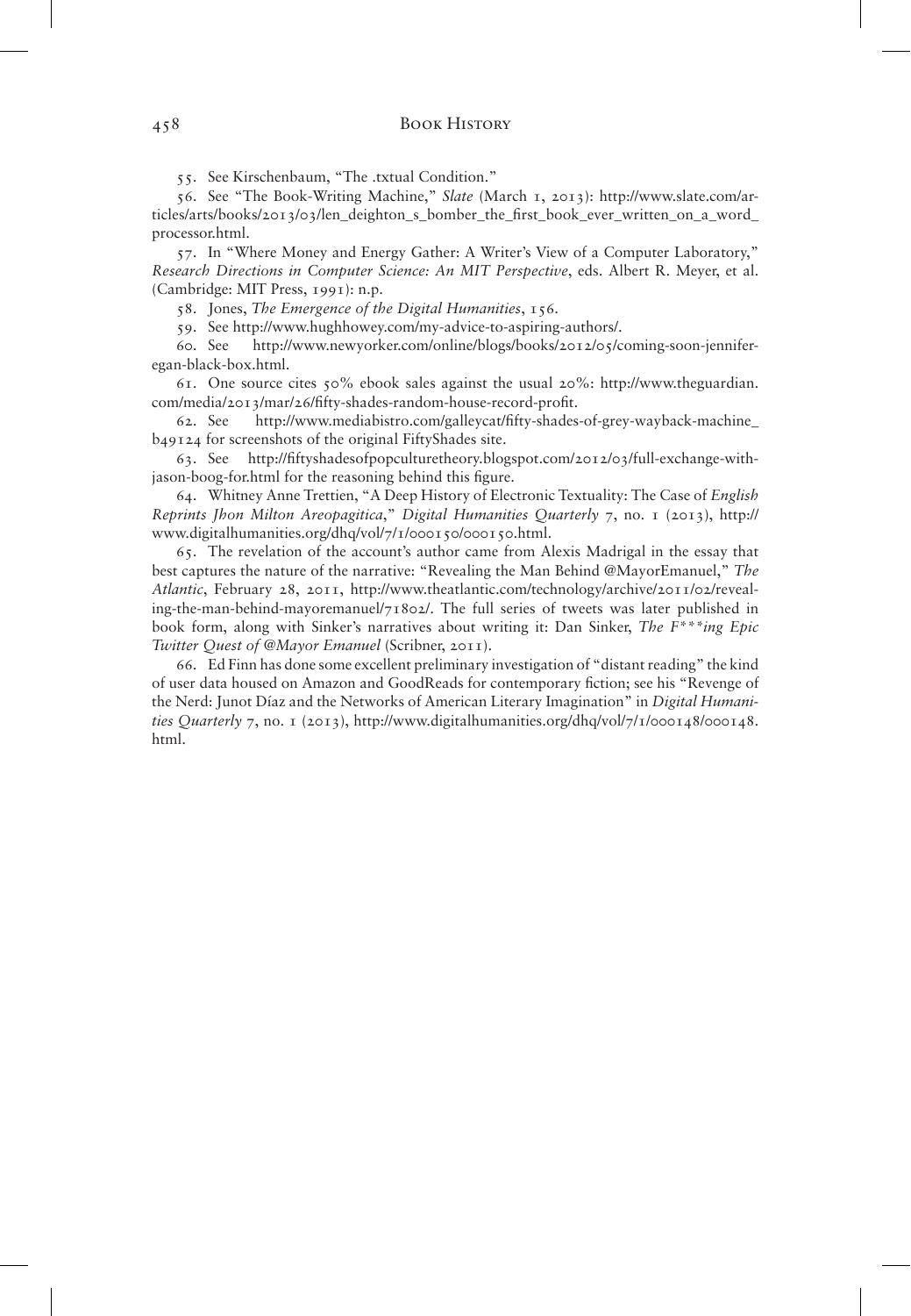55. See Kirschenbaum, "The .txtual Condition."

56. See "The Book-Writing Machine," *Slate* (March 1, 2013): http://www.slate.com/articles/arts/books/2013/03/len_deighton_s_bomber_the_first_book_ever_written_on_a_word_processor.html.

57. In "Where Money and Energy Gather: A Writer's View of a Computer Laboratory," *Research Directions in Computer Science: An MIT Perspective*, eds. Albert R. Meyer, et al. (Cambridge: MIT Press, 1991): n.p.

58. Jones, *The Emergence of the Digital Humanities*, 156.

59. See http://www.hughhowey.com/my-advice-to-aspiring-authors/.

60. See http://www.newyorker.com/online/blogs/books/2012/05/coming-soon-jennifer-egan-black-box.html.

61. One source cites 50% ebook sales against the usual 20%: http://www.theguardian.com/media/2013/mar/26/fifty-shades-random-house-record-profit.

62. See http://www.mediabistro.com/galleycat/fifty-shades-of-grey-wayback-machine_b49124 for screenshots of the original FiftyShades site.

63. See http://fiftyshadesofpopculturetheory.blogspot.com/2012/03/full-exchange-with-jason-boog-for.html for the reasoning behind this figure.

64. Whitney Anne Trettien, "A Deep History of Electronic Textuality: The Case of *English Reprints Jhon Milton Areopagitica*," *Digital Humanities Quarterly* 7, no. 1 (2013), http://www.digitalhumanities.org/dhq/vol/7/1/000150/000150.html.

65. The revelation of the account's author came from Alexis Madrigal in the essay that best captures the nature of the narrative: "Revealing the Man Behind @MayorEmanuel," *The Atlantic*, February 28, 2011, http://www.theatlantic.com/technology/archive/2011/02/revealing-the-man-behind-mayoremanuel/71802/. The full series of tweets was later published in book form, along with Sinker's narratives about writing it: Dan Sinker, *The F***ing Epic Twitter Quest of @Mayor Emanuel* (Scribner, 2011).

66. Ed Finn has done some excellent preliminary investigation of "distant reading" the kind of user data housed on Amazon and GoodReads for contemporary fiction; see his "Revenge of the Nerd: Junot Díaz and the Networks of American Literary Imagination" in *Digital Humanities Quarterly* 7, no. 1 (2013), http://www.digitalhumanities.org/dhq/vol/7/1/000148/000148.html.